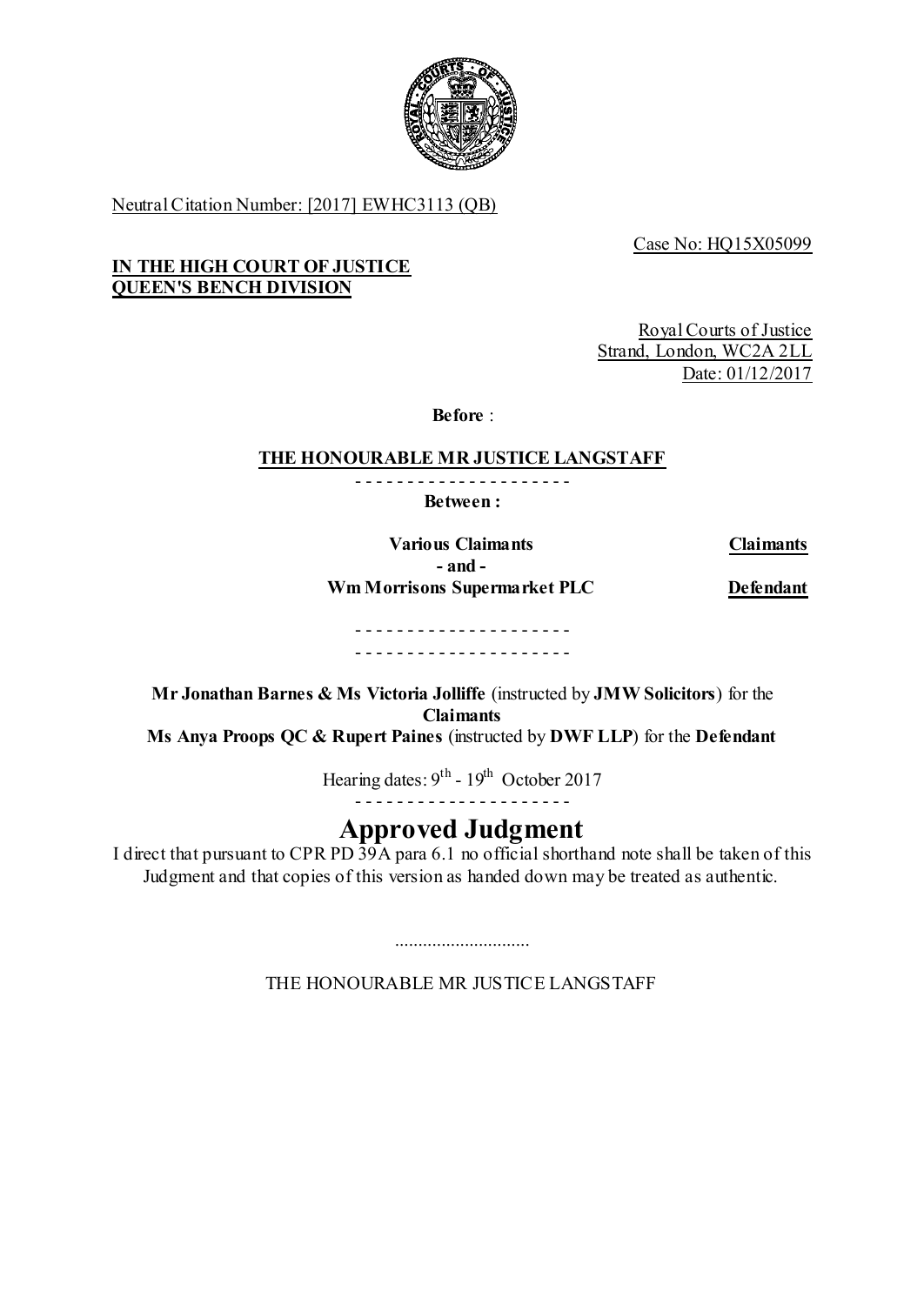Neutral Citation Number: [2017] EWHC3113 (QB)

Case No: HQ15X05099

**IN THE HIGH COURT OF JUSTICE**
**QUEEN'S BENCH DIVISION**

Royal Courts of Justice
Strand, London, WC2A 2LL
Date: 01/12/2017

**Before** :

**THE HONOURABLE MR JUSTICE LANGSTAFF**

- - - - - - - - - - - - - - - - - - - - -

**Between :**

| | |
|---|---|
| **Various Claimants** | **Claimants** |
| **- and -** | |
| **Wm Morrisons Supermarket PLC** | **Defendant** |

- - - - - - - - - - - - - - - - - - - - -
- - - - - - - - - - - - - - - - - - - - -

**Mr Jonathan Barnes & Ms Victoria Jolliffe** (instructed by **JMW Solicitors**) for the **Claimants**
**Ms Anya Proops QC & Rupert Paines** (instructed by **DWF LLP**) for the **Defendant**

Hearing dates: 9th - 19th October 2017

- - - - - - - - - - - - - - - - - - - - -

# Approved Judgment

I direct that pursuant to CPR PD 39A para 6.1 no official shorthand note shall be taken of this Judgment and that copies of this version as handed down may be treated as authentic.

.............................

THE HONOURABLE MR JUSTICE LANGSTAFF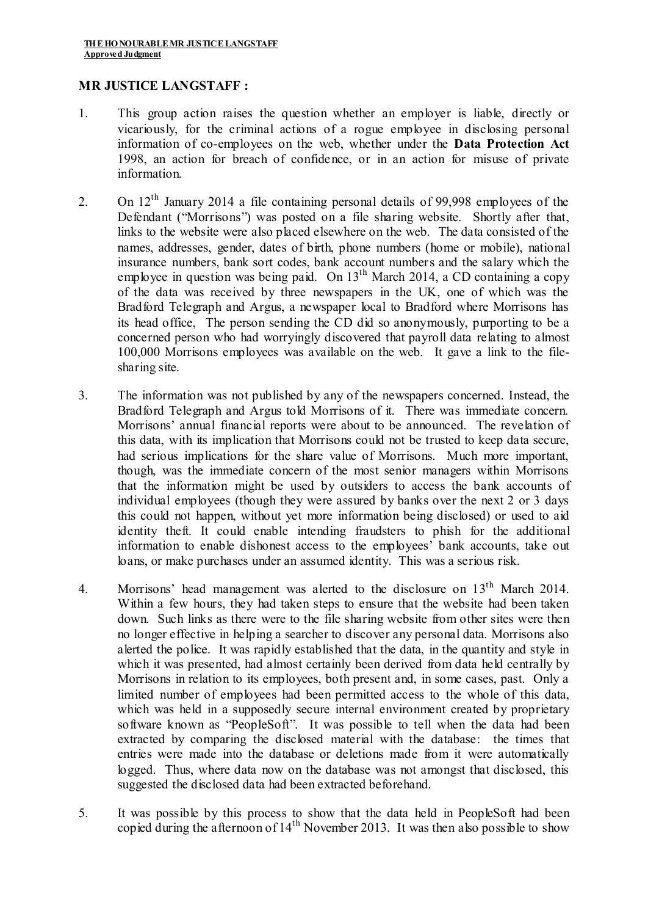**MR JUSTICE LANGSTAFF :**

1. This group action raises the question whether an employer is liable, directly or vicariously, for the criminal actions of a rogue employee in disclosing personal information of co-employees on the web, whether under the **Data Protection Act** 1998, an action for breach of confidence, or in an action for misuse of private information.

2. On 12th January 2014 a file containing personal details of 99,998 employees of the Defendant ("Morrisons") was posted on a file sharing website. Shortly after that, links to the website were also placed elsewhere on the web. The data consisted of the names, addresses, gender, dates of birth, phone numbers (home or mobile), national insurance numbers, bank sort codes, bank account numbers and the salary which the employee in question was being paid. On 13th March 2014, a CD containing a copy of the data was received by three newspapers in the UK, one of which was the Bradford Telegraph and Argus, a newspaper local to Bradford where Morrisons has its head office, The person sending the CD did so anonymously, purporting to be a concerned person who had worryingly discovered that payroll data relating to almost 100,000 Morrisons employees was available on the web. It gave a link to the file-sharing site.

3. The information was not published by any of the newspapers concerned. Instead, the Bradford Telegraph and Argus told Morrisons of it. There was immediate concern. Morrisons' annual financial reports were about to be announced. The revelation of this data, with its implication that Morrisons could not be trusted to keep data secure, had serious implications for the share value of Morrisons. Much more important, though, was the immediate concern of the most senior managers within Morrisons that the information might be used by outsiders to access the bank accounts of individual employees (though they were assured by banks over the next 2 or 3 days this could not happen, without yet more information being disclosed) or used to aid identity theft. It could enable intending fraudsters to phish for the additional information to enable dishonest access to the employees' bank accounts, take out loans, or make purchases under an assumed identity. This was a serious risk.

4. Morrisons' head management was alerted to the disclosure on 13th March 2014. Within a few hours, they had taken steps to ensure that the website had been taken down. Such links as there were to the file sharing website from other sites were then no longer effective in helping a searcher to discover any personal data. Morrisons also alerted the police. It was rapidly established that the data, in the quantity and style in which it was presented, had almost certainly been derived from data held centrally by Morrisons in relation to its employees, both present and, in some cases, past. Only a limited number of employees had been permitted access to the whole of this data, which was held in a supposedly secure internal environment created by proprietary software known as "PeopleSoft". It was possible to tell when the data had been extracted by comparing the disclosed material with the database: the times that entries were made into the database or deletions made from it were automatically logged. Thus, where data now on the database was not amongst that disclosed, this suggested the disclosed data had been extracted beforehand.

5. It was possible by this process to show that the data held in PeopleSoft had been copied during the afternoon of 14th November 2013. It was then also possible to show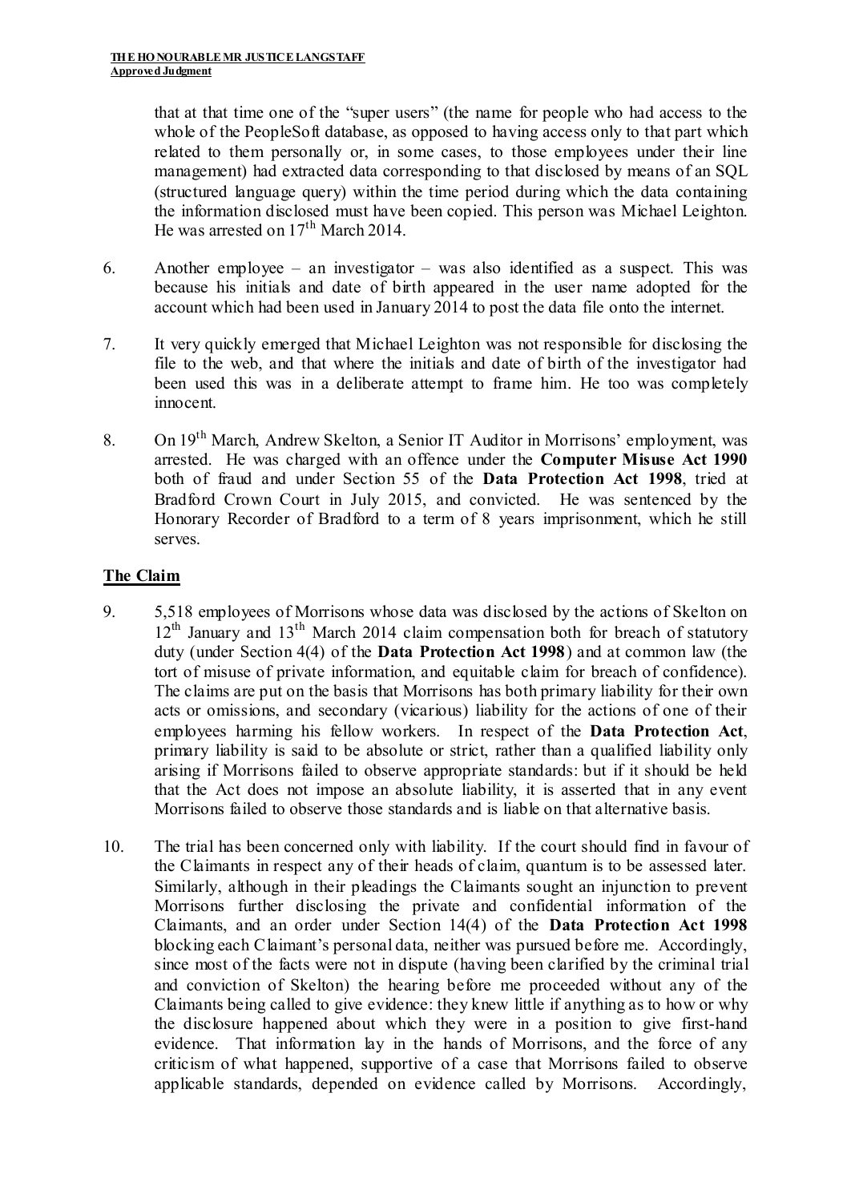that at that time one of the "super users" (the name for people who had access to the whole of the PeopleSoft database, as opposed to having access only to that part which related to them personally or, in some cases, to those employees under their line management) had extracted data corresponding to that disclosed by means of an SQL (structured language query) within the time period during which the data containing the information disclosed must have been copied. This person was Michael Leighton. He was arrested on 17th March 2014.

6. Another employee – an investigator – was also identified as a suspect. This was because his initials and date of birth appeared in the user name adopted for the account which had been used in January 2014 to post the data file onto the internet.

7. It very quickly emerged that Michael Leighton was not responsible for disclosing the file to the web, and that where the initials and date of birth of the investigator had been used this was in a deliberate attempt to frame him. He too was completely innocent.

8. On 19th March, Andrew Skelton, a Senior IT Auditor in Morrisons' employment, was arrested. He was charged with an offence under the **Computer Misuse Act 1990** both of fraud and under Section 55 of the **Data Protection Act 1998**, tried at Bradford Crown Court in July 2015, and convicted. He was sentenced by the Honorary Recorder of Bradford to a term of 8 years imprisonment, which he still serves.

## The Claim

9. 5,518 employees of Morrisons whose data was disclosed by the actions of Skelton on 12th January and 13th March 2014 claim compensation both for breach of statutory duty (under Section 4(4) of the **Data Protection Act 1998**) and at common law (the tort of misuse of private information, and equitable claim for breach of confidence). The claims are put on the basis that Morrisons has both primary liability for their own acts or omissions, and secondary (vicarious) liability for the actions of one of their employees harming his fellow workers. In respect of the **Data Protection Act**, primary liability is said to be absolute or strict, rather than a qualified liability only arising if Morrisons failed to observe appropriate standards: but if it should be held that the Act does not impose an absolute liability, it is asserted that in any event Morrisons failed to observe those standards and is liable on that alternative basis.

10. The trial has been concerned only with liability. If the court should find in favour of the Claimants in respect any of their heads of claim, quantum is to be assessed later. Similarly, although in their pleadings the Claimants sought an injunction to prevent Morrisons further disclosing the private and confidential information of the Claimants, and an order under Section 14(4) of the **Data Protection Act 1998** blocking each Claimant's personal data, neither was pursued before me. Accordingly, since most of the facts were not in dispute (having been clarified by the criminal trial and conviction of Skelton) the hearing before me proceeded without any of the Claimants being called to give evidence: they knew little if anything as to how or why the disclosure happened about which they were in a position to give first-hand evidence. That information lay in the hands of Morrisons, and the force of any criticism of what happened, supportive of a case that Morrisons failed to observe applicable standards, depended on evidence called by Morrisons. Accordingly,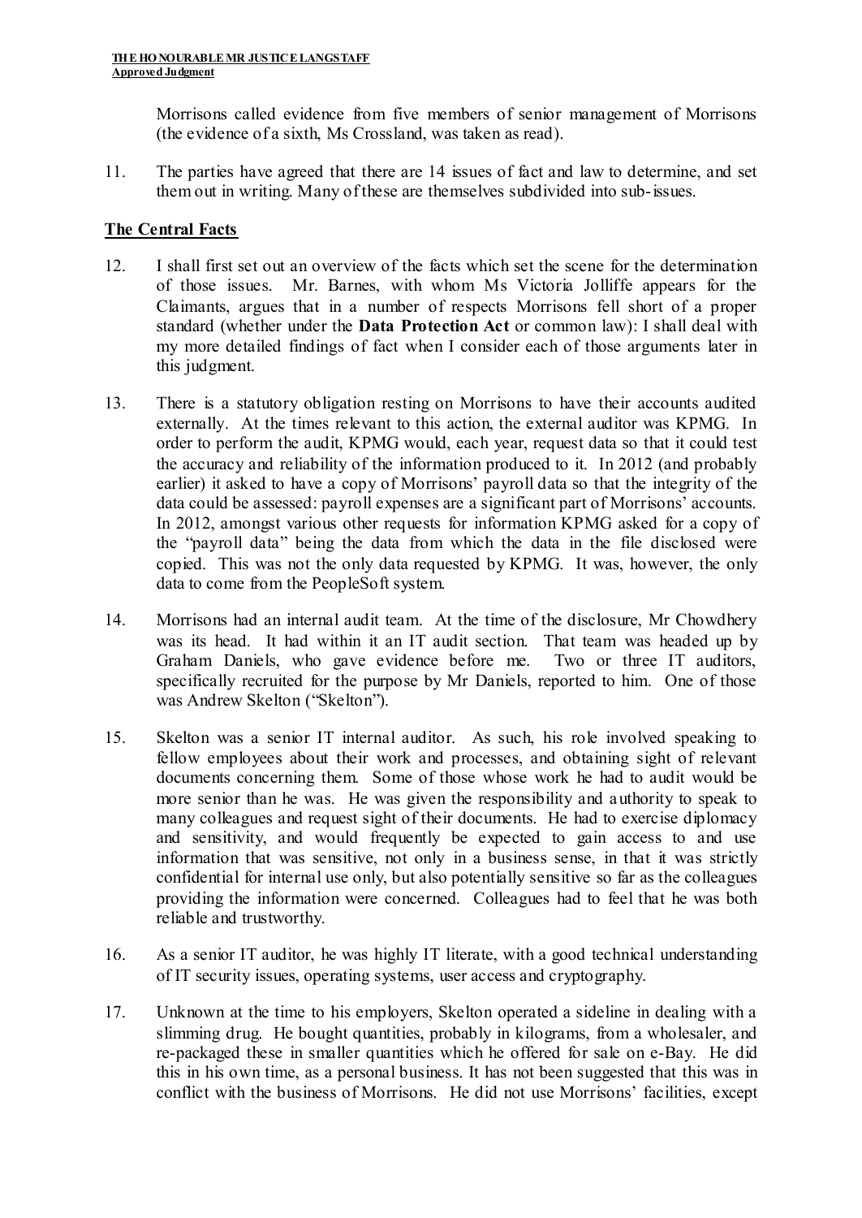Morrisons called evidence from five members of senior management of Morrisons (the evidence of a sixth, Ms Crossland, was taken as read).

11. The parties have agreed that there are 14 issues of fact and law to determine, and set them out in writing. Many of these are themselves subdivided into sub-issues.

## The Central Facts

12. I shall first set out an overview of the facts which set the scene for the determination of those issues. Mr. Barnes, with whom Ms Victoria Jolliffe appears for the Claimants, argues that in a number of respects Morrisons fell short of a proper standard (whether under the **Data Protection Act** or common law): I shall deal with my more detailed findings of fact when I consider each of those arguments later in this judgment.

13. There is a statutory obligation resting on Morrisons to have their accounts audited externally. At the times relevant to this action, the external auditor was KPMG. In order to perform the audit, KPMG would, each year, request data so that it could test the accuracy and reliability of the information produced to it. In 2012 (and probably earlier) it asked to have a copy of Morrisons' payroll data so that the integrity of the data could be assessed: payroll expenses are a significant part of Morrisons' accounts. In 2012, amongst various other requests for information KPMG asked for a copy of the "payroll data" being the data from which the data in the file disclosed were copied. This was not the only data requested by KPMG. It was, however, the only data to come from the PeopleSoft system.

14. Morrisons had an internal audit team. At the time of the disclosure, Mr Chowdhery was its head. It had within it an IT audit section. That team was headed up by Graham Daniels, who gave evidence before me. Two or three IT auditors, specifically recruited for the purpose by Mr Daniels, reported to him. One of those was Andrew Skelton ("Skelton").

15. Skelton was a senior IT internal auditor. As such, his role involved speaking to fellow employees about their work and processes, and obtaining sight of relevant documents concerning them. Some of those whose work he had to audit would be more senior than he was. He was given the responsibility and authority to speak to many colleagues and request sight of their documents. He had to exercise diplomacy and sensitivity, and would frequently be expected to gain access to and use information that was sensitive, not only in a business sense, in that it was strictly confidential for internal use only, but also potentially sensitive so far as the colleagues providing the information were concerned. Colleagues had to feel that he was both reliable and trustworthy.

16. As a senior IT auditor, he was highly IT literate, with a good technical understanding of IT security issues, operating systems, user access and cryptography.

17. Unknown at the time to his employers, Skelton operated a sideline in dealing with a slimming drug. He bought quantities, probably in kilograms, from a wholesaler, and re-packaged these in smaller quantities which he offered for sale on e-Bay. He did this in his own time, as a personal business. It has not been suggested that this was in conflict with the business of Morrisons. He did not use Morrisons' facilities, except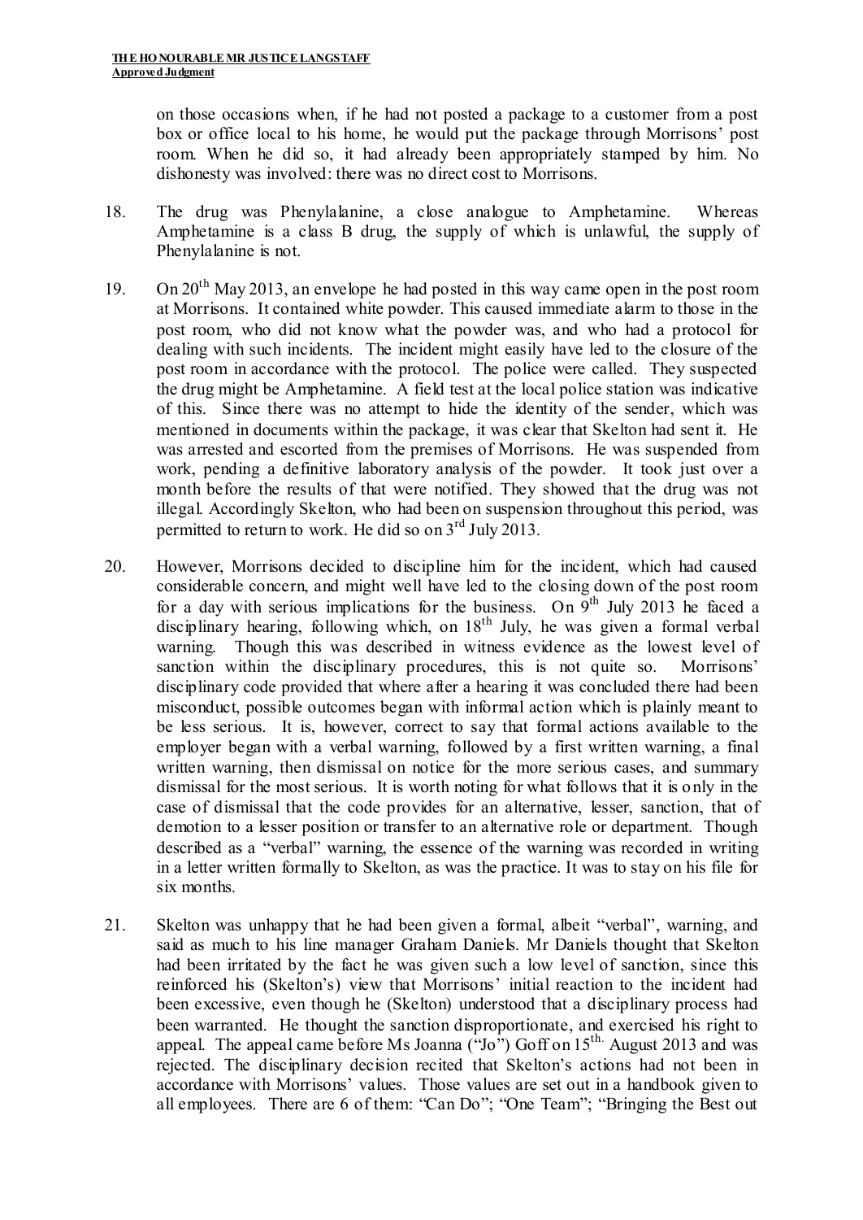on those occasions when, if he had not posted a package to a customer from a post box or office local to his home, he would put the package through Morrisons' post room. When he did so, it had already been appropriately stamped by him. No dishonesty was involved: there was no direct cost to Morrisons.

18. The drug was Phenylalanine, a close analogue to Amphetamine. Whereas Amphetamine is a class B drug, the supply of which is unlawful, the supply of Phenylalanine is not.

19. On 20th May 2013, an envelope he had posted in this way came open in the post room at Morrisons. It contained white powder. This caused immediate alarm to those in the post room, who did not know what the powder was, and who had a protocol for dealing with such incidents. The incident might easily have led to the closure of the post room in accordance with the protocol. The police were called. They suspected the drug might be Amphetamine. A field test at the local police station was indicative of this. Since there was no attempt to hide the identity of the sender, which was mentioned in documents within the package, it was clear that Skelton had sent it. He was arrested and escorted from the premises of Morrisons. He was suspended from work, pending a definitive laboratory analysis of the powder. It took just over a month before the results of that were notified. They showed that the drug was not illegal. Accordingly Skelton, who had been on suspension throughout this period, was permitted to return to work. He did so on 3rd July 2013.

20. However, Morrisons decided to discipline him for the incident, which had caused considerable concern, and might well have led to the closing down of the post room for a day with serious implications for the business. On 9th July 2013 he faced a disciplinary hearing, following which, on 18th July, he was given a formal verbal warning. Though this was described in witness evidence as the lowest level of sanction within the disciplinary procedures, this is not quite so. Morrisons' disciplinary code provided that where after a hearing it was concluded there had been misconduct, possible outcomes began with informal action which is plainly meant to be less serious. It is, however, correct to say that formal actions available to the employer began with a verbal warning, followed by a first written warning, a final written warning, then dismissal on notice for the more serious cases, and summary dismissal for the most serious. It is worth noting for what follows that it is only in the case of dismissal that the code provides for an alternative, lesser, sanction, that of demotion to a lesser position or transfer to an alternative role or department. Though described as a "verbal" warning, the essence of the warning was recorded in writing in a letter written formally to Skelton, as was the practice. It was to stay on his file for six months.

21. Skelton was unhappy that he had been given a formal, albeit "verbal", warning, and said as much to his line manager Graham Daniels. Mr Daniels thought that Skelton had been irritated by the fact he was given such a low level of sanction, since this reinforced his (Skelton's) view that Morrisons' initial reaction to the incident had been excessive, even though he (Skelton) understood that a disciplinary process had been warranted. He thought the sanction disproportionate, and exercised his right to appeal. The appeal came before Ms Joanna ("Jo") Goff on 15th August 2013 and was rejected. The disciplinary decision recited that Skelton's actions had not been in accordance with Morrisons' values. Those values are set out in a handbook given to all employees. There are 6 of them: "Can Do"; "One Team"; "Bringing the Best out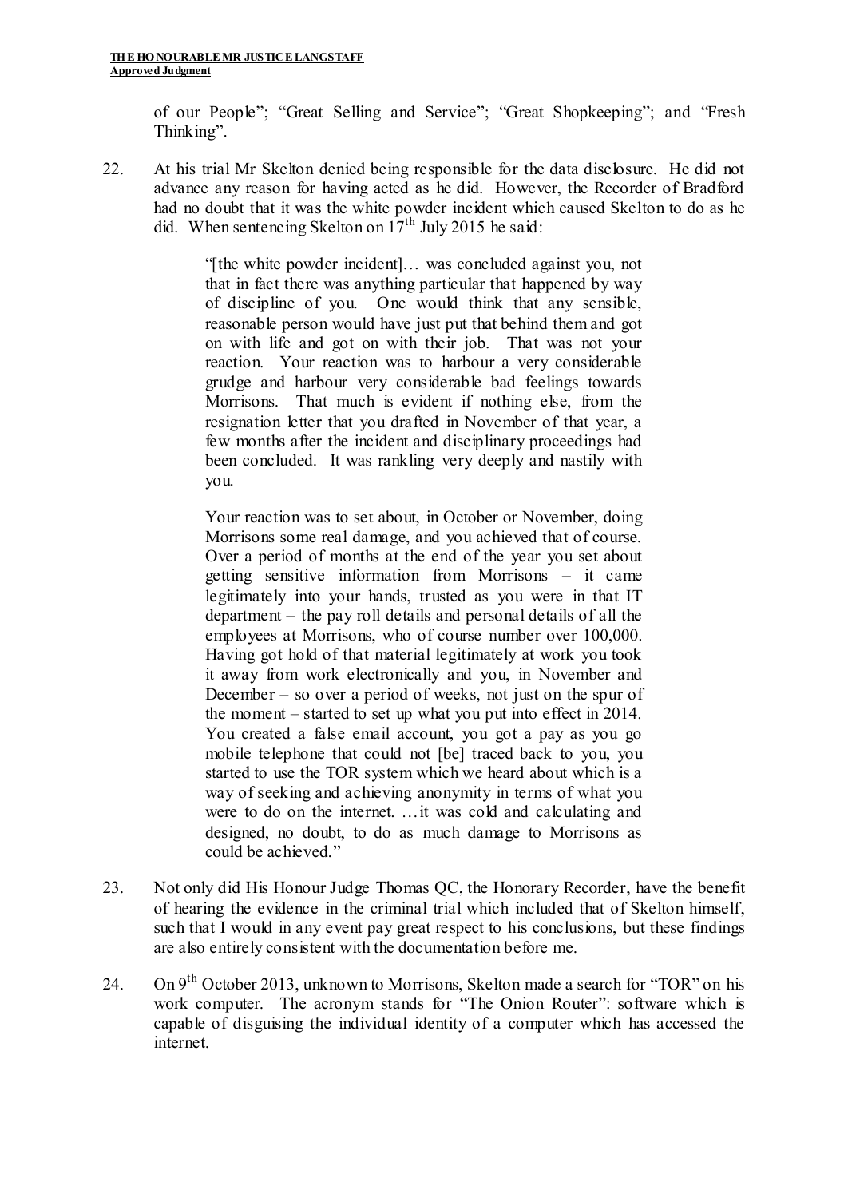of our People"; "Great Selling and Service"; "Great Shopkeeping"; and "Fresh Thinking".

22. At his trial Mr Skelton denied being responsible for the data disclosure. He did not advance any reason for having acted as he did. However, the Recorder of Bradford had no doubt that it was the white powder incident which caused Skelton to do as he did. When sentencing Skelton on 17th July 2015 he said:

> "[the white powder incident]… was concluded against you, not that in fact there was anything particular that happened by way of discipline of you. One would think that any sensible, reasonable person would have just put that behind them and got on with life and got on with their job. That was not your reaction. Your reaction was to harbour a very considerable grudge and harbour very considerable bad feelings towards Morrisons. That much is evident if nothing else, from the resignation letter that you drafted in November of that year, a few months after the incident and disciplinary proceedings had been concluded. It was rankling very deeply and nastily with you.
>
> Your reaction was to set about, in October or November, doing Morrisons some real damage, and you achieved that of course. Over a period of months at the end of the year you set about getting sensitive information from Morrisons – it came legitimately into your hands, trusted as you were in that IT department – the pay roll details and personal details of all the employees at Morrisons, who of course number over 100,000. Having got hold of that material legitimately at work you took it away from work electronically and you, in November and December – so over a period of weeks, not just on the spur of the moment – started to set up what you put into effect in 2014. You created a false email account, you got a pay as you go mobile telephone that could not [be] traced back to you, you started to use the TOR system which we heard about which is a way of seeking and achieving anonymity in terms of what you were to do on the internet. …it was cold and calculating and designed, no doubt, to do as much damage to Morrisons as could be achieved."

23. Not only did His Honour Judge Thomas QC, the Honorary Recorder, have the benefit of hearing the evidence in the criminal trial which included that of Skelton himself, such that I would in any event pay great respect to his conclusions, but these findings are also entirely consistent with the documentation before me.

24. On 9th October 2013, unknown to Morrisons, Skelton made a search for "TOR" on his work computer. The acronym stands for "The Onion Router": software which is capable of disguising the individual identity of a computer which has accessed the internet.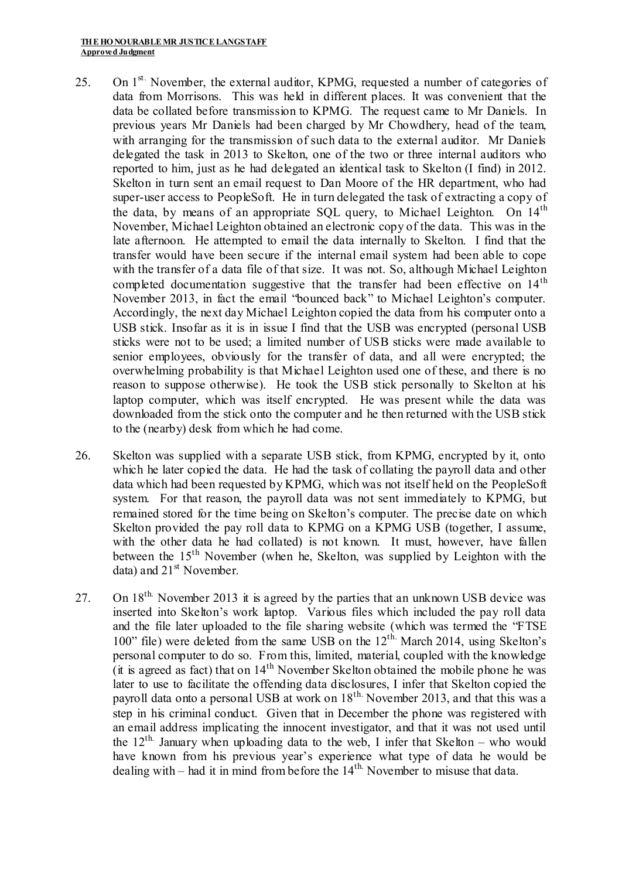25. On 1st. November, the external auditor, KPMG, requested a number of categories of data from Morrisons. This was held in different places. It was convenient that the data be collated before transmission to KPMG. The request came to Mr Daniels. In previous years Mr Daniels had been charged by Mr Chowdhery, head of the team, with arranging for the transmission of such data to the external auditor. Mr Daniels delegated the task in 2013 to Skelton, one of the two or three internal auditors who reported to him, just as he had delegated an identical task to Skelton (I find) in 2012. Skelton in turn sent an email request to Dan Moore of the HR department, who had super-user access to PeopleSoft. He in turn delegated the task of extracting a copy of the data, by means of an appropriate SQL query, to Michael Leighton. On 14th November, Michael Leighton obtained an electronic copy of the data. This was in the late afternoon. He attempted to email the data internally to Skelton. I find that the transfer would have been secure if the internal email system had been able to cope with the transfer of a data file of that size. It was not. So, although Michael Leighton completed documentation suggestive that the transfer had been effective on 14th November 2013, in fact the email "bounced back" to Michael Leighton's computer. Accordingly, the next day Michael Leighton copied the data from his computer onto a USB stick. Insofar as it is in issue I find that the USB was encrypted (personal USB sticks were not to be used; a limited number of USB sticks were made available to senior employees, obviously for the transfer of data, and all were encrypted; the overwhelming probability is that Michael Leighton used one of these, and there is no reason to suppose otherwise). He took the USB stick personally to Skelton at his laptop computer, which was itself encrypted. He was present while the data was downloaded from the stick onto the computer and he then returned with the USB stick to the (nearby) desk from which he had come.

26. Skelton was supplied with a separate USB stick, from KPMG, encrypted by it, onto which he later copied the data. He had the task of collating the payroll data and other data which had been requested by KPMG, which was not itself held on the PeopleSoft system. For that reason, the payroll data was not sent immediately to KPMG, but remained stored for the time being on Skelton's computer. The precise date on which Skelton provided the pay roll data to KPMG on a KPMG USB (together, I assume, with the other data he had collated) is not known. It must, however, have fallen between the 15th November (when he, Skelton, was supplied by Leighton with the data) and 21st November.

27. On 18th. November 2013 it is agreed by the parties that an unknown USB device was inserted into Skelton's work laptop. Various files which included the pay roll data and the file later uploaded to the file sharing website (which was termed the "FTSE 100" file) were deleted from the same USB on the 12th. March 2014, using Skelton's personal computer to do so. From this, limited, material, coupled with the knowledge (it is agreed as fact) that on 14th November Skelton obtained the mobile phone he was later to use to facilitate the offending data disclosures, I infer that Skelton copied the payroll data onto a personal USB at work on 18th. November 2013, and that this was a step in his criminal conduct. Given that in December the phone was registered with an email address implicating the innocent investigator, and that it was not used until the 12th. January when uploading data to the web, I infer that Skelton – who would have known from his previous year's experience what type of data he would be dealing with – had it in mind from before the 14th. November to misuse that data.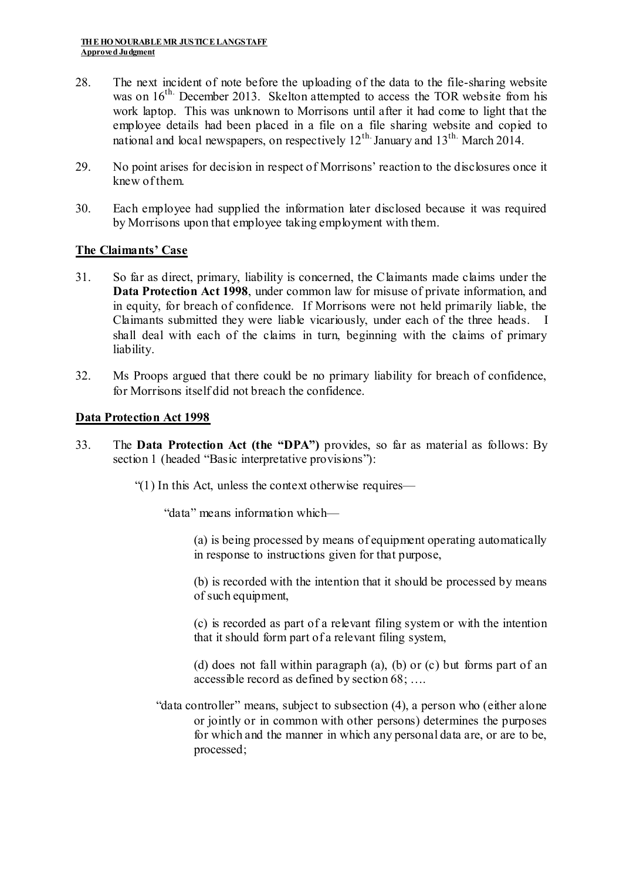28. The next incident of note before the uploading of the data to the file-sharing website was on 16th December 2013. Skelton attempted to access the TOR website from his work laptop. This was unknown to Morrisons until after it had come to light that the employee details had been placed in a file on a file sharing website and copied to national and local newspapers, on respectively 12th January and 13th March 2014.

29. No point arises for decision in respect of Morrisons' reaction to the disclosures once it knew of them.

30. Each employee had supplied the information later disclosed because it was required by Morrisons upon that employee taking employment with them.

## The Claimants' Case

31. So far as direct, primary, liability is concerned, the Claimants made claims under the **Data Protection Act 1998**, under common law for misuse of private information, and in equity, for breach of confidence. If Morrisons were not held primarily liable, the Claimants submitted they were liable vicariously, under each of the three heads. I shall deal with each of the claims in turn, beginning with the claims of primary liability.

32. Ms Proops argued that there could be no primary liability for breach of confidence, for Morrisons itself did not breach the confidence.

## Data Protection Act 1998

33. The **Data Protection Act (the "DPA")** provides, so far as material as follows: By section 1 (headed "Basic interpretative provisions"):

    "(1) In this Act, unless the context otherwise requires—

    "data" means information which—

    (a) is being processed by means of equipment operating automatically in response to instructions given for that purpose,

    (b) is recorded with the intention that it should be processed by means of such equipment,

    (c) is recorded as part of a relevant filing system or with the intention that it should form part of a relevant filing system,

    (d) does not fall within paragraph (a), (b) or (c) but forms part of an accessible record as defined by section 68; ….

    "data controller" means, subject to subsection (4), a person who (either alone or jointly or in common with other persons) determines the purposes for which and the manner in which any personal data are, or are to be, processed;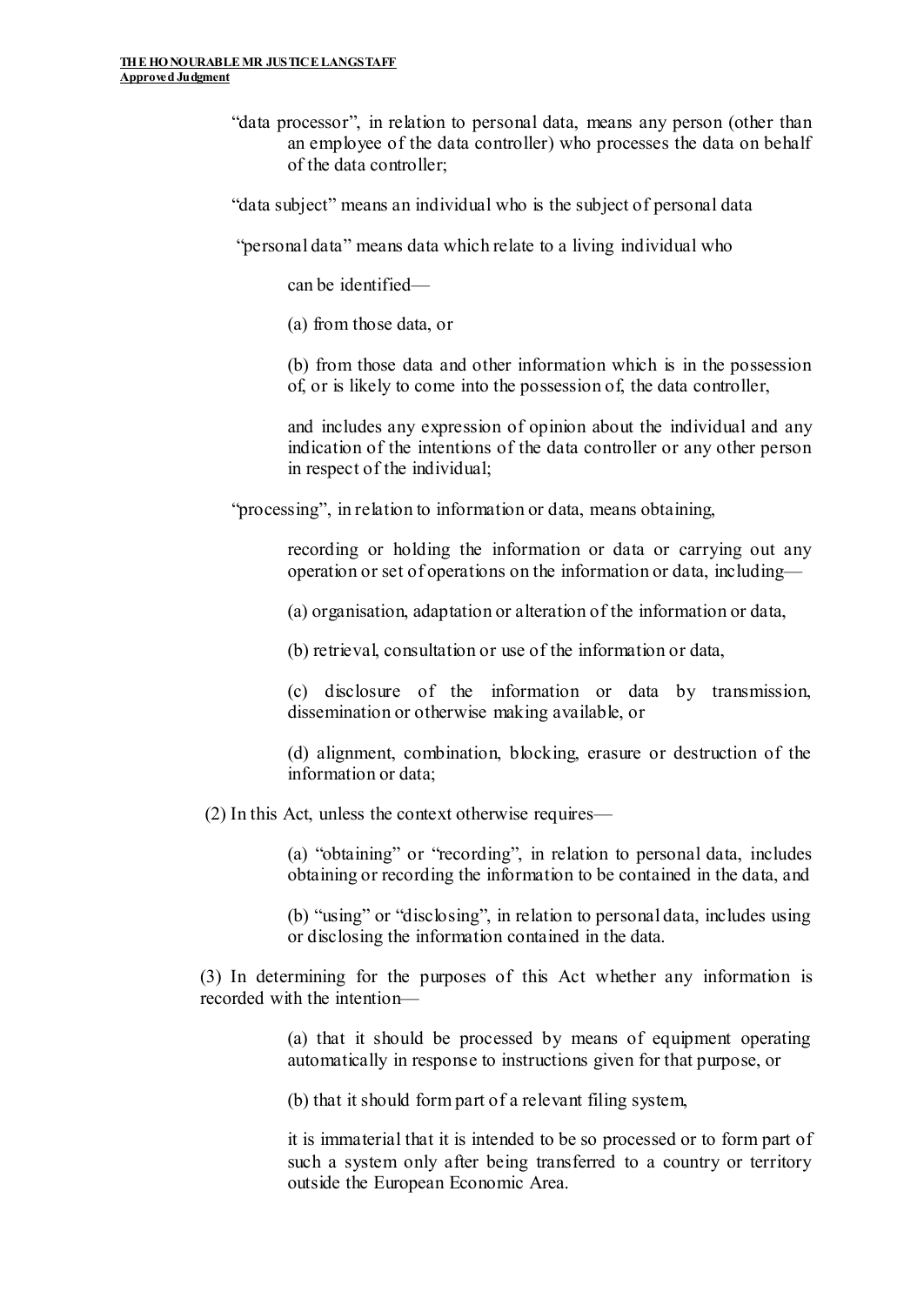"data processor", in relation to personal data, means any person (other than an employee of the data controller) who processes the data on behalf of the data controller;

"data subject" means an individual who is the subject of personal data

"personal data" means data which relate to a living individual who

can be identified—

(a) from those data, or

(b) from those data and other information which is in the possession of, or is likely to come into the possession of, the data controller,

and includes any expression of opinion about the individual and any indication of the intentions of the data controller or any other person in respect of the individual;

"processing", in relation to information or data, means obtaining,

recording or holding the information or data or carrying out any operation or set of operations on the information or data, including—

(a) organisation, adaptation or alteration of the information or data,

(b) retrieval, consultation or use of the information or data,

(c) disclosure of the information or data by transmission, dissemination or otherwise making available, or

(d) alignment, combination, blocking, erasure or destruction of the information or data;

(2) In this Act, unless the context otherwise requires—

(a) "obtaining" or "recording", in relation to personal data, includes obtaining or recording the information to be contained in the data, and

(b) "using" or "disclosing", in relation to personal data, includes using or disclosing the information contained in the data.

(3) In determining for the purposes of this Act whether any information is recorded with the intention—

(a) that it should be processed by means of equipment operating automatically in response to instructions given for that purpose, or

(b) that it should form part of a relevant filing system,

it is immaterial that it is intended to be so processed or to form part of such a system only after being transferred to a country or territory outside the European Economic Area.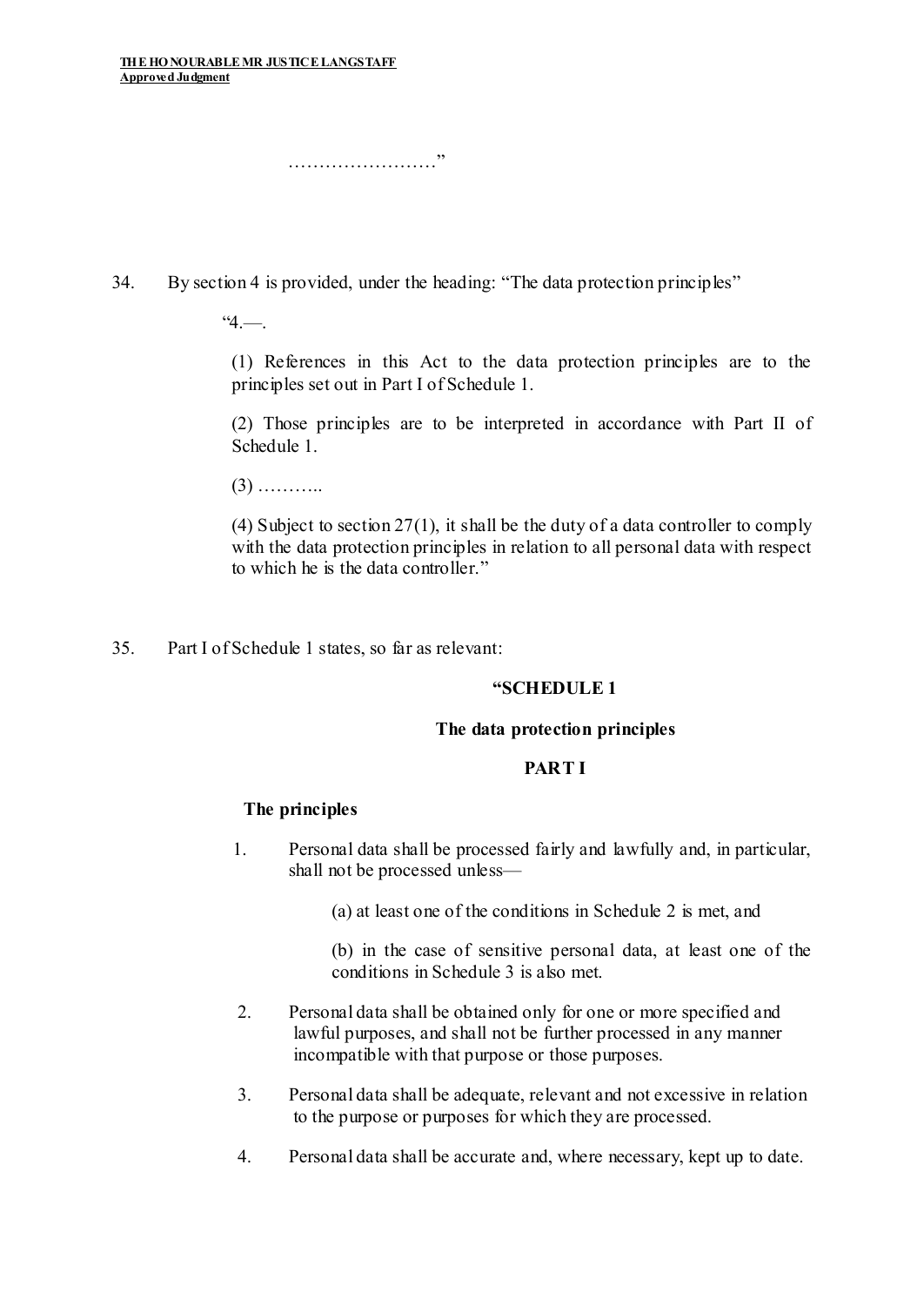……………………"

34. By section 4 is provided, under the heading: "The data protection principles"

> "4.—.
>
> (1) References in this Act to the data protection principles are to the principles set out in Part I of Schedule 1.
>
> (2) Those principles are to be interpreted in accordance with Part II of Schedule 1.
>
> (3) ………..
>
> (4) Subject to section 27(1), it shall be the duty of a data controller to comply with the data protection principles in relation to all personal data with respect to which he is the data controller."

35. Part I of Schedule 1 states, so far as relevant:

> **"SCHEDULE 1**
>
> **The data protection principles**
>
> **PART I**
>
> **The principles**
>
> 1. Personal data shall be processed fairly and lawfully and, in particular, shall not be processed unless—
>
>    (a) at least one of the conditions in Schedule 2 is met, and
>
>    (b) in the case of sensitive personal data, at least one of the conditions in Schedule 3 is also met.
>
> 2. Personal data shall be obtained only for one or more specified and lawful purposes, and shall not be further processed in any manner incompatible with that purpose or those purposes.
>
> 3. Personal data shall be adequate, relevant and not excessive in relation to the purpose or purposes for which they are processed.
>
> 4. Personal data shall be accurate and, where necessary, kept up to date.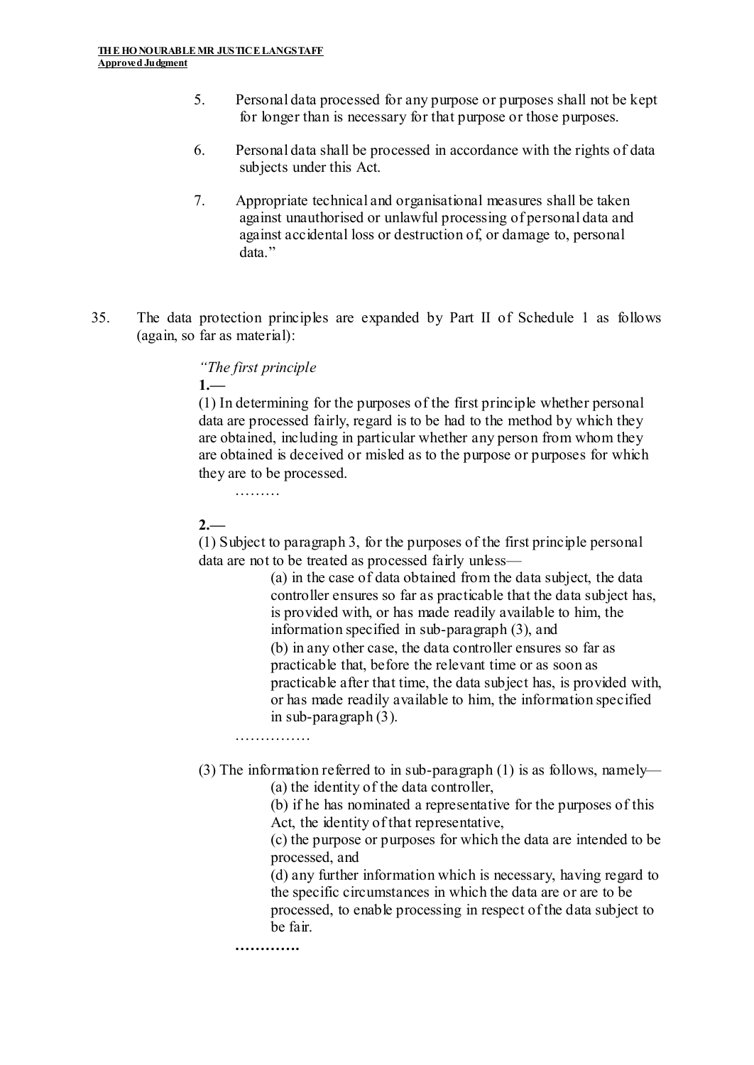5. Personal data processed for any purpose or purposes shall not be kept for longer than is necessary for that purpose or those purposes.

6. Personal data shall be processed in accordance with the rights of data subjects under this Act.

7. Appropriate technical and organisational measures shall be taken against unauthorised or unlawful processing of personal data and against accidental loss or destruction of, or damage to, personal data."

35. The data protection principles are expanded by Part II of Schedule 1 as follows (again, so far as material):

> *"The first principle*
>
> **1.—**
>
> (1) In determining for the purposes of the first principle whether personal data are processed fairly, regard is to be had to the method by which they are obtained, including in particular whether any person from whom they are obtained is deceived or misled as to the purpose or purposes for which they are to be processed.
>
> ………
>
> **2.—**
>
> (1) Subject to paragraph 3, for the purposes of the first principle personal data are not to be treated as processed fairly unless—
>
> (a) in the case of data obtained from the data subject, the data controller ensures so far as practicable that the data subject has, is provided with, or has made readily available to him, the information specified in sub-paragraph (3), and
>
> (b) in any other case, the data controller ensures so far as practicable that, before the relevant time or as soon as practicable after that time, the data subject has, is provided with, or has made readily available to him, the information specified in sub-paragraph (3).
>
> ……………
>
> (3) The information referred to in sub-paragraph (1) is as follows, namely—
>
> (a) the identity of the data controller,
>
> (b) if he has nominated a representative for the purposes of this Act, the identity of that representative,
>
> (c) the purpose or purposes for which the data are intended to be processed, and
>
> (d) any further information which is necessary, having regard to the specific circumstances in which the data are or are to be processed, to enable processing in respect of the data subject to be fair.
>
> **………….**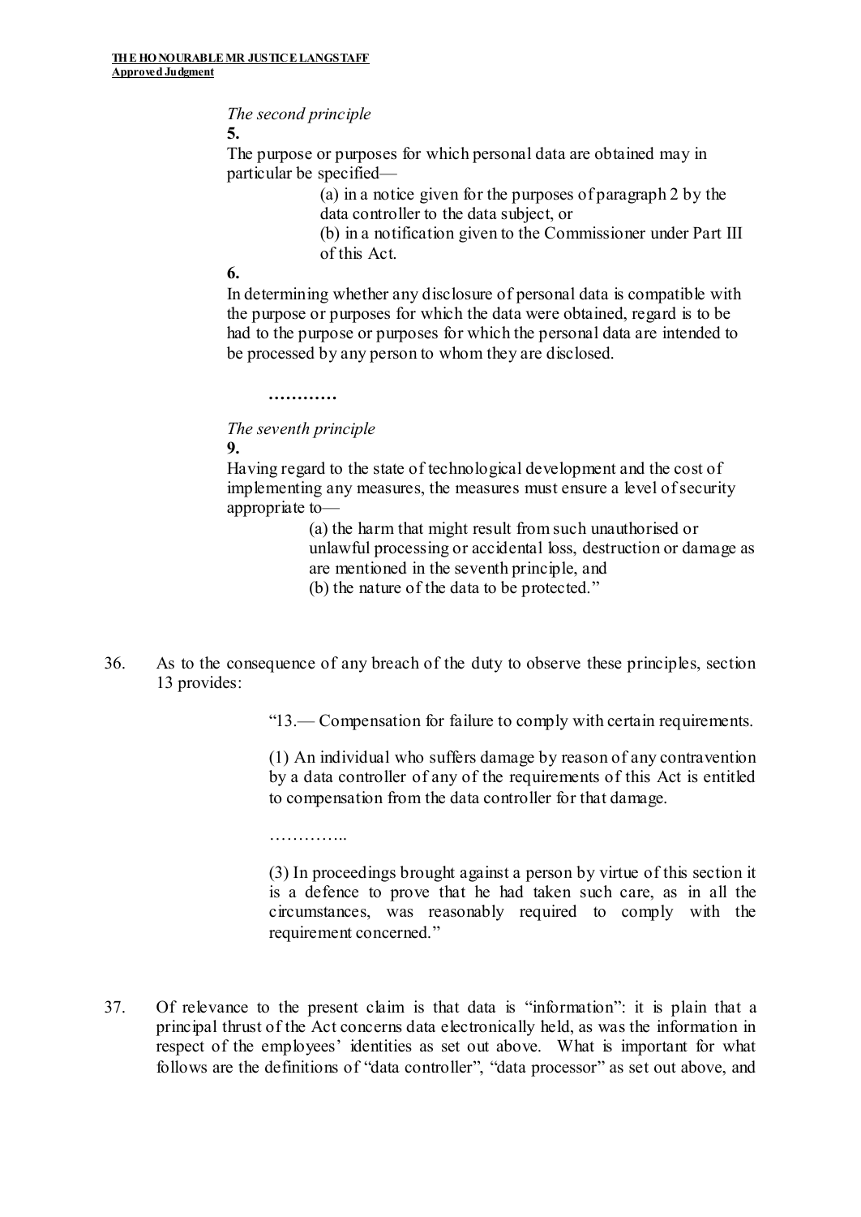*The second principle*

**5.**

The purpose or purposes for which personal data are obtained may in particular be specified—

(a) in a notice given for the purposes of paragraph 2 by the data controller to the data subject, or

(b) in a notification given to the Commissioner under Part III of this Act.

**6.**

In determining whether any disclosure of personal data is compatible with the purpose or purposes for which the data were obtained, regard is to be had to the purpose or purposes for which the personal data are intended to be processed by any person to whom they are disclosed.

**…………**

*The seventh principle*

**9.**

Having regard to the state of technological development and the cost of implementing any measures, the measures must ensure a level of security appropriate to—

(a) the harm that might result from such unauthorised or unlawful processing or accidental loss, destruction or damage as are mentioned in the seventh principle, and

(b) the nature of the data to be protected."

36. As to the consequence of any breach of the duty to observe these principles, section 13 provides:

> "13.— Compensation for failure to comply with certain requirements.
>
> (1) An individual who suffers damage by reason of any contravention by a data controller of any of the requirements of this Act is entitled to compensation from the data controller for that damage.
>
> …………..
>
> (3) In proceedings brought against a person by virtue of this section it is a defence to prove that he had taken such care, as in all the circumstances, was reasonably required to comply with the requirement concerned."

37. Of relevance to the present claim is that data is "information": it is plain that a principal thrust of the Act concerns data electronically held, as was the information in respect of the employees' identities as set out above. What is important for what follows are the definitions of "data controller", "data processor" as set out above, and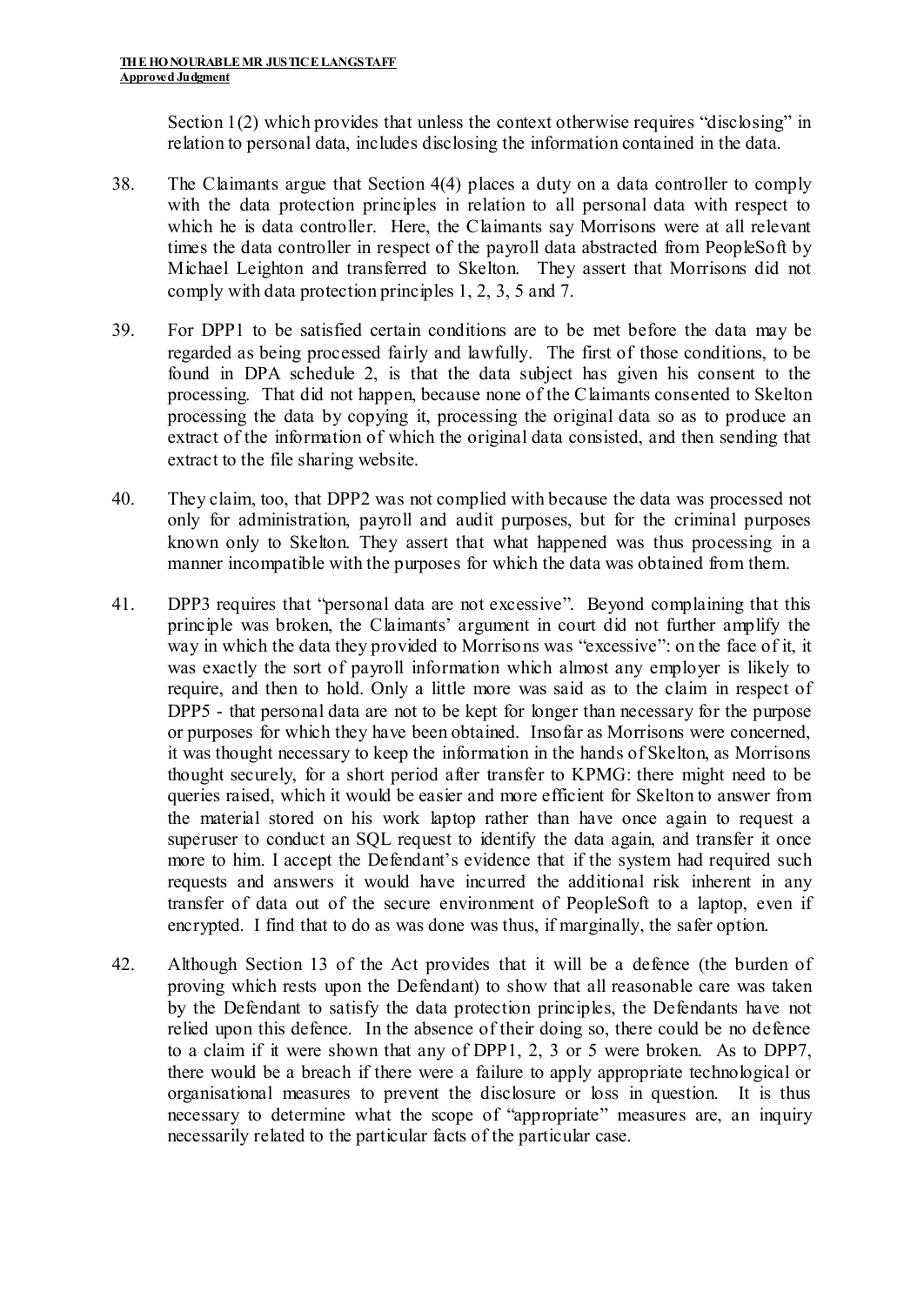Section 1(2) which provides that unless the context otherwise requires "disclosing" in relation to personal data, includes disclosing the information contained in the data.

38. The Claimants argue that Section 4(4) places a duty on a data controller to comply with the data protection principles in relation to all personal data with respect to which he is data controller. Here, the Claimants say Morrisons were at all relevant times the data controller in respect of the payroll data abstracted from PeopleSoft by Michael Leighton and transferred to Skelton. They assert that Morrisons did not comply with data protection principles 1, 2, 3, 5 and 7.

39. For DPP1 to be satisfied certain conditions are to be met before the data may be regarded as being processed fairly and lawfully. The first of those conditions, to be found in DPA schedule 2, is that the data subject has given his consent to the processing. That did not happen, because none of the Claimants consented to Skelton processing the data by copying it, processing the original data so as to produce an extract of the information of which the original data consisted, and then sending that extract to the file sharing website.

40. They claim, too, that DPP2 was not complied with because the data was processed not only for administration, payroll and audit purposes, but for the criminal purposes known only to Skelton. They assert that what happened was thus processing in a manner incompatible with the purposes for which the data was obtained from them.

41. DPP3 requires that "personal data are not excessive". Beyond complaining that this principle was broken, the Claimants' argument in court did not further amplify the way in which the data they provided to Morrisons was "excessive": on the face of it, it was exactly the sort of payroll information which almost any employer is likely to require, and then to hold. Only a little more was said as to the claim in respect of DPP5 - that personal data are not to be kept for longer than necessary for the purpose or purposes for which they have been obtained. Insofar as Morrisons were concerned, it was thought necessary to keep the information in the hands of Skelton, as Morrisons thought securely, for a short period after transfer to KPMG: there might need to be queries raised, which it would be easier and more efficient for Skelton to answer from the material stored on his work laptop rather than have once again to request a superuser to conduct an SQL request to identify the data again, and transfer it once more to him. I accept the Defendant's evidence that if the system had required such requests and answers it would have incurred the additional risk inherent in any transfer of data out of the secure environment of PeopleSoft to a laptop, even if encrypted. I find that to do as was done was thus, if marginally, the safer option.

42. Although Section 13 of the Act provides that it will be a defence (the burden of proving which rests upon the Defendant) to show that all reasonable care was taken by the Defendant to satisfy the data protection principles, the Defendants have not relied upon this defence. In the absence of their doing so, there could be no defence to a claim if it were shown that any of DPP1, 2, 3 or 5 were broken. As to DPP7, there would be a breach if there were a failure to apply appropriate technological or organisational measures to prevent the disclosure or loss in question. It is thus necessary to determine what the scope of "appropriate" measures are, an inquiry necessarily related to the particular facts of the particular case.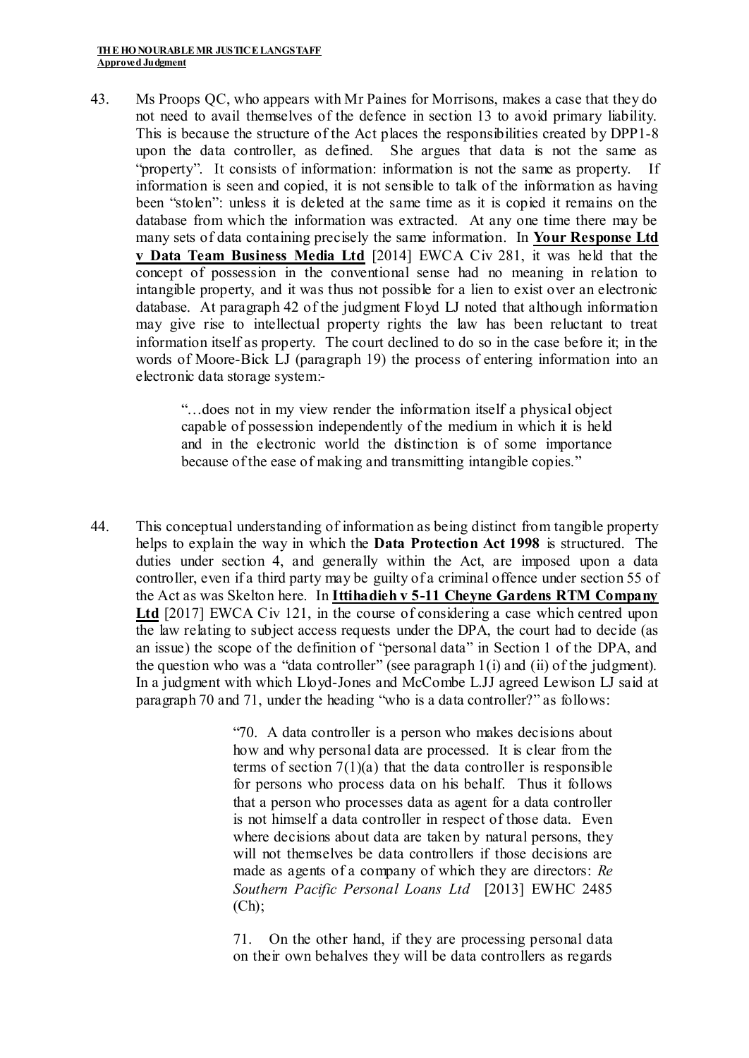43. Ms Proops QC, who appears with Mr Paines for Morrisons, makes a case that they do not need to avail themselves of the defence in section 13 to avoid primary liability. This is because the structure of the Act places the responsibilities created by DPP1-8 upon the data controller, as defined. She argues that data is not the same as "property". It consists of information: information is not the same as property. If information is seen and copied, it is not sensible to talk of the information as having been "stolen": unless it is deleted at the same time as it is copied it remains on the database from which the information was extracted. At any one time there may be many sets of data containing precisely the same information. In **Your Response Ltd v Data Team Business Media Ltd** [2014] EWCA Civ 281, it was held that the concept of possession in the conventional sense had no meaning in relation to intangible property, and it was thus not possible for a lien to exist over an electronic database. At paragraph 42 of the judgment Floyd LJ noted that although information may give rise to intellectual property rights the law has been reluctant to treat information itself as property. The court declined to do so in the case before it; in the words of Moore-Bick LJ (paragraph 19) the process of entering information into an electronic data storage system:-

> "…does not in my view render the information itself a physical object capable of possession independently of the medium in which it is held and in the electronic world the distinction is of some importance because of the ease of making and transmitting intangible copies."

44. This conceptual understanding of information as being distinct from tangible property helps to explain the way in which the **Data Protection Act 1998** is structured. The duties under section 4, and generally within the Act, are imposed upon a data controller, even if a third party may be guilty of a criminal offence under section 55 of the Act as was Skelton here. In **Ittihadieh v 5-11 Cheyne Gardens RTM Company Ltd** [2017] EWCA Civ 121, in the course of considering a case which centred upon the law relating to subject access requests under the DPA, the court had to decide (as an issue) the scope of the definition of "personal data" in Section 1 of the DPA, and the question who was a "data controller" (see paragraph 1(i) and (ii) of the judgment). In a judgment with which Lloyd-Jones and McCombe L.JJ agreed Lewison LJ said at paragraph 70 and 71, under the heading "who is a data controller?" as follows:

> "70. A data controller is a person who makes decisions about how and why personal data are processed. It is clear from the terms of section 7(1)(a) that the data controller is responsible for persons who process data on his behalf. Thus it follows that a person who processes data as agent for a data controller is not himself a data controller in respect of those data. Even where decisions about data are taken by natural persons, they will not themselves be data controllers if those decisions are made as agents of a company of which they are directors: *Re Southern Pacific Personal Loans Ltd* [2013] EWHC 2485 (Ch);
>
> 71. On the other hand, if they are processing personal data on their own behalves they will be data controllers as regards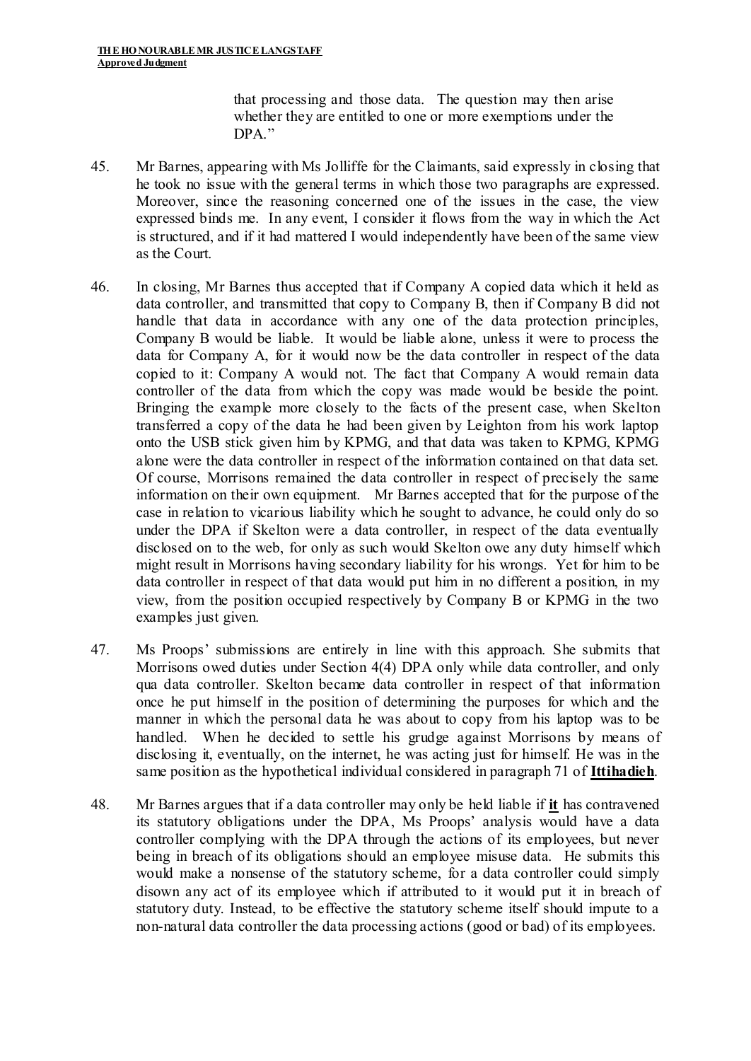> that processing and those data. The question may then arise whether they are entitled to one or more exemptions under the DPA."

45. Mr Barnes, appearing with Ms Jolliffe for the Claimants, said expressly in closing that he took no issue with the general terms in which those two paragraphs are expressed. Moreover, since the reasoning concerned one of the issues in the case, the view expressed binds me. In any event, I consider it flows from the way in which the Act is structured, and if it had mattered I would independently have been of the same view as the Court.

46. In closing, Mr Barnes thus accepted that if Company A copied data which it held as data controller, and transmitted that copy to Company B, then if Company B did not handle that data in accordance with any one of the data protection principles, Company B would be liable. It would be liable alone, unless it were to process the data for Company A, for it would now be the data controller in respect of the data copied to it: Company A would not. The fact that Company A would remain data controller of the data from which the copy was made would be beside the point. Bringing the example more closely to the facts of the present case, when Skelton transferred a copy of the data he had been given by Leighton from his work laptop onto the USB stick given him by KPMG, and that data was taken to KPMG, KPMG alone were the data controller in respect of the information contained on that data set. Of course, Morrisons remained the data controller in respect of precisely the same information on their own equipment. Mr Barnes accepted that for the purpose of the case in relation to vicarious liability which he sought to advance, he could only do so under the DPA if Skelton were a data controller, in respect of the data eventually disclosed on to the web, for only as such would Skelton owe any duty himself which might result in Morrisons having secondary liability for his wrongs. Yet for him to be data controller in respect of that data would put him in no different a position, in my view, from the position occupied respectively by Company B or KPMG in the two examples just given.

47. Ms Proops' submissions are entirely in line with this approach. She submits that Morrisons owed duties under Section 4(4) DPA only while data controller, and only qua data controller. Skelton became data controller in respect of that information once he put himself in the position of determining the purposes for which and the manner in which the personal data he was about to copy from his laptop was to be handled. When he decided to settle his grudge against Morrisons by means of disclosing it, eventually, on the internet, he was acting just for himself. He was in the same position as the hypothetical individual considered in paragraph 71 of **<u>Ittihadieh</u>**.

48. Mr Barnes argues that if a data controller may only be held liable if **<u>it</u>** has contravened its statutory obligations under the DPA, Ms Proops' analysis would have a data controller complying with the DPA through the actions of its employees, but never being in breach of its obligations should an employee misuse data. He submits this would make a nonsense of the statutory scheme, for a data controller could simply disown any act of its employee which if attributed to it would put it in breach of statutory duty. Instead, to be effective the statutory scheme itself should impute to a non-natural data controller the data processing actions (good or bad) of its employees.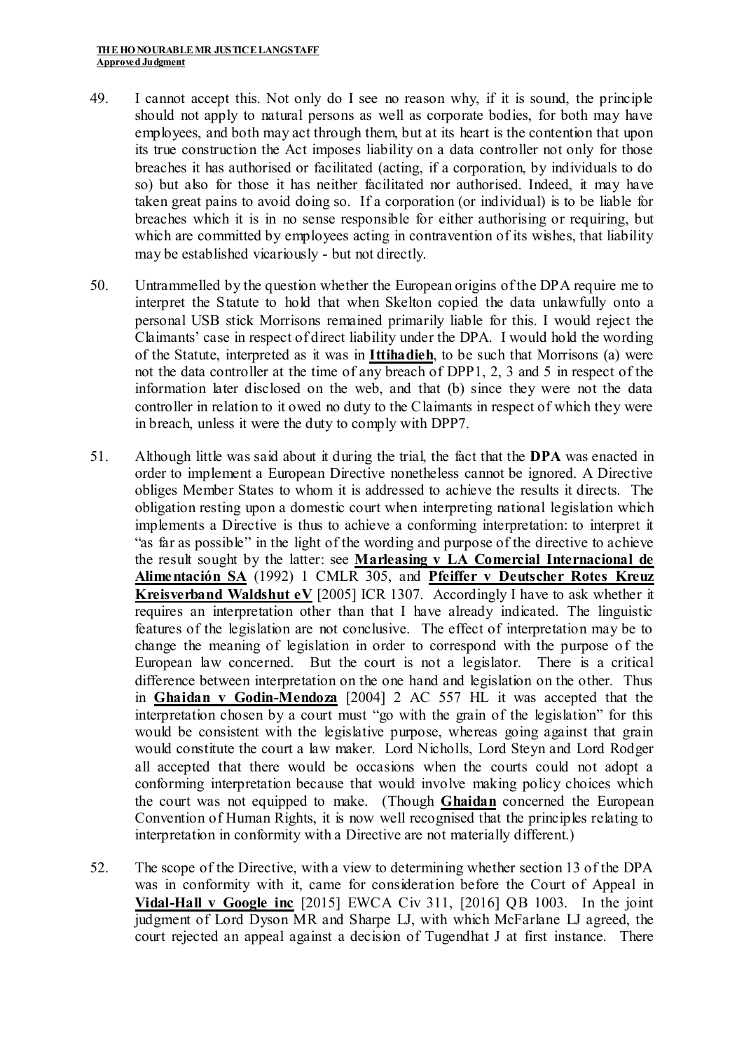49. I cannot accept this. Not only do I see no reason why, if it is sound, the principle should not apply to natural persons as well as corporate bodies, for both may have employees, and both may act through them, but at its heart is the contention that upon its true construction the Act imposes liability on a data controller not only for those breaches it has authorised or facilitated (acting, if a corporation, by individuals to do so) but also for those it has neither facilitated nor authorised. Indeed, it may have taken great pains to avoid doing so. If a corporation (or individual) is to be liable for breaches which it is in no sense responsible for either authorising or requiring, but which are committed by employees acting in contravention of its wishes, that liability may be established vicariously - but not directly.

50. Untrammelled by the question whether the European origins of the DPA require me to interpret the Statute to hold that when Skelton copied the data unlawfully onto a personal USB stick Morrisons remained primarily liable for this. I would reject the Claimants' case in respect of direct liability under the DPA. I would hold the wording of the Statute, interpreted as it was in **Ittihadieh**, to be such that Morrisons (a) were not the data controller at the time of any breach of DPP1, 2, 3 and 5 in respect of the information later disclosed on the web, and that (b) since they were not the data controller in relation to it owed no duty to the Claimants in respect of which they were in breach, unless it were the duty to comply with DPP7.

51. Although little was said about it during the trial, the fact that the **DPA** was enacted in order to implement a European Directive nonetheless cannot be ignored. A Directive obliges Member States to whom it is addressed to achieve the results it directs. The obligation resting upon a domestic court when interpreting national legislation which implements a Directive is thus to achieve a conforming interpretation: to interpret it "as far as possible" in the light of the wording and purpose of the directive to achieve the result sought by the latter: see **Marleasing v LA Comercial Internacional de Alimentación SA** (1992) 1 CMLR 305, and **Pfeiffer v Deutscher Rotes Kreuz Kreisverband Waldshut eV** [2005] ICR 1307. Accordingly I have to ask whether it requires an interpretation other than that I have already indicated. The linguistic features of the legislation are not conclusive. The effect of interpretation may be to change the meaning of legislation in order to correspond with the purpose of the European law concerned. But the court is not a legislator. There is a critical difference between interpretation on the one hand and legislation on the other. Thus in **Ghaidan v Godin-Mendoza** [2004] 2 AC 557 HL it was accepted that the interpretation chosen by a court must "go with the grain of the legislation" for this would be consistent with the legislative purpose, whereas going against that grain would constitute the court a law maker. Lord Nicholls, Lord Steyn and Lord Rodger all accepted that there would be occasions when the courts could not adopt a conforming interpretation because that would involve making policy choices which the court was not equipped to make. (Though **Ghaidan** concerned the European Convention of Human Rights, it is now well recognised that the principles relating to interpretation in conformity with a Directive are not materially different.)

52. The scope of the Directive, with a view to determining whether section 13 of the DPA was in conformity with it, came for consideration before the Court of Appeal in **Vidal-Hall v Google inc** [2015] EWCA Civ 311, [2016] QB 1003. In the joint judgment of Lord Dyson MR and Sharpe LJ, with which McFarlane LJ agreed, the court rejected an appeal against a decision of Tugendhat J at first instance. There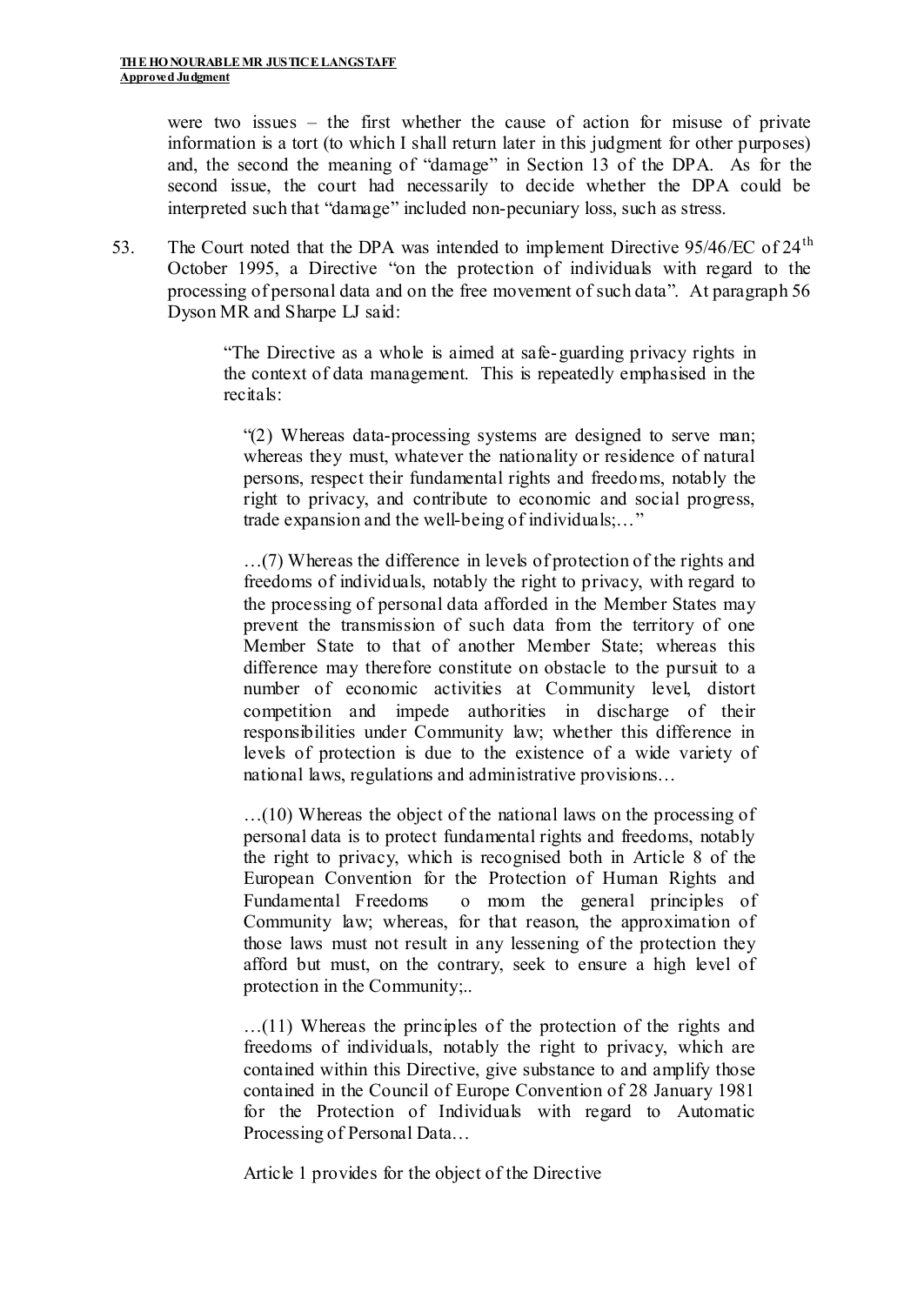were two issues – the first whether the cause of action for misuse of private information is a tort (to which I shall return later in this judgment for other purposes) and, the second the meaning of "damage" in Section 13 of the DPA. As for the second issue, the court had necessarily to decide whether the DPA could be interpreted such that "damage" included non-pecuniary loss, such as stress.

53. The Court noted that the DPA was intended to implement Directive 95/46/EC of 24th October 1995, a Directive "on the protection of individuals with regard to the processing of personal data and on the free movement of such data". At paragraph 56 Dyson MR and Sharpe LJ said:

> "The Directive as a whole is aimed at safe-guarding privacy rights in the context of data management. This is repeatedly emphasised in the recitals:
>
> "(2) Whereas data-processing systems are designed to serve man; whereas they must, whatever the nationality or residence of natural persons, respect their fundamental rights and freedoms, notably the right to privacy, and contribute to economic and social progress, trade expansion and the well-being of individuals;…"
>
> …(7) Whereas the difference in levels of protection of the rights and freedoms of individuals, notably the right to privacy, with regard to the processing of personal data afforded in the Member States may prevent the transmission of such data from the territory of one Member State to that of another Member State; whereas this difference may therefore constitute on obstacle to the pursuit to a number of economic activities at Community level, distort competition and impede authorities in discharge of their responsibilities under Community law; whether this difference in levels of protection is due to the existence of a wide variety of national laws, regulations and administrative provisions…
>
> …(10) Whereas the object of the national laws on the processing of personal data is to protect fundamental rights and freedoms, notably the right to privacy, which is recognised both in Article 8 of the European Convention for the Protection of Human Rights and Fundamental Freedoms o mom the general principles of Community law; whereas, for that reason, the approximation of those laws must not result in any lessening of the protection they afford but must, on the contrary, seek to ensure a high level of protection in the Community;..
>
> …(11) Whereas the principles of the protection of the rights and freedoms of individuals, notably the right to privacy, which are contained within this Directive, give substance to and amplify those contained in the Council of Europe Convention of 28 January 1981 for the Protection of Individuals with regard to Automatic Processing of Personal Data…
>
> Article 1 provides for the object of the Directive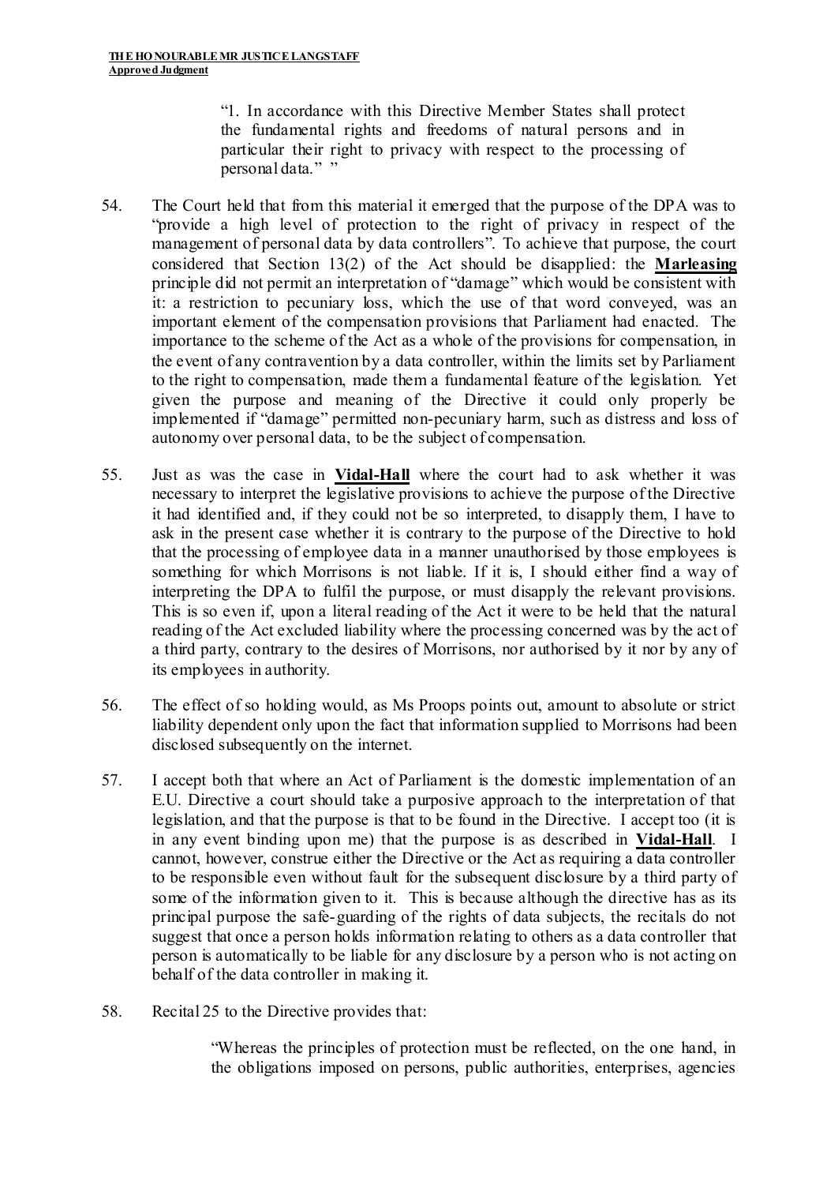> "1. In accordance with this Directive Member States shall protect the fundamental rights and freedoms of natural persons and in particular their right to privacy with respect to the processing of personal data." "

54. The Court held that from this material it emerged that the purpose of the DPA was to "provide a high level of protection to the right of privacy in respect of the management of personal data by data controllers". To achieve that purpose, the court considered that Section 13(2) of the Act should be disapplied: the **Marleasing** principle did not permit an interpretation of "damage" which would be consistent with it: a restriction to pecuniary loss, which the use of that word conveyed, was an important element of the compensation provisions that Parliament had enacted. The importance to the scheme of the Act as a whole of the provisions for compensation, in the event of any contravention by a data controller, within the limits set by Parliament to the right to compensation, made them a fundamental feature of the legislation. Yet given the purpose and meaning of the Directive it could only properly be implemented if "damage" permitted non-pecuniary harm, such as distress and loss of autonomy over personal data, to be the subject of compensation.

55. Just as was the case in **Vidal-Hall** where the court had to ask whether it was necessary to interpret the legislative provisions to achieve the purpose of the Directive it had identified and, if they could not be so interpreted, to disapply them, I have to ask in the present case whether it is contrary to the purpose of the Directive to hold that the processing of employee data in a manner unauthorised by those employees is something for which Morrisons is not liable. If it is, I should either find a way of interpreting the DPA to fulfil the purpose, or must disapply the relevant provisions. This is so even if, upon a literal reading of the Act it were to be held that the natural reading of the Act excluded liability where the processing concerned was by the act of a third party, contrary to the desires of Morrisons, nor authorised by it nor by any of its employees in authority.

56. The effect of so holding would, as Ms Proops points out, amount to absolute or strict liability dependent only upon the fact that information supplied to Morrisons had been disclosed subsequently on the internet.

57. I accept both that where an Act of Parliament is the domestic implementation of an E.U. Directive a court should take a purposive approach to the interpretation of that legislation, and that the purpose is that to be found in the Directive. I accept too (it is in any event binding upon me) that the purpose is as described in **Vidal-Hall**. I cannot, however, construe either the Directive or the Act as requiring a data controller to be responsible even without fault for the subsequent disclosure by a third party of some of the information given to it. This is because although the directive has as its principal purpose the safe-guarding of the rights of data subjects, the recitals do not suggest that once a person holds information relating to others as a data controller that person is automatically to be liable for any disclosure by a person who is not acting on behalf of the data controller in making it.

58. Recital 25 to the Directive provides that:

> "Whereas the principles of protection must be reflected, on the one hand, in the obligations imposed on persons, public authorities, enterprises, agencies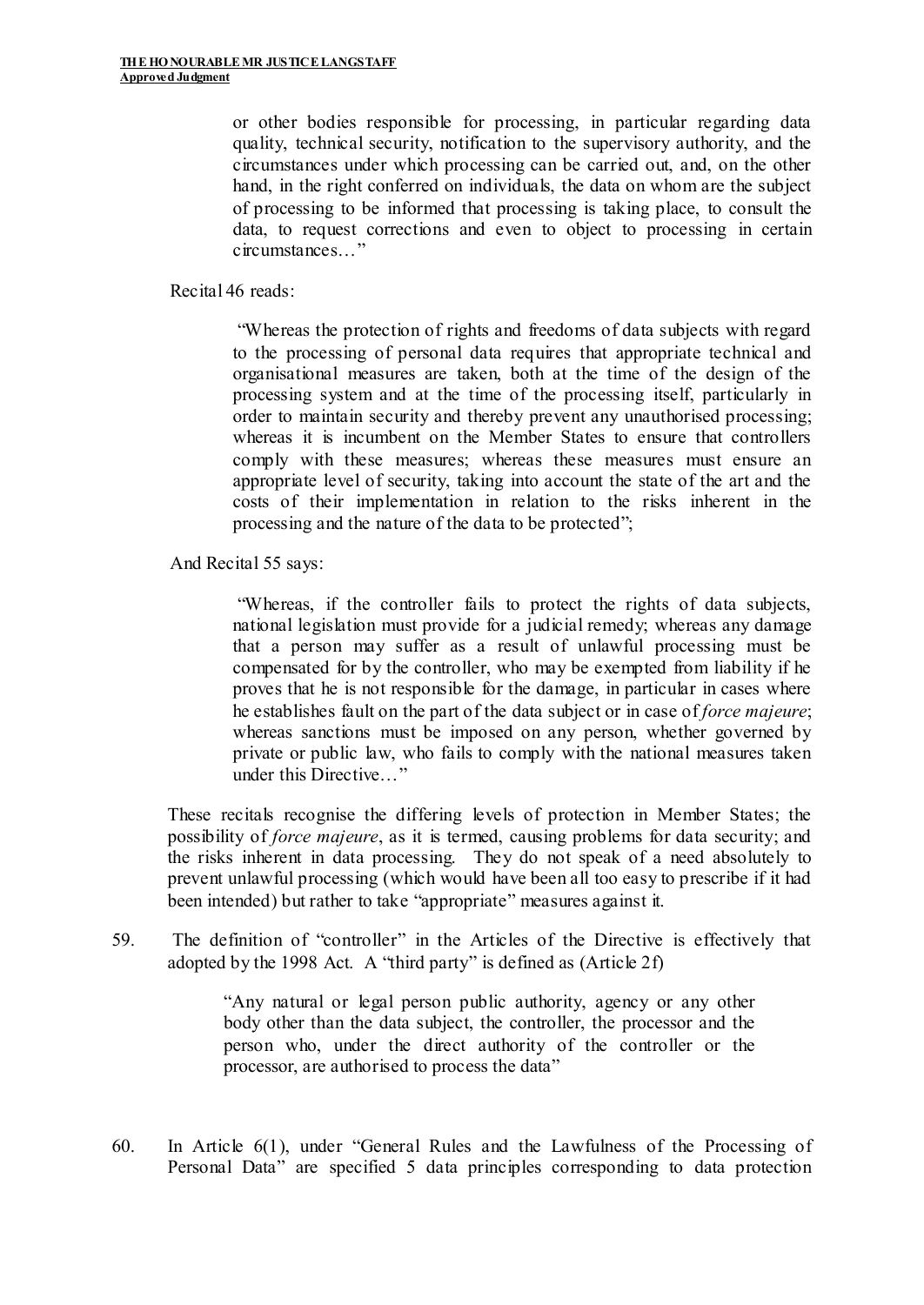> or other bodies responsible for processing, in particular regarding data quality, technical security, notification to the supervisory authority, and the circumstances under which processing can be carried out, and, on the other hand, in the right conferred on individuals, the data on whom are the subject of processing to be informed that processing is taking place, to consult the data, to request corrections and even to object to processing in certain circumstances…"

Recital 46 reads:

> "Whereas the protection of rights and freedoms of data subjects with regard to the processing of personal data requires that appropriate technical and organisational measures are taken, both at the time of the design of the processing system and at the time of the processing itself, particularly in order to maintain security and thereby prevent any unauthorised processing; whereas it is incumbent on the Member States to ensure that controllers comply with these measures; whereas these measures must ensure an appropriate level of security, taking into account the state of the art and the costs of their implementation in relation to the risks inherent in the processing and the nature of the data to be protected";

And Recital 55 says:

> "Whereas, if the controller fails to protect the rights of data subjects, national legislation must provide for a judicial remedy; whereas any damage that a person may suffer as a result of unlawful processing must be compensated for by the controller, who may be exempted from liability if he proves that he is not responsible for the damage, in particular in cases where he establishes fault on the part of the data subject or in case of *force majeure*; whereas sanctions must be imposed on any person, whether governed by private or public law, who fails to comply with the national measures taken under this Directive…"

These recitals recognise the differing levels of protection in Member States; the possibility of *force majeure*, as it is termed, causing problems for data security; and the risks inherent in data processing. They do not speak of a need absolutely to prevent unlawful processing (which would have been all too easy to prescribe if it had been intended) but rather to take "appropriate" measures against it.

59. The definition of "controller" in the Articles of the Directive is effectively that adopted by the 1998 Act. A "third party" is defined as (Article 2f)

> "Any natural or legal person public authority, agency or any other body other than the data subject, the controller, the processor and the person who, under the direct authority of the controller or the processor, are authorised to process the data"

60. In Article 6(1), under "General Rules and the Lawfulness of the Processing of Personal Data" are specified 5 data principles corresponding to data protection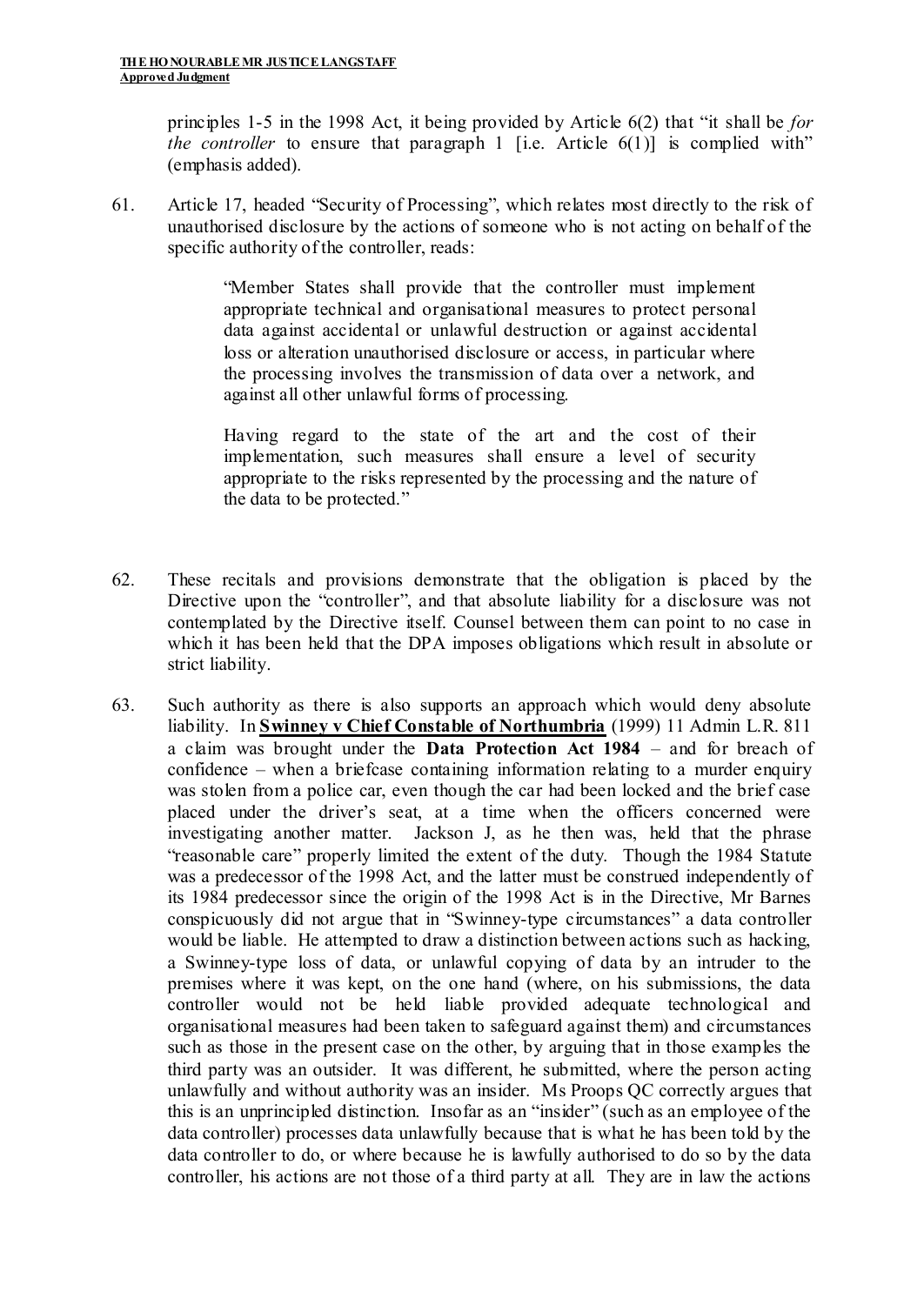principles 1-5 in the 1998 Act, it being provided by Article 6(2) that "it shall be *for the controller* to ensure that paragraph 1 [i.e. Article 6(1)] is complied with" (emphasis added).

61. Article 17, headed "Security of Processing", which relates most directly to the risk of unauthorised disclosure by the actions of someone who is not acting on behalf of the specific authority of the controller, reads:

> "Member States shall provide that the controller must implement appropriate technical and organisational measures to protect personal data against accidental or unlawful destruction or against accidental loss or alteration unauthorised disclosure or access, in particular where the processing involves the transmission of data over a network, and against all other unlawful forms of processing.
>
> Having regard to the state of the art and the cost of their implementation, such measures shall ensure a level of security appropriate to the risks represented by the processing and the nature of the data to be protected."

62. These recitals and provisions demonstrate that the obligation is placed by the Directive upon the "controller", and that absolute liability for a disclosure was not contemplated by the Directive itself. Counsel between them can point to no case in which it has been held that the DPA imposes obligations which result in absolute or strict liability.

63. Such authority as there is also supports an approach which would deny absolute liability. In **Swinney v Chief Constable of Northumbria** (1999) 11 Admin L.R. 811 a claim was brought under the **Data Protection Act 1984** – and for breach of confidence – when a briefcase containing information relating to a murder enquiry was stolen from a police car, even though the car had been locked and the brief case placed under the driver's seat, at a time when the officers concerned were investigating another matter. Jackson J, as he then was, held that the phrase "reasonable care" properly limited the extent of the duty. Though the 1984 Statute was a predecessor of the 1998 Act, and the latter must be construed independently of its 1984 predecessor since the origin of the 1998 Act is in the Directive, Mr Barnes conspicuously did not argue that in "Swinney-type circumstances" a data controller would be liable. He attempted to draw a distinction between actions such as hacking, a Swinney-type loss of data, or unlawful copying of data by an intruder to the premises where it was kept, on the one hand (where, on his submissions, the data controller would not be held liable provided adequate technological and organisational measures had been taken to safeguard against them) and circumstances such as those in the present case on the other, by arguing that in those examples the third party was an outsider. It was different, he submitted, where the person acting unlawfully and without authority was an insider. Ms Proops QC correctly argues that this is an unprincipled distinction. Insofar as an "insider" (such as an employee of the data controller) processes data unlawfully because that is what he has been told by the data controller to do, or where because he is lawfully authorised to do so by the data controller, his actions are not those of a third party at all. They are in law the actions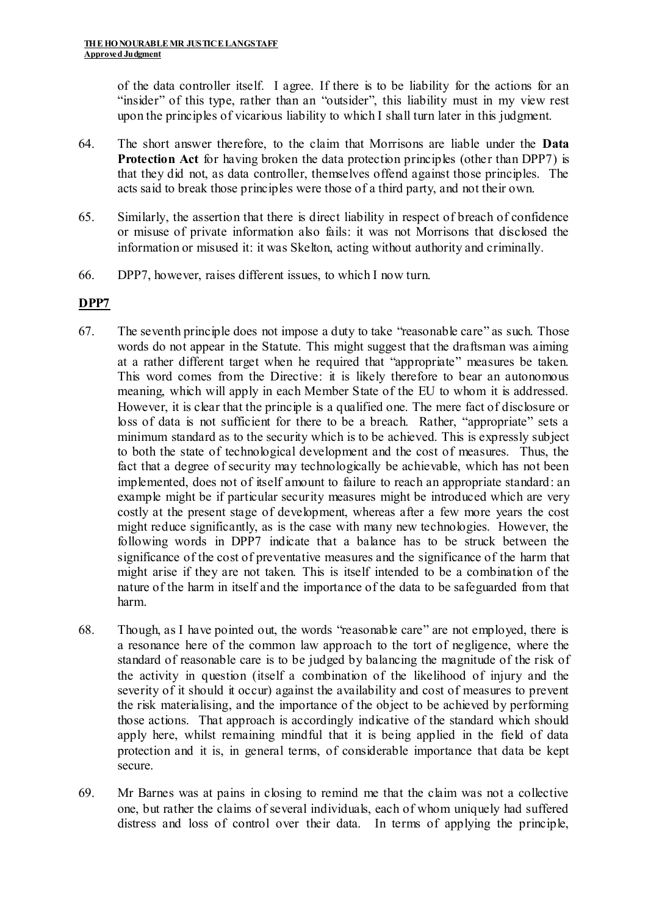of the data controller itself. I agree. If there is to be liability for the actions for an "insider" of this type, rather than an "outsider", this liability must in my view rest upon the principles of vicarious liability to which I shall turn later in this judgment.

64. The short answer therefore, to the claim that Morrisons are liable under the **Data Protection Act** for having broken the data protection principles (other than DPP7) is that they did not, as data controller, themselves offend against those principles. The acts said to break those principles were those of a third party, and not their own.

65. Similarly, the assertion that there is direct liability in respect of breach of confidence or misuse of private information also fails: it was not Morrisons that disclosed the information or misused it: it was Skelton, acting without authority and criminally.

66. DPP7, however, raises different issues, to which I now turn.

## DPP7

67. The seventh principle does not impose a duty to take "reasonable care" as such. Those words do not appear in the Statute. This might suggest that the draftsman was aiming at a rather different target when he required that "appropriate" measures be taken. This word comes from the Directive: it is likely therefore to bear an autonomous meaning, which will apply in each Member State of the EU to whom it is addressed. However, it is clear that the principle is a qualified one. The mere fact of disclosure or loss of data is not sufficient for there to be a breach. Rather, "appropriate" sets a minimum standard as to the security which is to be achieved. This is expressly subject to both the state of technological development and the cost of measures. Thus, the fact that a degree of security may technologically be achievable, which has not been implemented, does not of itself amount to failure to reach an appropriate standard: an example might be if particular security measures might be introduced which are very costly at the present stage of development, whereas after a few more years the cost might reduce significantly, as is the case with many new technologies. However, the following words in DPP7 indicate that a balance has to be struck between the significance of the cost of preventative measures and the significance of the harm that might arise if they are not taken. This is itself intended to be a combination of the nature of the harm in itself and the importance of the data to be safeguarded from that harm.

68. Though, as I have pointed out, the words "reasonable care" are not employed, there is a resonance here of the common law approach to the tort of negligence, where the standard of reasonable care is to be judged by balancing the magnitude of the risk of the activity in question (itself a combination of the likelihood of injury and the severity of it should it occur) against the availability and cost of measures to prevent the risk materialising, and the importance of the object to be achieved by performing those actions. That approach is accordingly indicative of the standard which should apply here, whilst remaining mindful that it is being applied in the field of data protection and it is, in general terms, of considerable importance that data be kept secure.

69. Mr Barnes was at pains in closing to remind me that the claim was not a collective one, but rather the claims of several individuals, each of whom uniquely had suffered distress and loss of control over their data. In terms of applying the principle,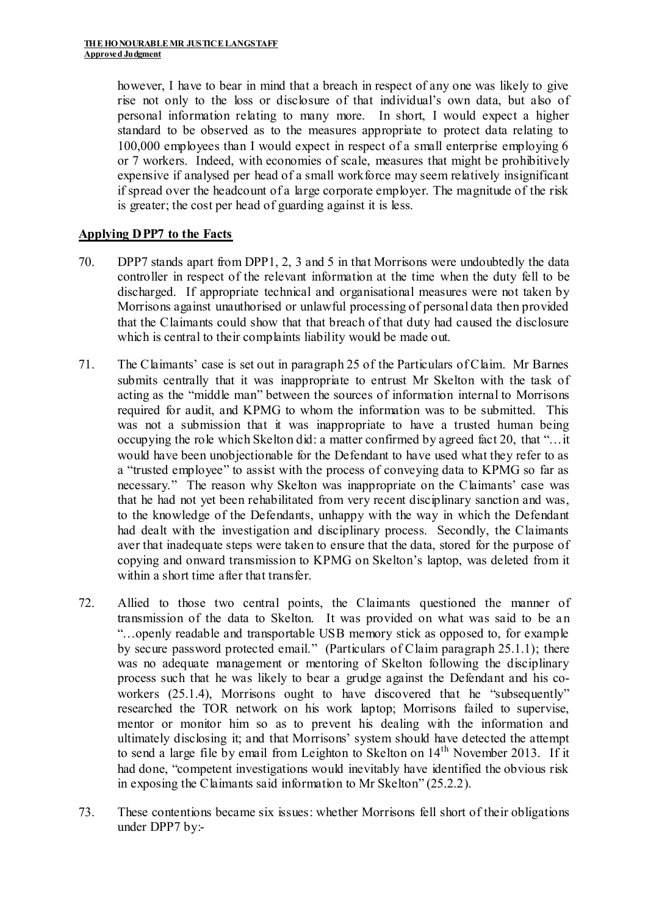however, I have to bear in mind that a breach in respect of any one was likely to give rise not only to the loss or disclosure of that individual's own data, but also of personal information relating to many more. In short, I would expect a higher standard to be observed as to the measures appropriate to protect data relating to 100,000 employees than I would expect in respect of a small enterprise employing 6 or 7 workers. Indeed, with economies of scale, measures that might be prohibitively expensive if analysed per head of a small workforce may seem relatively insignificant if spread over the headcount of a large corporate employer. The magnitude of the risk is greater; the cost per head of guarding against it is less.

**Applying DPP7 to the Facts**

70. DPP7 stands apart from DPP1, 2, 3 and 5 in that Morrisons were undoubtedly the data controller in respect of the relevant information at the time when the duty fell to be discharged. If appropriate technical and organisational measures were not taken by Morrisons against unauthorised or unlawful processing of personal data then provided that the Claimants could show that that breach of that duty had caused the disclosure which is central to their complaints liability would be made out.

71. The Claimants' case is set out in paragraph 25 of the Particulars of Claim. Mr Barnes submits centrally that it was inappropriate to entrust Mr Skelton with the task of acting as the "middle man" between the sources of information internal to Morrisons required for audit, and KPMG to whom the information was to be submitted. This was not a submission that it was inappropriate to have a trusted human being occupying the role which Skelton did: a matter confirmed by agreed fact 20, that "…it would have been unobjectionable for the Defendant to have used what they refer to as a "trusted employee" to assist with the process of conveying data to KPMG so far as necessary." The reason why Skelton was inappropriate on the Claimants' case was that he had not yet been rehabilitated from very recent disciplinary sanction and was, to the knowledge of the Defendants, unhappy with the way in which the Defendant had dealt with the investigation and disciplinary process. Secondly, the Claimants aver that inadequate steps were taken to ensure that the data, stored for the purpose of copying and onward transmission to KPMG on Skelton's laptop, was deleted from it within a short time after that transfer.

72. Allied to those two central points, the Claimants questioned the manner of transmission of the data to Skelton. It was provided on what was said to be an "…openly readable and transportable USB memory stick as opposed to, for example by secure password protected email." (Particulars of Claim paragraph 25.1.1); there was no adequate management or mentoring of Skelton following the disciplinary process such that he was likely to bear a grudge against the Defendant and his co-workers (25.1.4), Morrisons ought to have discovered that he "subsequently" researched the TOR network on his work laptop; Morrisons failed to supervise, mentor or monitor him so as to prevent his dealing with the information and ultimately disclosing it; and that Morrisons' system should have detected the attempt to send a large file by email from Leighton to Skelton on 14th November 2013. If it had done, "competent investigations would inevitably have identified the obvious risk in exposing the Claimants said information to Mr Skelton" (25.2.2).

73. These contentions became six issues: whether Morrisons fell short of their obligations under DPP7 by:-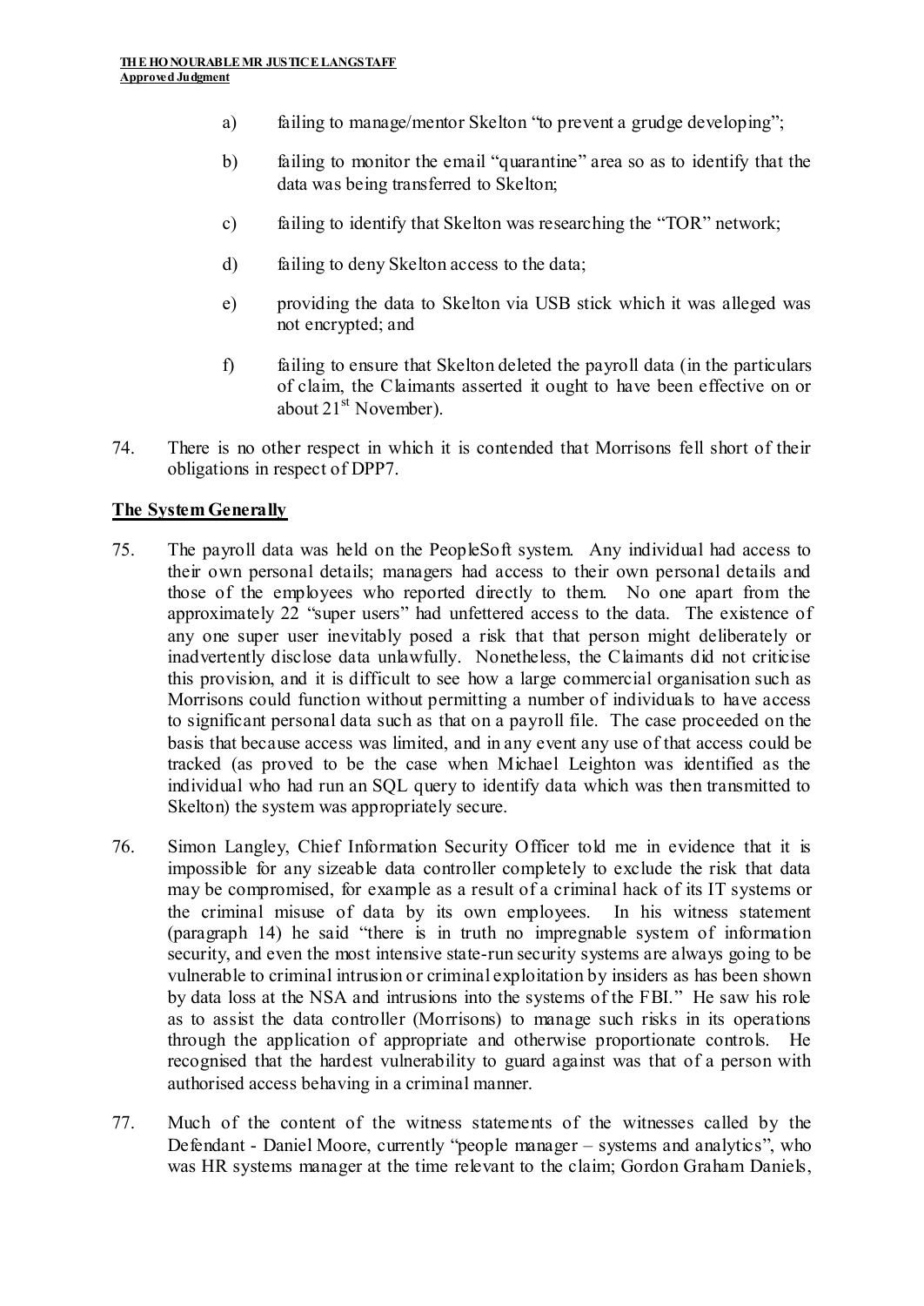a) failing to manage/mentor Skelton "to prevent a grudge developing";

b) failing to monitor the email "quarantine" area so as to identify that the data was being transferred to Skelton;

c) failing to identify that Skelton was researching the "TOR" network;

d) failing to deny Skelton access to the data;

e) providing the data to Skelton via USB stick which it was alleged was not encrypted; and

f) failing to ensure that Skelton deleted the payroll data (in the particulars of claim, the Claimants asserted it ought to have been effective on or about 21st November).

74. There is no other respect in which it is contended that Morrisons fell short of their obligations in respect of DPP7.

**The System Generally**

75. The payroll data was held on the PeopleSoft system. Any individual had access to their own personal details; managers had access to their own personal details and those of the employees who reported directly to them. No one apart from the approximately 22 "super users" had unfettered access to the data. The existence of any one super user inevitably posed a risk that that person might deliberately or inadvertently disclose data unlawfully. Nonetheless, the Claimants did not criticise this provision, and it is difficult to see how a large commercial organisation such as Morrisons could function without permitting a number of individuals to have access to significant personal data such as that on a payroll file. The case proceeded on the basis that because access was limited, and in any event any use of that access could be tracked (as proved to be the case when Michael Leighton was identified as the individual who had run an SQL query to identify data which was then transmitted to Skelton) the system was appropriately secure.

76. Simon Langley, Chief Information Security Officer told me in evidence that it is impossible for any sizeable data controller completely to exclude the risk that data may be compromised, for example as a result of a criminal hack of its IT systems or the criminal misuse of data by its own employees. In his witness statement (paragraph 14) he said "there is in truth no impregnable system of information security, and even the most intensive state-run security systems are always going to be vulnerable to criminal intrusion or criminal exploitation by insiders as has been shown by data loss at the NSA and intrusions into the systems of the FBI." He saw his role as to assist the data controller (Morrisons) to manage such risks in its operations through the application of appropriate and otherwise proportionate controls. He recognised that the hardest vulnerability to guard against was that of a person with authorised access behaving in a criminal manner.

77. Much of the content of the witness statements of the witnesses called by the Defendant - Daniel Moore, currently "people manager – systems and analytics", who was HR systems manager at the time relevant to the claim; Gordon Graham Daniels,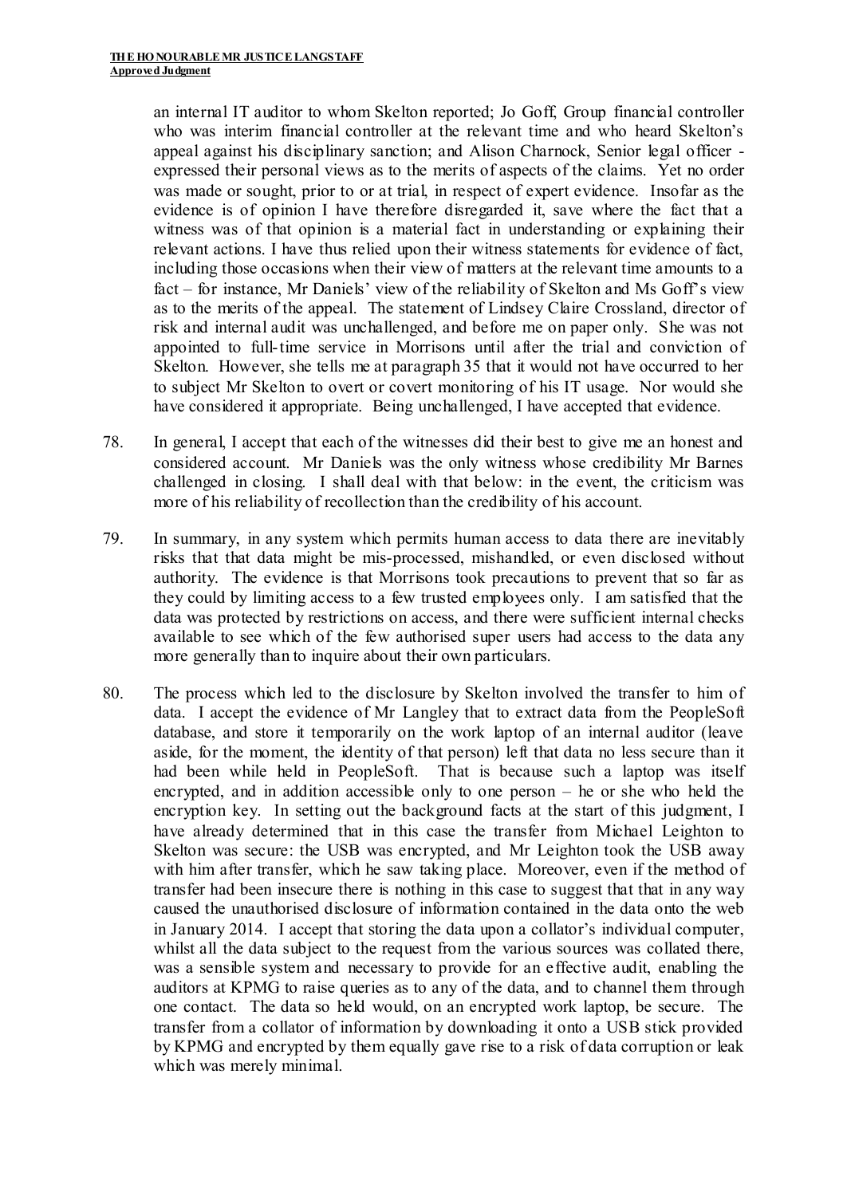an internal IT auditor to whom Skelton reported; Jo Goff, Group financial controller who was interim financial controller at the relevant time and who heard Skelton's appeal against his disciplinary sanction; and Alison Charnock, Senior legal officer - expressed their personal views as to the merits of aspects of the claims. Yet no order was made or sought, prior to or at trial, in respect of expert evidence. Insofar as the evidence is of opinion I have therefore disregarded it, save where the fact that a witness was of that opinion is a material fact in understanding or explaining their relevant actions. I have thus relied upon their witness statements for evidence of fact, including those occasions when their view of matters at the relevant time amounts to a fact – for instance, Mr Daniels' view of the reliability of Skelton and Ms Goff's view as to the merits of the appeal. The statement of Lindsey Claire Crossland, director of risk and internal audit was unchallenged, and before me on paper only. She was not appointed to full-time service in Morrisons until after the trial and conviction of Skelton. However, she tells me at paragraph 35 that it would not have occurred to her to subject Mr Skelton to overt or covert monitoring of his IT usage. Nor would she have considered it appropriate. Being unchallenged, I have accepted that evidence.

78. In general, I accept that each of the witnesses did their best to give me an honest and considered account. Mr Daniels was the only witness whose credibility Mr Barnes challenged in closing. I shall deal with that below: in the event, the criticism was more of his reliability of recollection than the credibility of his account.

79. In summary, in any system which permits human access to data there are inevitably risks that that data might be mis-processed, mishandled, or even disclosed without authority. The evidence is that Morrisons took precautions to prevent that so far as they could by limiting access to a few trusted employees only. I am satisfied that the data was protected by restrictions on access, and there were sufficient internal checks available to see which of the few authorised super users had access to the data any more generally than to inquire about their own particulars.

80. The process which led to the disclosure by Skelton involved the transfer to him of data. I accept the evidence of Mr Langley that to extract data from the PeopleSoft database, and store it temporarily on the work laptop of an internal auditor (leave aside, for the moment, the identity of that person) left that data no less secure than it had been while held in PeopleSoft. That is because such a laptop was itself encrypted, and in addition accessible only to one person – he or she who held the encryption key. In setting out the background facts at the start of this judgment, I have already determined that in this case the transfer from Michael Leighton to Skelton was secure: the USB was encrypted, and Mr Leighton took the USB away with him after transfer, which he saw taking place. Moreover, even if the method of transfer had been insecure there is nothing in this case to suggest that that in any way caused the unauthorised disclosure of information contained in the data onto the web in January 2014. I accept that storing the data upon a collator's individual computer, whilst all the data subject to the request from the various sources was collated there, was a sensible system and necessary to provide for an effective audit, enabling the auditors at KPMG to raise queries as to any of the data, and to channel them through one contact. The data so held would, on an encrypted work laptop, be secure. The transfer from a collator of information by downloading it onto a USB stick provided by KPMG and encrypted by them equally gave rise to a risk of data corruption or leak which was merely minimal.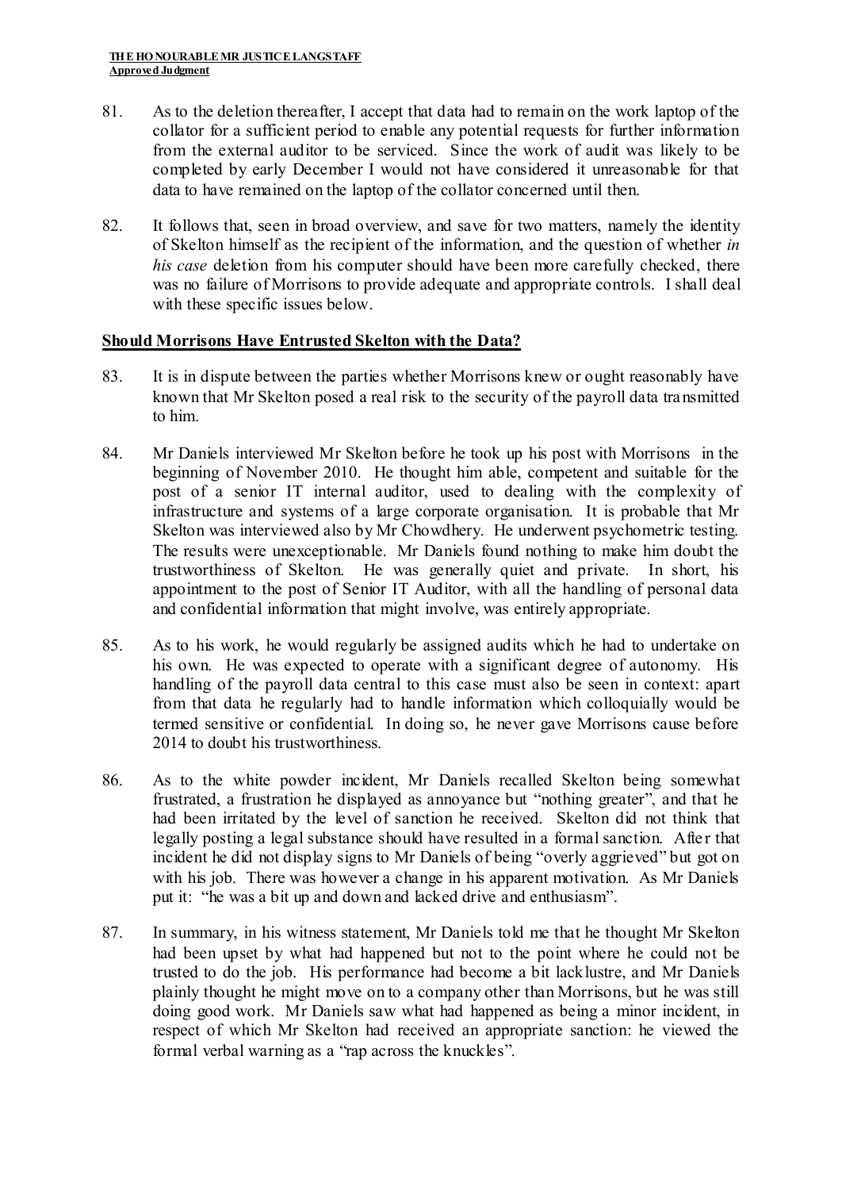81. As to the deletion thereafter, I accept that data had to remain on the work laptop of the collator for a sufficient period to enable any potential requests for further information from the external auditor to be serviced. Since the work of audit was likely to be completed by early December I would not have considered it unreasonable for that data to have remained on the laptop of the collator concerned until then.

82. It follows that, seen in broad overview, and save for two matters, namely the identity of Skelton himself as the recipient of the information, and the question of whether *in his case* deletion from his computer should have been more carefully checked, there was no failure of Morrisons to provide adequate and appropriate controls. I shall deal with these specific issues below.

**Should Morrisons Have Entrusted Skelton with the Data?**

83. It is in dispute between the parties whether Morrisons knew or ought reasonably have known that Mr Skelton posed a real risk to the security of the payroll data transmitted to him.

84. Mr Daniels interviewed Mr Skelton before he took up his post with Morrisons in the beginning of November 2010. He thought him able, competent and suitable for the post of a senior IT internal auditor, used to dealing with the complexity of infrastructure and systems of a large corporate organisation. It is probable that Mr Skelton was interviewed also by Mr Chowdhery. He underwent psychometric testing. The results were unexceptionable. Mr Daniels found nothing to make him doubt the trustworthiness of Skelton. He was generally quiet and private. In short, his appointment to the post of Senior IT Auditor, with all the handling of personal data and confidential information that might involve, was entirely appropriate.

85. As to his work, he would regularly be assigned audits which he had to undertake on his own. He was expected to operate with a significant degree of autonomy. His handling of the payroll data central to this case must also be seen in context: apart from that data he regularly had to handle information which colloquially would be termed sensitive or confidential. In doing so, he never gave Morrisons cause before 2014 to doubt his trustworthiness.

86. As to the white powder incident, Mr Daniels recalled Skelton being somewhat frustrated, a frustration he displayed as annoyance but "nothing greater", and that he had been irritated by the level of sanction he received. Skelton did not think that legally posting a legal substance should have resulted in a formal sanction. After that incident he did not display signs to Mr Daniels of being "overly aggrieved" but got on with his job. There was however a change in his apparent motivation. As Mr Daniels put it: "he was a bit up and down and lacked drive and enthusiasm".

87. In summary, in his witness statement, Mr Daniels told me that he thought Mr Skelton had been upset by what had happened but not to the point where he could not be trusted to do the job. His performance had become a bit lacklustre, and Mr Daniels plainly thought he might move on to a company other than Morrisons, but he was still doing good work. Mr Daniels saw what had happened as being a minor incident, in respect of which Mr Skelton had received an appropriate sanction: he viewed the formal verbal warning as a "rap across the knuckles".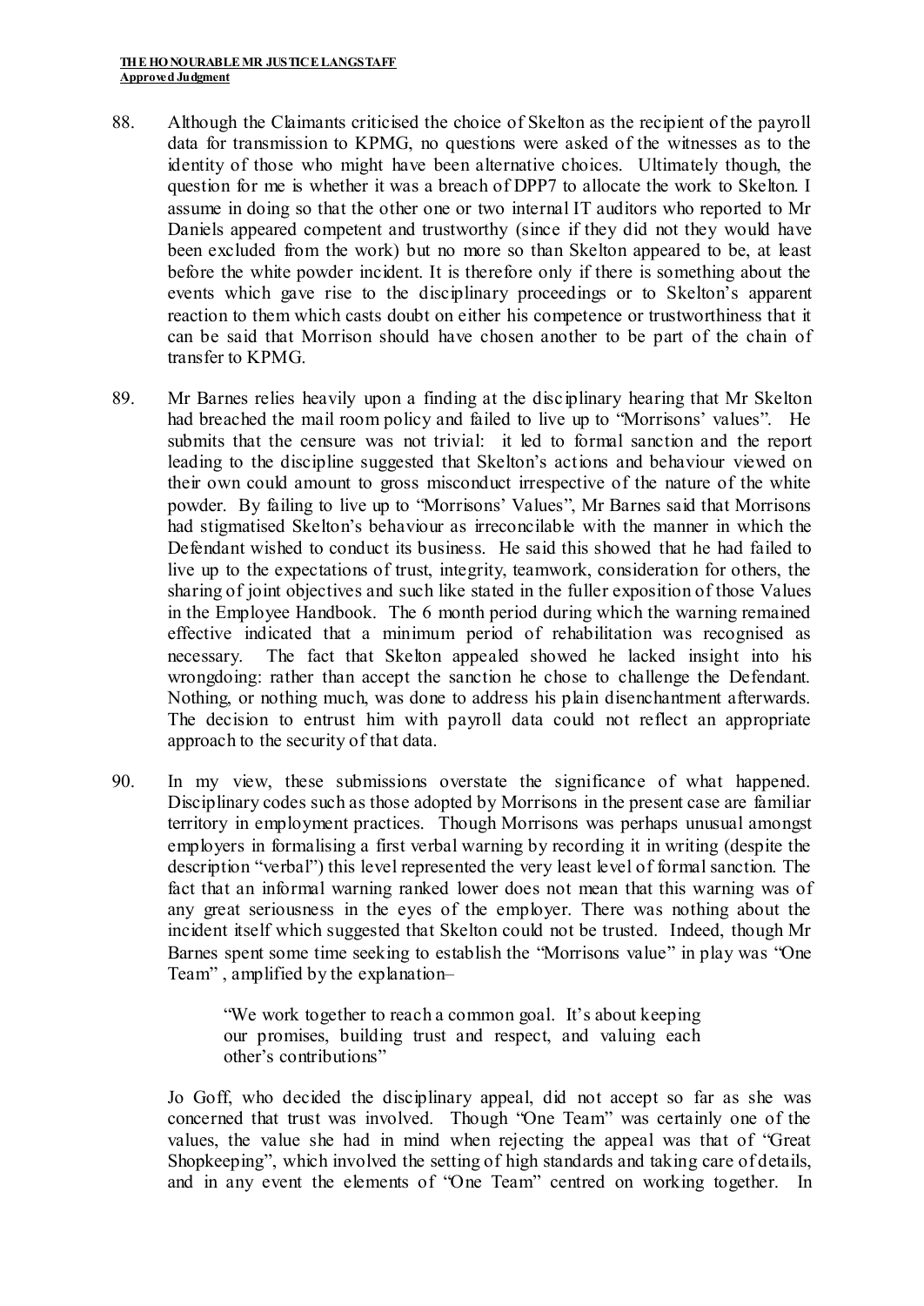88. Although the Claimants criticised the choice of Skelton as the recipient of the payroll data for transmission to KPMG, no questions were asked of the witnesses as to the identity of those who might have been alternative choices. Ultimately though, the question for me is whether it was a breach of DPP7 to allocate the work to Skelton. I assume in doing so that the other one or two internal IT auditors who reported to Mr Daniels appeared competent and trustworthy (since if they did not they would have been excluded from the work) but no more so than Skelton appeared to be, at least before the white powder incident. It is therefore only if there is something about the events which gave rise to the disciplinary proceedings or to Skelton's apparent reaction to them which casts doubt on either his competence or trustworthiness that it can be said that Morrison should have chosen another to be part of the chain of transfer to KPMG.

89. Mr Barnes relies heavily upon a finding at the disciplinary hearing that Mr Skelton had breached the mail room policy and failed to live up to "Morrisons' values". He submits that the censure was not trivial: it led to formal sanction and the report leading to the discipline suggested that Skelton's actions and behaviour viewed on their own could amount to gross misconduct irrespective of the nature of the white powder. By failing to live up to "Morrisons' Values", Mr Barnes said that Morrisons had stigmatised Skelton's behaviour as irreconcilable with the manner in which the Defendant wished to conduct its business. He said this showed that he had failed to live up to the expectations of trust, integrity, teamwork, consideration for others, the sharing of joint objectives and such like stated in the fuller exposition of those Values in the Employee Handbook. The 6 month period during which the warning remained effective indicated that a minimum period of rehabilitation was recognised as necessary. The fact that Skelton appealed showed he lacked insight into his wrongdoing: rather than accept the sanction he chose to challenge the Defendant. Nothing, or nothing much, was done to address his plain disenchantment afterwards. The decision to entrust him with payroll data could not reflect an appropriate approach to the security of that data.

90. In my view, these submissions overstate the significance of what happened. Disciplinary codes such as those adopted by Morrisons in the present case are familiar territory in employment practices. Though Morrisons was perhaps unusual amongst employers in formalising a first verbal warning by recording it in writing (despite the description "verbal") this level represented the very least level of formal sanction. The fact that an informal warning ranked lower does not mean that this warning was of any great seriousness in the eyes of the employer. There was nothing about the incident itself which suggested that Skelton could not be trusted. Indeed, though Mr Barnes spent some time seeking to establish the "Morrisons value" in play was "One Team", amplified by the explanation–

> "We work together to reach a common goal. It's about keeping our promises, building trust and respect, and valuing each other's contributions"

Jo Goff, who decided the disciplinary appeal, did not accept so far as she was concerned that trust was involved. Though "One Team" was certainly one of the values, the value she had in mind when rejecting the appeal was that of "Great Shopkeeping", which involved the setting of high standards and taking care of details, and in any event the elements of "One Team" centred on working together. In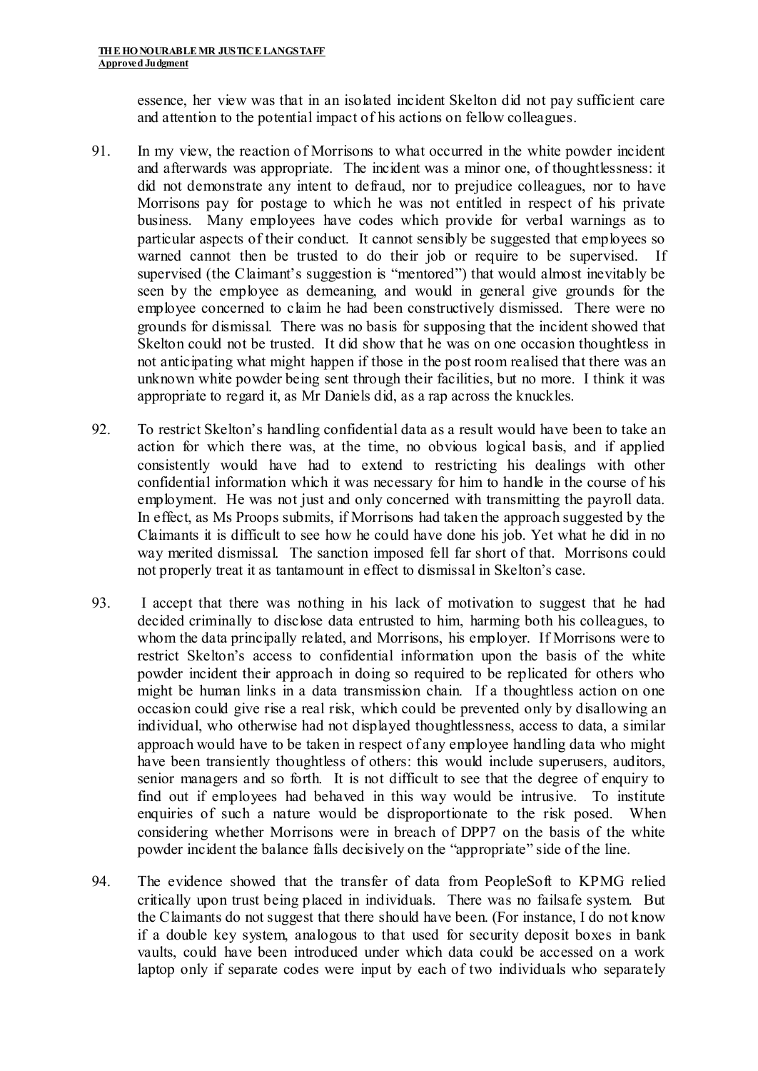essence, her view was that in an isolated incident Skelton did not pay sufficient care and attention to the potential impact of his actions on fellow colleagues.

91. In my view, the reaction of Morrisons to what occurred in the white powder incident and afterwards was appropriate. The incident was a minor one, of thoughtlessness: it did not demonstrate any intent to defraud, nor to prejudice colleagues, nor to have Morrisons pay for postage to which he was not entitled in respect of his private business. Many employees have codes which provide for verbal warnings as to particular aspects of their conduct. It cannot sensibly be suggested that employees so warned cannot then be trusted to do their job or require to be supervised. If supervised (the Claimant's suggestion is "mentored") that would almost inevitably be seen by the employee as demeaning, and would in general give grounds for the employee concerned to claim he had been constructively dismissed. There were no grounds for dismissal. There was no basis for supposing that the incident showed that Skelton could not be trusted. It did show that he was on one occasion thoughtless in not anticipating what might happen if those in the post room realised that there was an unknown white powder being sent through their facilities, but no more. I think it was appropriate to regard it, as Mr Daniels did, as a rap across the knuckles.

92. To restrict Skelton's handling confidential data as a result would have been to take an action for which there was, at the time, no obvious logical basis, and if applied consistently would have had to extend to restricting his dealings with other confidential information which it was necessary for him to handle in the course of his employment. He was not just and only concerned with transmitting the payroll data. In effect, as Ms Proops submits, if Morrisons had taken the approach suggested by the Claimants it is difficult to see how he could have done his job. Yet what he did in no way merited dismissal. The sanction imposed fell far short of that. Morrisons could not properly treat it as tantamount in effect to dismissal in Skelton's case.

93. I accept that there was nothing in his lack of motivation to suggest that he had decided criminally to disclose data entrusted to him, harming both his colleagues, to whom the data principally related, and Morrisons, his employer. If Morrisons were to restrict Skelton's access to confidential information upon the basis of the white powder incident their approach in doing so required to be replicated for others who might be human links in a data transmission chain. If a thoughtless action on one occasion could give rise a real risk, which could be prevented only by disallowing an individual, who otherwise had not displayed thoughtlessness, access to data, a similar approach would have to be taken in respect of any employee handling data who might have been transiently thoughtless of others: this would include superusers, auditors, senior managers and so forth. It is not difficult to see that the degree of enquiry to find out if employees had behaved in this way would be intrusive. To institute enquiries of such a nature would be disproportionate to the risk posed. When considering whether Morrisons were in breach of DPP7 on the basis of the white powder incident the balance falls decisively on the "appropriate" side of the line.

94. The evidence showed that the transfer of data from PeopleSoft to KPMG relied critically upon trust being placed in individuals. There was no failsafe system. But the Claimants do not suggest that there should have been. (For instance, I do not know if a double key system, analogous to that used for security deposit boxes in bank vaults, could have been introduced under which data could be accessed on a work laptop only if separate codes were input by each of two individuals who separately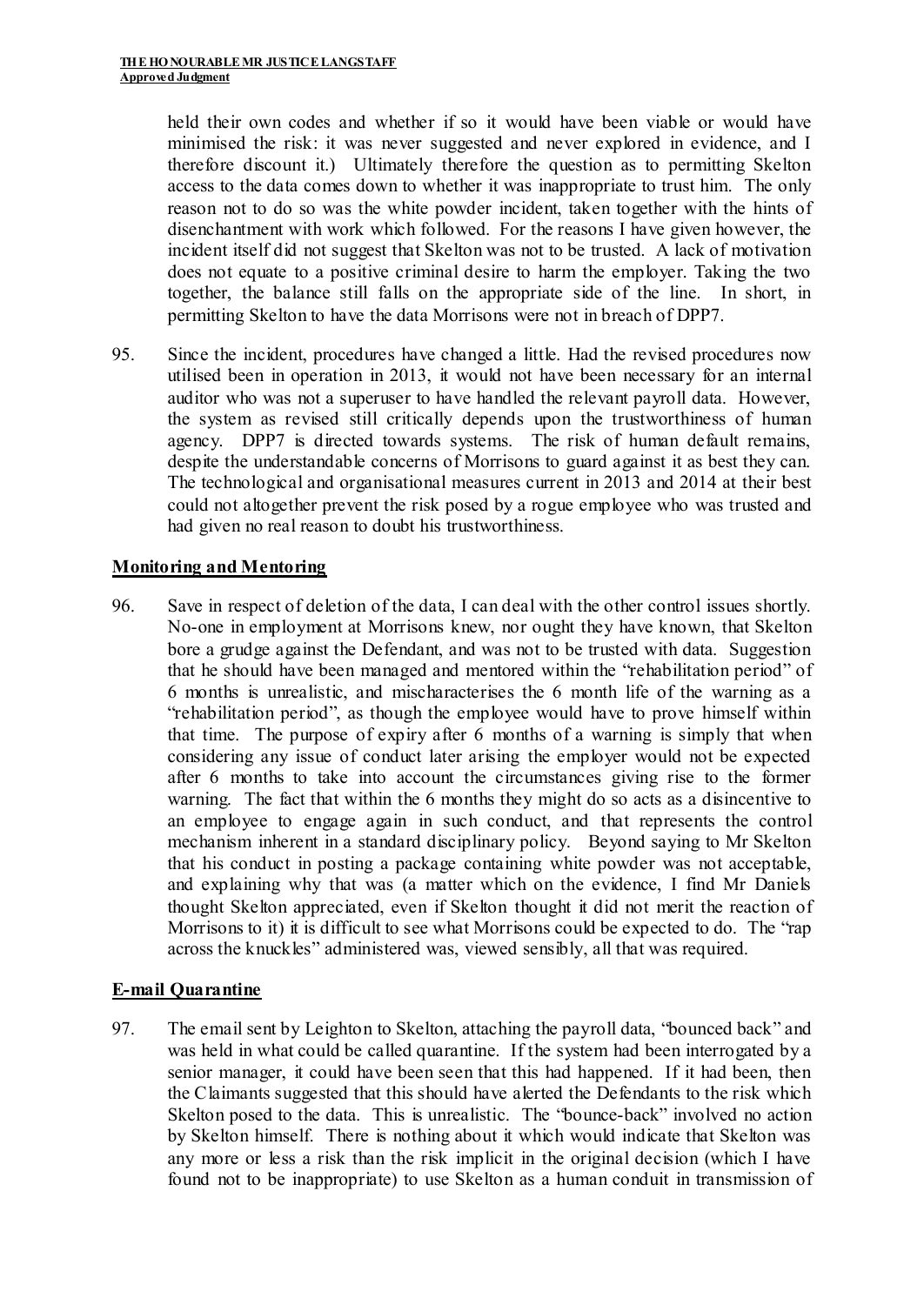held their own codes and whether if so it would have been viable or would have minimised the risk: it was never suggested and never explored in evidence, and I therefore discount it.) Ultimately therefore the question as to permitting Skelton access to the data comes down to whether it was inappropriate to trust him. The only reason not to do so was the white powder incident, taken together with the hints of disenchantment with work which followed. For the reasons I have given however, the incident itself did not suggest that Skelton was not to be trusted. A lack of motivation does not equate to a positive criminal desire to harm the employer. Taking the two together, the balance still falls on the appropriate side of the line. In short, in permitting Skelton to have the data Morrisons were not in breach of DPP7.

95. Since the incident, procedures have changed a little. Had the revised procedures now utilised been in operation in 2013, it would not have been necessary for an internal auditor who was not a superuser to have handled the relevant payroll data. However, the system as revised still critically depends upon the trustworthiness of human agency. DPP7 is directed towards systems. The risk of human default remains, despite the understandable concerns of Morrisons to guard against it as best they can. The technological and organisational measures current in 2013 and 2014 at their best could not altogether prevent the risk posed by a rogue employee who was trusted and had given no real reason to doubt his trustworthiness.

## Monitoring and Mentoring

96. Save in respect of deletion of the data, I can deal with the other control issues shortly. No-one in employment at Morrisons knew, nor ought they have known, that Skelton bore a grudge against the Defendant, and was not to be trusted with data. Suggestion that he should have been managed and mentored within the "rehabilitation period" of 6 months is unrealistic, and mischaracterises the 6 month life of the warning as a "rehabilitation period", as though the employee would have to prove himself within that time. The purpose of expiry after 6 months of a warning is simply that when considering any issue of conduct later arising the employer would not be expected after 6 months to take into account the circumstances giving rise to the former warning. The fact that within the 6 months they might do so acts as a disincentive to an employee to engage again in such conduct, and that represents the control mechanism inherent in a standard disciplinary policy. Beyond saying to Mr Skelton that his conduct in posting a package containing white powder was not acceptable, and explaining why that was (a matter which on the evidence, I find Mr Daniels thought Skelton appreciated, even if Skelton thought it did not merit the reaction of Morrisons to it) it is difficult to see what Morrisons could be expected to do. The "rap across the knuckles" administered was, viewed sensibly, all that was required.

## E-mail Quarantine

97. The email sent by Leighton to Skelton, attaching the payroll data, "bounced back" and was held in what could be called quarantine. If the system had been interrogated by a senior manager, it could have been seen that this had happened. If it had been, then the Claimants suggested that this should have alerted the Defendants to the risk which Skelton posed to the data. This is unrealistic. The "bounce-back" involved no action by Skelton himself. There is nothing about it which would indicate that Skelton was any more or less a risk than the risk implicit in the original decision (which I have found not to be inappropriate) to use Skelton as a human conduit in transmission of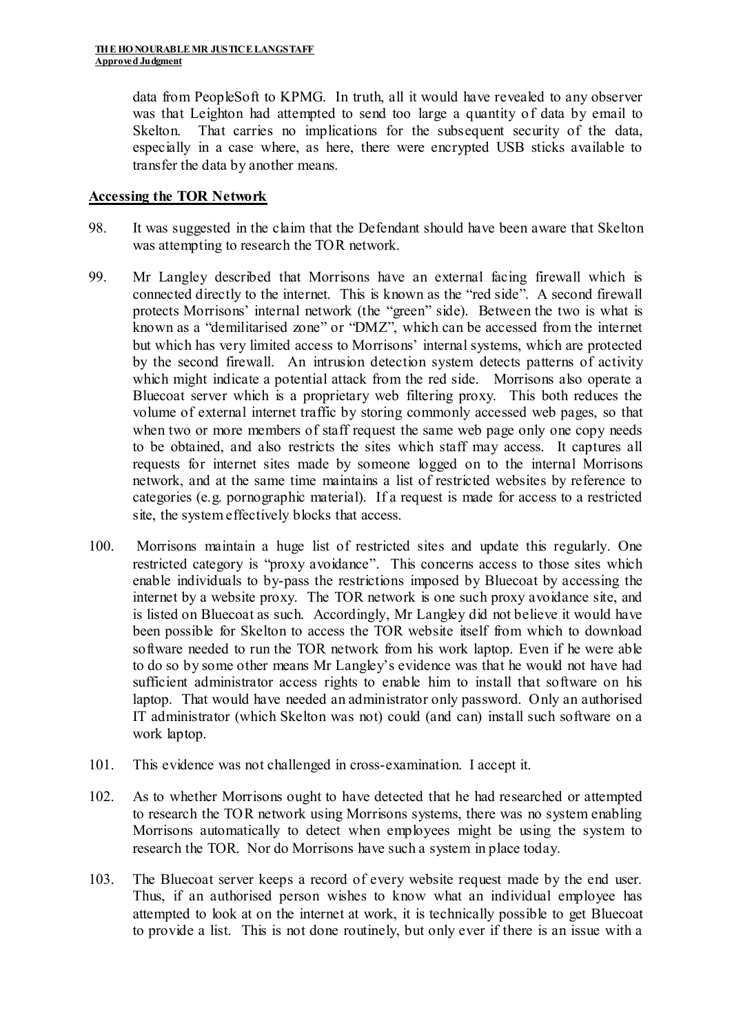data from PeopleSoft to KPMG. In truth, all it would have revealed to any observer was that Leighton had attempted to send too large a quantity of data by email to Skelton. That carries no implications for the subsequent security of the data, especially in a case where, as here, there were encrypted USB sticks available to transfer the data by another means.

**Accessing the TOR Network**

98. It was suggested in the claim that the Defendant should have been aware that Skelton was attempting to research the TOR network.

99. Mr Langley described that Morrisons have an external facing firewall which is connected directly to the internet. This is known as the "red side". A second firewall protects Morrisons' internal network (the "green" side). Between the two is what is known as a "demilitarised zone" or "DMZ", which can be accessed from the internet but which has very limited access to Morrisons' internal systems, which are protected by the second firewall. An intrusion detection system detects patterns of activity which might indicate a potential attack from the red side. Morrisons also operate a Bluecoat server which is a proprietary web filtering proxy. This both reduces the volume of external internet traffic by storing commonly accessed web pages, so that when two or more members of staff request the same web page only one copy needs to be obtained, and also restricts the sites which staff may access. It captures all requests for internet sites made by someone logged on to the internal Morrisons network, and at the same time maintains a list of restricted websites by reference to categories (e.g. pornographic material). If a request is made for access to a restricted site, the system effectively blocks that access.

100. Morrisons maintain a huge list of restricted sites and update this regularly. One restricted category is "proxy avoidance". This concerns access to those sites which enable individuals to by-pass the restrictions imposed by Bluecoat by accessing the internet by a website proxy. The TOR network is one such proxy avoidance site, and is listed on Bluecoat as such. Accordingly, Mr Langley did not believe it would have been possible for Skelton to access the TOR website itself from which to download software needed to run the TOR network from his work laptop. Even if he were able to do so by some other means Mr Langley's evidence was that he would not have had sufficient administrator access rights to enable him to install that software on his laptop. That would have needed an administrator only password. Only an authorised IT administrator (which Skelton was not) could (and can) install such software on a work laptop.

101. This evidence was not challenged in cross-examination. I accept it.

102. As to whether Morrisons ought to have detected that he had researched or attempted to research the TOR network using Morrisons systems, there was no system enabling Morrisons automatically to detect when employees might be using the system to research the TOR. Nor do Morrisons have such a system in place today.

103. The Bluecoat server keeps a record of every website request made by the end user. Thus, if an authorised person wishes to know what an individual employee has attempted to look at on the internet at work, it is technically possible to get Bluecoat to provide a list. This is not done routinely, but only ever if there is an issue with a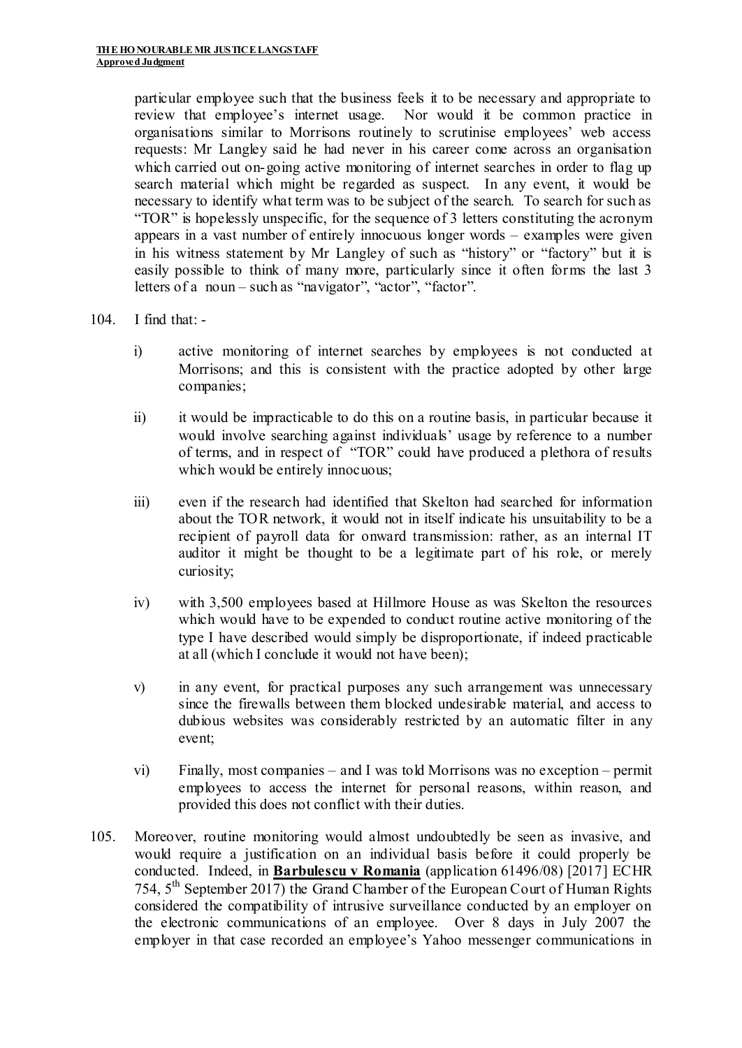particular employee such that the business feels it to be necessary and appropriate to review that employee's internet usage. Nor would it be common practice in organisations similar to Morrisons routinely to scrutinise employees' web access requests: Mr Langley said he had never in his career come across an organisation which carried out on-going active monitoring of internet searches in order to flag up search material which might be regarded as suspect. In any event, it would be necessary to identify what term was to be subject of the search. To search for such as "TOR" is hopelessly unspecific, for the sequence of 3 letters constituting the acronym appears in a vast number of entirely innocuous longer words – examples were given in his witness statement by Mr Langley of such as "history" or "factory" but it is easily possible to think of many more, particularly since it often forms the last 3 letters of a noun – such as "navigator", "actor", "factor".

104. I find that: -

   i) active monitoring of internet searches by employees is not conducted at Morrisons; and this is consistent with the practice adopted by other large companies;

   ii) it would be impracticable to do this on a routine basis, in particular because it would involve searching against individuals' usage by reference to a number of terms, and in respect of "TOR" could have produced a plethora of results which would be entirely innocuous;

   iii) even if the research had identified that Skelton had searched for information about the TOR network, it would not in itself indicate his unsuitability to be a recipient of payroll data for onward transmission: rather, as an internal IT auditor it might be thought to be a legitimate part of his role, or merely curiosity;

   iv) with 3,500 employees based at Hillmore House as was Skelton the resources which would have to be expended to conduct routine active monitoring of the type I have described would simply be disproportionate, if indeed practicable at all (which I conclude it would not have been);

   v) in any event, for practical purposes any such arrangement was unnecessary since the firewalls between them blocked undesirable material, and access to dubious websites was considerably restricted by an automatic filter in any event;

   vi) Finally, most companies – and I was told Morrisons was no exception – permit employees to access the internet for personal reasons, within reason, and provided this does not conflict with their duties.

105. Moreover, routine monitoring would almost undoubtedly be seen as invasive, and would require a justification on an individual basis before it could properly be conducted. Indeed, in **Barbulescu v Romania** (application 61496/08) [2017] ECHR 754, 5th September 2017) the Grand Chamber of the European Court of Human Rights considered the compatibility of intrusive surveillance conducted by an employer on the electronic communications of an employee. Over 8 days in July 2007 the employer in that case recorded an employee's Yahoo messenger communications in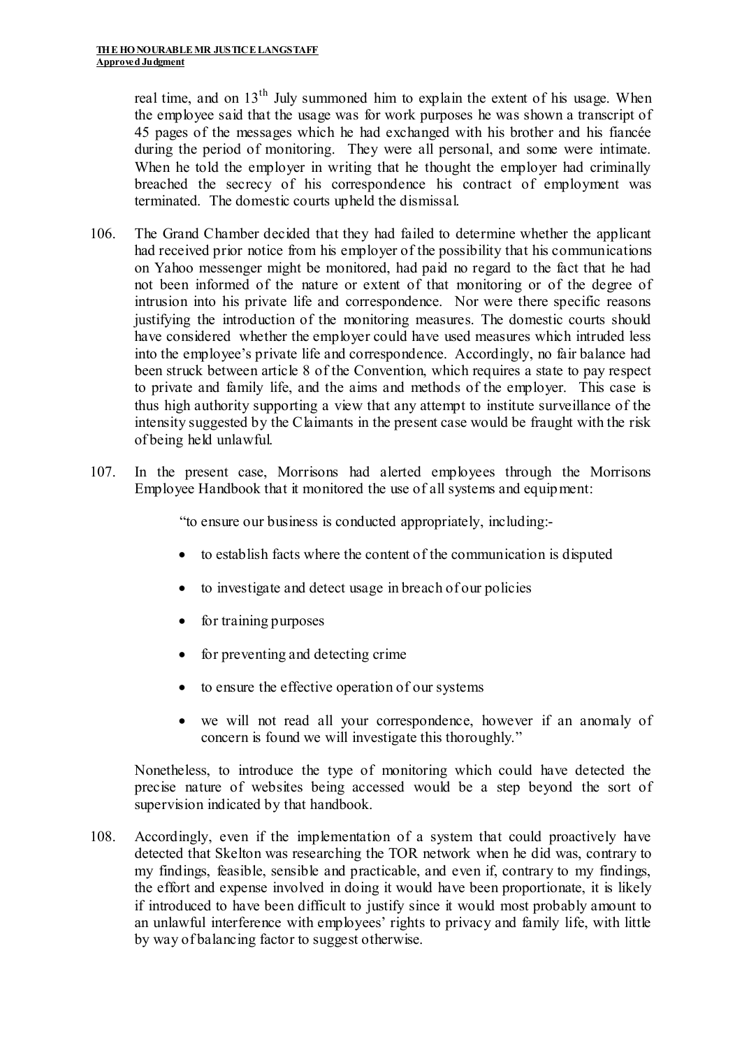real time, and on 13th July summoned him to explain the extent of his usage. When the employee said that the usage was for work purposes he was shown a transcript of 45 pages of the messages which he had exchanged with his brother and his fiancée during the period of monitoring. They were all personal, and some were intimate. When he told the employer in writing that he thought the employer had criminally breached the secrecy of his correspondence his contract of employment was terminated. The domestic courts upheld the dismissal.

106. The Grand Chamber decided that they had failed to determine whether the applicant had received prior notice from his employer of the possibility that his communications on Yahoo messenger might be monitored, had paid no regard to the fact that he had not been informed of the nature or extent of that monitoring or of the degree of intrusion into his private life and correspondence. Nor were there specific reasons justifying the introduction of the monitoring measures. The domestic courts should have considered whether the employer could have used measures which intruded less into the employee's private life and correspondence. Accordingly, no fair balance had been struck between article 8 of the Convention, which requires a state to pay respect to private and family life, and the aims and methods of the employer. This case is thus high authority supporting a view that any attempt to institute surveillance of the intensity suggested by the Claimants in the present case would be fraught with the risk of being held unlawful.

107. In the present case, Morrisons had alerted employees through the Morrisons Employee Handbook that it monitored the use of all systems and equipment:

> "to ensure our business is conducted appropriately, including:-
>
> - to establish facts where the content of the communication is disputed
> - to investigate and detect usage in breach of our policies
> - for training purposes
> - for preventing and detecting crime
> - to ensure the effective operation of our systems
> - we will not read all your correspondence, however if an anomaly of concern is found we will investigate this thoroughly."

Nonetheless, to introduce the type of monitoring which could have detected the precise nature of websites being accessed would be a step beyond the sort of supervision indicated by that handbook.

108. Accordingly, even if the implementation of a system that could proactively have detected that Skelton was researching the TOR network when he did was, contrary to my findings, feasible, sensible and practicable, and even if, contrary to my findings, the effort and expense involved in doing it would have been proportionate, it is likely if introduced to have been difficult to justify since it would most probably amount to an unlawful interference with employees' rights to privacy and family life, with little by way of balancing factor to suggest otherwise.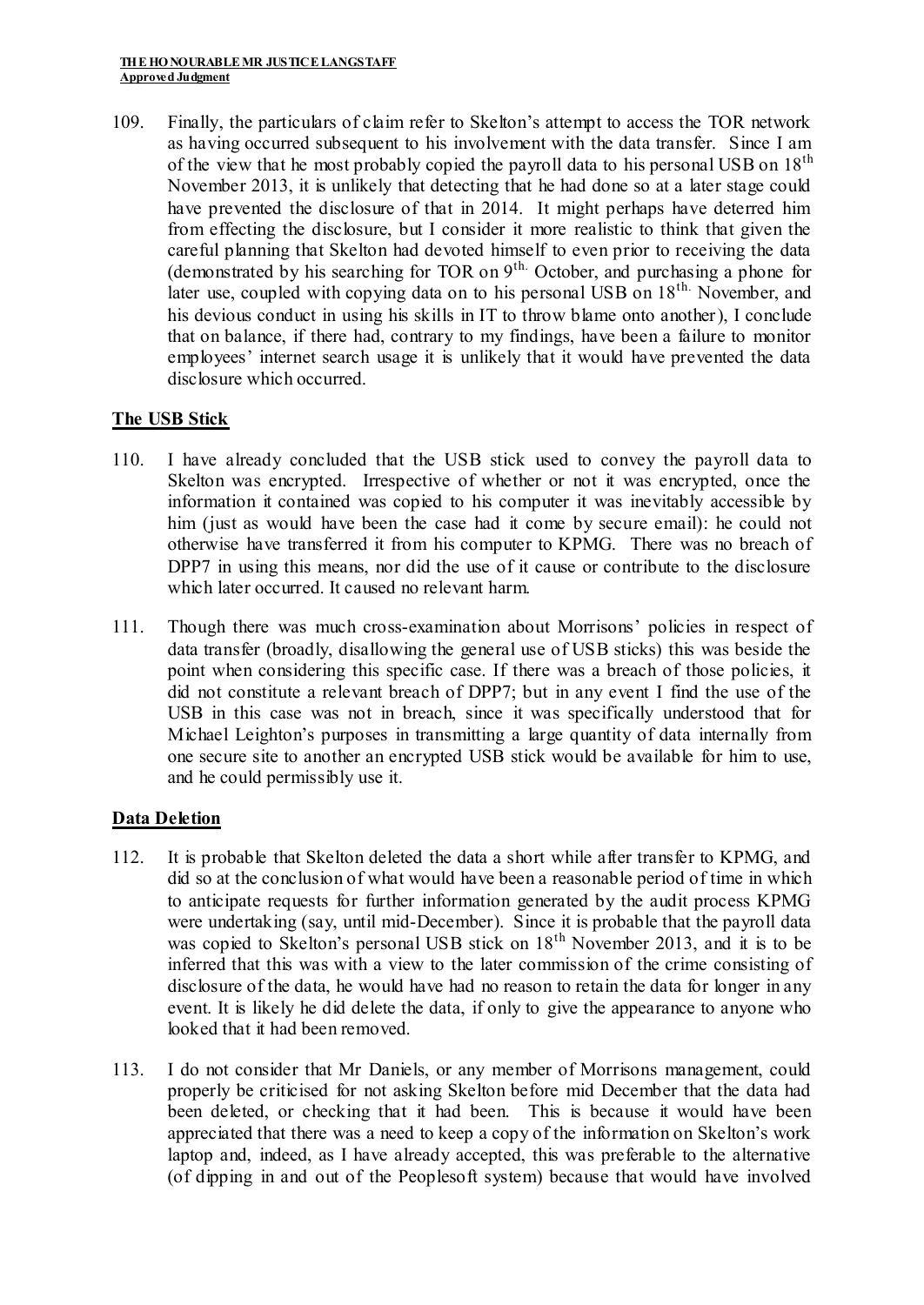109. Finally, the particulars of claim refer to Skelton's attempt to access the TOR network as having occurred subsequent to his involvement with the data transfer. Since I am of the view that he most probably copied the payroll data to his personal USB on 18th November 2013, it is unlikely that detecting that he had done so at a later stage could have prevented the disclosure of that in 2014. It might perhaps have deterred him from effecting the disclosure, but I consider it more realistic to think that given the careful planning that Skelton had devoted himself to even prior to receiving the data (demonstrated by his searching for TOR on 9th October, and purchasing a phone for later use, coupled with copying data on to his personal USB on 18th November, and his devious conduct in using his skills in IT to throw blame onto another), I conclude that on balance, if there had, contrary to my findings, have been a failure to monitor employees' internet search usage it is unlikely that it would have prevented the data disclosure which occurred.

**The USB Stick**

110. I have already concluded that the USB stick used to convey the payroll data to Skelton was encrypted. Irrespective of whether or not it was encrypted, once the information it contained was copied to his computer it was inevitably accessible by him (just as would have been the case had it come by secure email): he could not otherwise have transferred it from his computer to KPMG. There was no breach of DPP7 in using this means, nor did the use of it cause or contribute to the disclosure which later occurred. It caused no relevant harm.

111. Though there was much cross-examination about Morrisons' policies in respect of data transfer (broadly, disallowing the general use of USB sticks) this was beside the point when considering this specific case. If there was a breach of those policies, it did not constitute a relevant breach of DPP7; but in any event I find the use of the USB in this case was not in breach, since it was specifically understood that for Michael Leighton's purposes in transmitting a large quantity of data internally from one secure site to another an encrypted USB stick would be available for him to use, and he could permissibly use it.

**Data Deletion**

112. It is probable that Skelton deleted the data a short while after transfer to KPMG, and did so at the conclusion of what would have been a reasonable period of time in which to anticipate requests for further information generated by the audit process KPMG were undertaking (say, until mid-December). Since it is probable that the payroll data was copied to Skelton's personal USB stick on 18th November 2013, and it is to be inferred that this was with a view to the later commission of the crime consisting of disclosure of the data, he would have had no reason to retain the data for longer in any event. It is likely he did delete the data, if only to give the appearance to anyone who looked that it had been removed.

113. I do not consider that Mr Daniels, or any member of Morrisons management, could properly be criticised for not asking Skelton before mid December that the data had been deleted, or checking that it had been. This is because it would have been appreciated that there was a need to keep a copy of the information on Skelton's work laptop and, indeed, as I have already accepted, this was preferable to the alternative (of dipping in and out of the Peoplesoft system) because that would have involved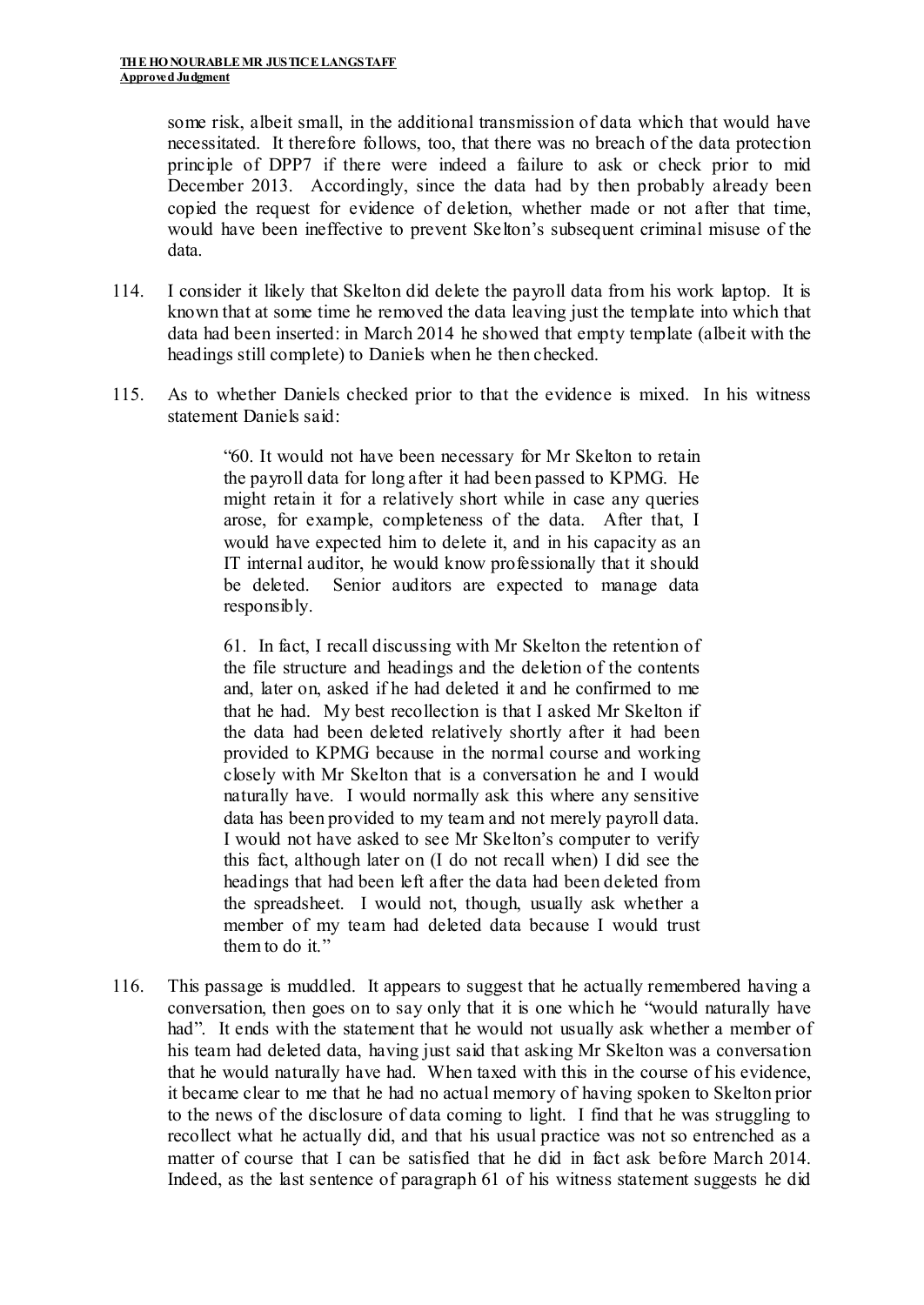some risk, albeit small, in the additional transmission of data which that would have necessitated. It therefore follows, too, that there was no breach of the data protection principle of DPP7 if there were indeed a failure to ask or check prior to mid December 2013. Accordingly, since the data had by then probably already been copied the request for evidence of deletion, whether made or not after that time, would have been ineffective to prevent Skelton's subsequent criminal misuse of the data.

114. I consider it likely that Skelton did delete the payroll data from his work laptop. It is known that at some time he removed the data leaving just the template into which that data had been inserted: in March 2014 he showed that empty template (albeit with the headings still complete) to Daniels when he then checked.

115. As to whether Daniels checked prior to that the evidence is mixed. In his witness statement Daniels said:

> "60. It would not have been necessary for Mr Skelton to retain the payroll data for long after it had been passed to KPMG. He might retain it for a relatively short while in case any queries arose, for example, completeness of the data. After that, I would have expected him to delete it, and in his capacity as an IT internal auditor, he would know professionally that it should be deleted. Senior auditors are expected to manage data responsibly.
>
> 61. In fact, I recall discussing with Mr Skelton the retention of the file structure and headings and the deletion of the contents and, later on, asked if he had deleted it and he confirmed to me that he had. My best recollection is that I asked Mr Skelton if the data had been deleted relatively shortly after it had been provided to KPMG because in the normal course and working closely with Mr Skelton that is a conversation he and I would naturally have. I would normally ask this where any sensitive data has been provided to my team and not merely payroll data. I would not have asked to see Mr Skelton's computer to verify this fact, although later on (I do not recall when) I did see the headings that had been left after the data had been deleted from the spreadsheet. I would not, though, usually ask whether a member of my team had deleted data because I would trust them to do it."

116. This passage is muddled. It appears to suggest that he actually remembered having a conversation, then goes on to say only that it is one which he "would naturally have had". It ends with the statement that he would not usually ask whether a member of his team had deleted data, having just said that asking Mr Skelton was a conversation that he would naturally have had. When taxed with this in the course of his evidence, it became clear to me that he had no actual memory of having spoken to Skelton prior to the news of the disclosure of data coming to light. I find that he was struggling to recollect what he actually did, and that his usual practice was not so entrenched as a matter of course that I can be satisfied that he did in fact ask before March 2014. Indeed, as the last sentence of paragraph 61 of his witness statement suggests he did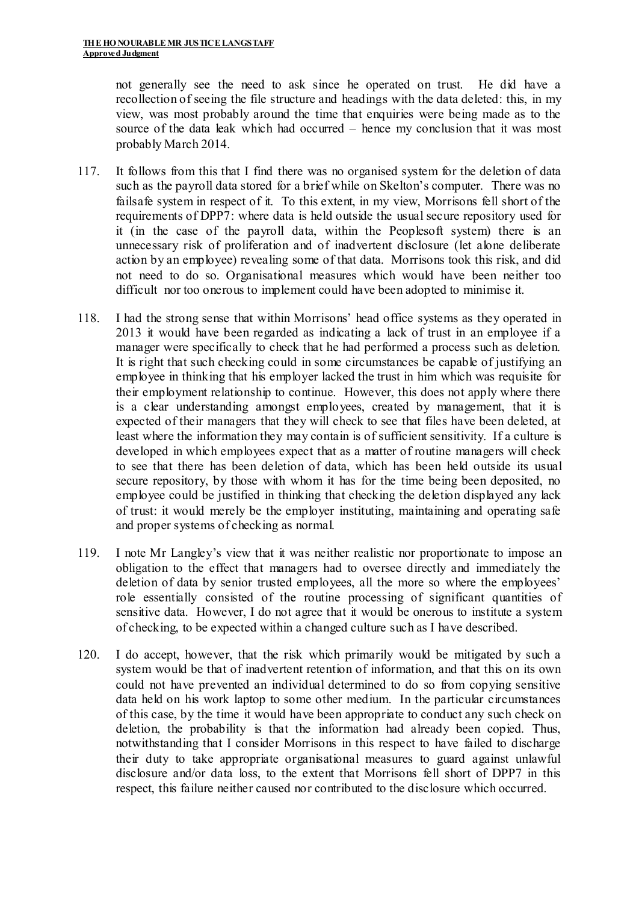not generally see the need to ask since he operated on trust. He did have a recollection of seeing the file structure and headings with the data deleted: this, in my view, was most probably around the time that enquiries were being made as to the source of the data leak which had occurred – hence my conclusion that it was most probably March 2014.

117. It follows from this that I find there was no organised system for the deletion of data such as the payroll data stored for a brief while on Skelton's computer. There was no failsafe system in respect of it. To this extent, in my view, Morrisons fell short of the requirements of DPP7: where data is held outside the usual secure repository used for it (in the case of the payroll data, within the Peoplesoft system) there is an unnecessary risk of proliferation and of inadvertent disclosure (let alone deliberate action by an employee) revealing some of that data. Morrisons took this risk, and did not need to do so. Organisational measures which would have been neither too difficult nor too onerous to implement could have been adopted to minimise it.

118. I had the strong sense that within Morrisons' head office systems as they operated in 2013 it would have been regarded as indicating a lack of trust in an employee if a manager were specifically to check that he had performed a process such as deletion. It is right that such checking could in some circumstances be capable of justifying an employee in thinking that his employer lacked the trust in him which was requisite for their employment relationship to continue. However, this does not apply where there is a clear understanding amongst employees, created by management, that it is expected of their managers that they will check to see that files have been deleted, at least where the information they may contain is of sufficient sensitivity. If a culture is developed in which employees expect that as a matter of routine managers will check to see that there has been deletion of data, which has been held outside its usual secure repository, by those with whom it has for the time being been deposited, no employee could be justified in thinking that checking the deletion displayed any lack of trust: it would merely be the employer instituting, maintaining and operating safe and proper systems of checking as normal.

119. I note Mr Langley's view that it was neither realistic nor proportionate to impose an obligation to the effect that managers had to oversee directly and immediately the deletion of data by senior trusted employees, all the more so where the employees' role essentially consisted of the routine processing of significant quantities of sensitive data. However, I do not agree that it would be onerous to institute a system of checking, to be expected within a changed culture such as I have described.

120. I do accept, however, that the risk which primarily would be mitigated by such a system would be that of inadvertent retention of information, and that this on its own could not have prevented an individual determined to do so from copying sensitive data held on his work laptop to some other medium. In the particular circumstances of this case, by the time it would have been appropriate to conduct any such check on deletion, the probability is that the information had already been copied. Thus, notwithstanding that I consider Morrisons in this respect to have failed to discharge their duty to take appropriate organisational measures to guard against unlawful disclosure and/or data loss, to the extent that Morrisons fell short of DPP7 in this respect, this failure neither caused nor contributed to the disclosure which occurred.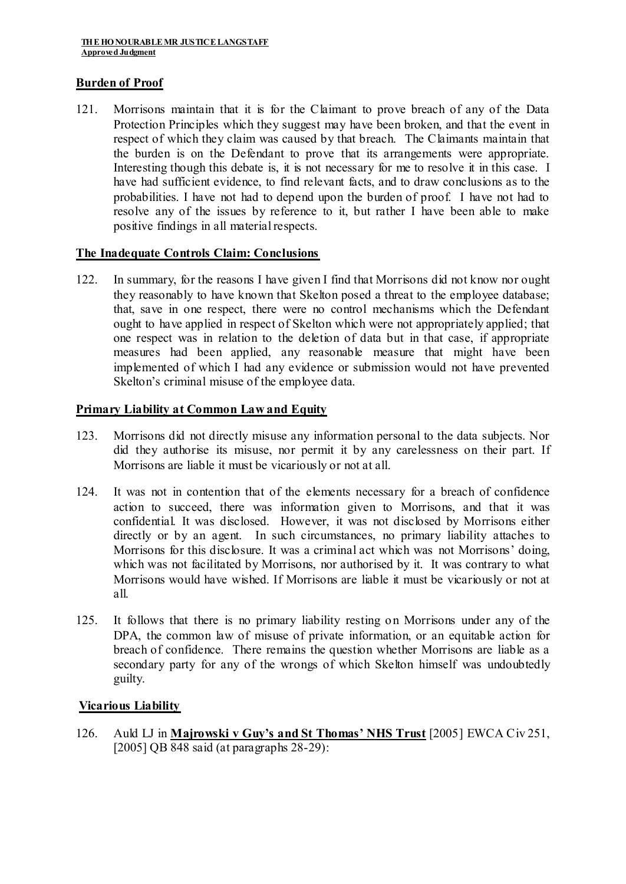## Burden of Proof

121. Morrisons maintain that it is for the Claimant to prove breach of any of the Data Protection Principles which they suggest may have been broken, and that the event in respect of which they claim was caused by that breach. The Claimants maintain that the burden is on the Defendant to prove that its arrangements were appropriate. Interesting though this debate is, it is not necessary for me to resolve it in this case. I have had sufficient evidence, to find relevant facts, and to draw conclusions as to the probabilities. I have not had to depend upon the burden of proof. I have not had to resolve any of the issues by reference to it, but rather I have been able to make positive findings in all material respects.

## The Inadequate Controls Claim: Conclusions

122. In summary, for the reasons I have given I find that Morrisons did not know nor ought they reasonably to have known that Skelton posed a threat to the employee database; that, save in one respect, there were no control mechanisms which the Defendant ought to have applied in respect of Skelton which were not appropriately applied; that one respect was in relation to the deletion of data but in that case, if appropriate measures had been applied, any reasonable measure that might have been implemented of which I had any evidence or submission would not have prevented Skelton's criminal misuse of the employee data.

## Primary Liability at Common Law and Equity

123. Morrisons did not directly misuse any information personal to the data subjects. Nor did they authorise its misuse, nor permit it by any carelessness on their part. If Morrisons are liable it must be vicariously or not at all.

124. It was not in contention that of the elements necessary for a breach of confidence action to succeed, there was information given to Morrisons, and that it was confidential. It was disclosed. However, it was not disclosed by Morrisons either directly or by an agent. In such circumstances, no primary liability attaches to Morrisons for this disclosure. It was a criminal act which was not Morrisons' doing, which was not facilitated by Morrisons, nor authorised by it. It was contrary to what Morrisons would have wished. If Morrisons are liable it must be vicariously or not at all.

125. It follows that there is no primary liability resting on Morrisons under any of the DPA, the common law of misuse of private information, or an equitable action for breach of confidence. There remains the question whether Morrisons are liable as a secondary party for any of the wrongs of which Skelton himself was undoubtedly guilty.

## Vicarious Liability

126. Auld LJ in **Majrowski v Guy's and St Thomas' NHS Trust** [2005] EWCA Civ 251, [2005] QB 848 said (at paragraphs 28-29):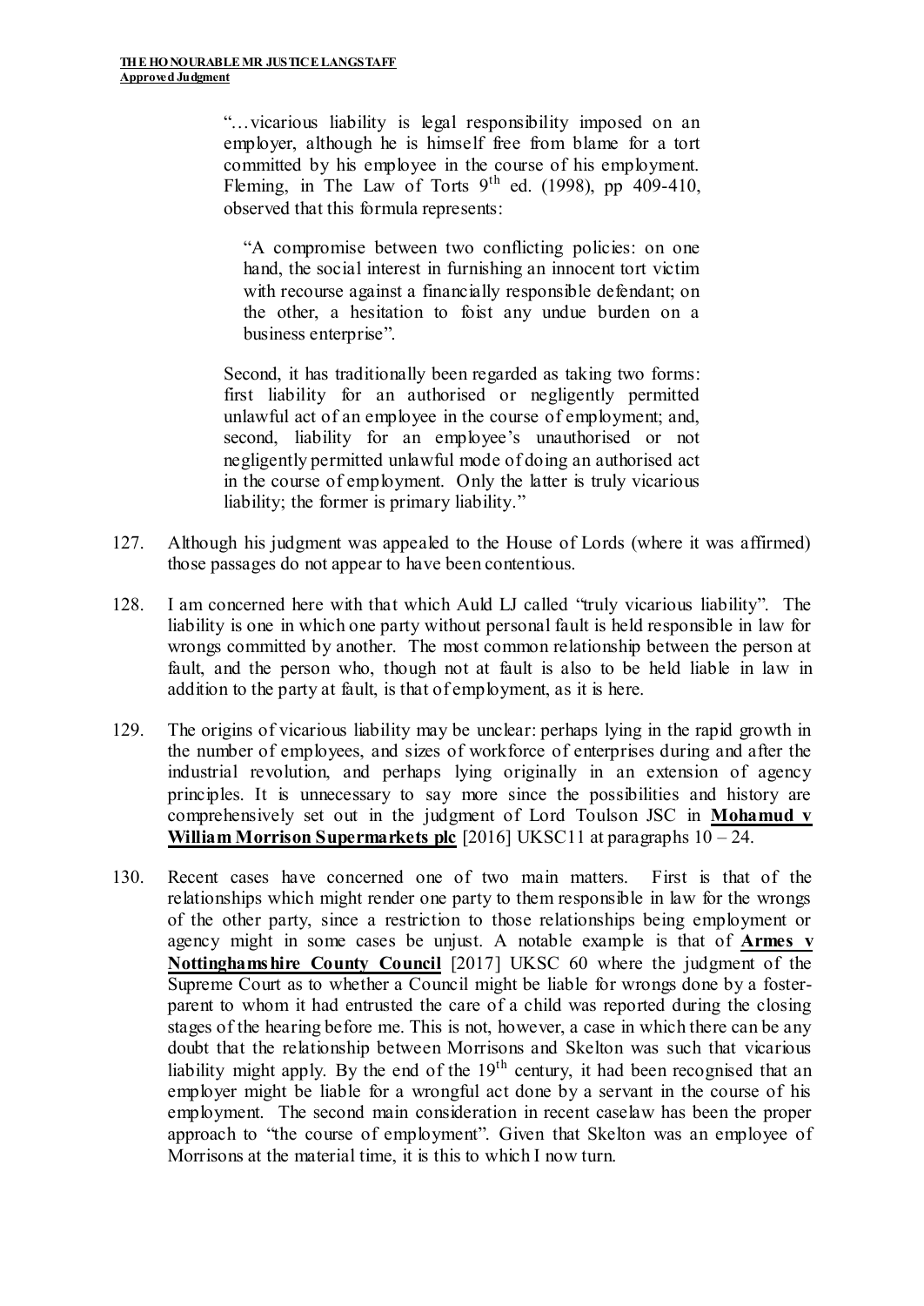> "…vicarious liability is legal responsibility imposed on an employer, although he is himself free from blame for a tort committed by his employee in the course of his employment. Fleming, in The Law of Torts 9th ed. (1998), pp 409-410, observed that this formula represents:
>
> > "A compromise between two conflicting policies: on one hand, the social interest in furnishing an innocent tort victim with recourse against a financially responsible defendant; on the other, a hesitation to foist any undue burden on a business enterprise".
>
> Second, it has traditionally been regarded as taking two forms: first liability for an authorised or negligently permitted unlawful act of an employee in the course of employment; and, second, liability for an employee's unauthorised or not negligently permitted unlawful mode of doing an authorised act in the course of employment. Only the latter is truly vicarious liability; the former is primary liability."

127. Although his judgment was appealed to the House of Lords (where it was affirmed) those passages do not appear to have been contentious.

128. I am concerned here with that which Auld LJ called "truly vicarious liability". The liability is one in which one party without personal fault is held responsible in law for wrongs committed by another. The most common relationship between the person at fault, and the person who, though not at fault is also to be held liable in law in addition to the party at fault, is that of employment, as it is here.

129. The origins of vicarious liability may be unclear: perhaps lying in the rapid growth in the number of employees, and sizes of workforce of enterprises during and after the industrial revolution, and perhaps lying originally in an extension of agency principles. It is unnecessary to say more since the possibilities and history are comprehensively set out in the judgment of Lord Toulson JSC in **Mohamud v William Morrison Supermarkets plc** [2016] UKSC11 at paragraphs 10 – 24.

130. Recent cases have concerned one of two main matters. First is that of the relationships which might render one party to them responsible in law for the wrongs of the other party, since a restriction to those relationships being employment or agency might in some cases be unjust. A notable example is that of **Armes v Nottinghamshire County Council** [2017] UKSC 60 where the judgment of the Supreme Court as to whether a Council might be liable for wrongs done by a foster-parent to whom it had entrusted the care of a child was reported during the closing stages of the hearing before me. This is not, however, a case in which there can be any doubt that the relationship between Morrisons and Skelton was such that vicarious liability might apply. By the end of the 19th century, it had been recognised that an employer might be liable for a wrongful act done by a servant in the course of his employment. The second main consideration in recent caselaw has been the proper approach to "the course of employment". Given that Skelton was an employee of Morrisons at the material time, it is this to which I now turn.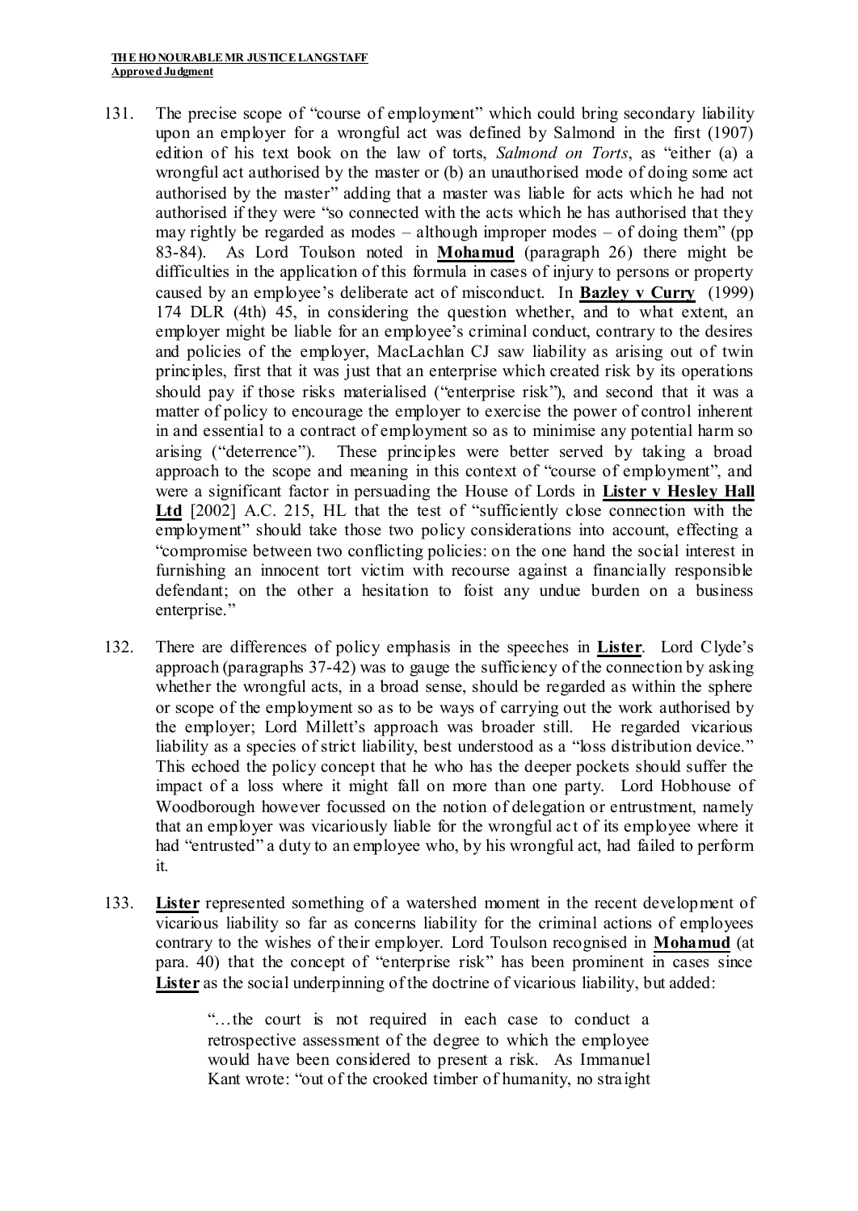131. The precise scope of "course of employment" which could bring secondary liability upon an employer for a wrongful act was defined by Salmond in the first (1907) edition of his text book on the law of torts, *Salmond on Torts*, as "either (a) a wrongful act authorised by the master or (b) an unauthorised mode of doing some act authorised by the master" adding that a master was liable for acts which he had not authorised if they were "so connected with the acts which he has authorised that they may rightly be regarded as modes – although improper modes – of doing them" (pp 83-84). As Lord Toulson noted in **Mohamud** (paragraph 26) there might be difficulties in the application of this formula in cases of injury to persons or property caused by an employee's deliberate act of misconduct. In **Bazley v Curry** (1999) 174 DLR (4th) 45, in considering the question whether, and to what extent, an employer might be liable for an employee's criminal conduct, contrary to the desires and policies of the employer, MacLachlan CJ saw liability as arising out of twin principles, first that it was just that an enterprise which created risk by its operations should pay if those risks materialised ("enterprise risk"), and second that it was a matter of policy to encourage the employer to exercise the power of control inherent in and essential to a contract of employment so as to minimise any potential harm so arising ("deterrence"). These principles were better served by taking a broad approach to the scope and meaning in this context of "course of employment", and were a significant factor in persuading the House of Lords in **Lister v Hesley Hall Ltd** [2002] A.C. 215, HL that the test of "sufficiently close connection with the employment" should take those two policy considerations into account, effecting a "compromise between two conflicting policies: on the one hand the social interest in furnishing an innocent tort victim with recourse against a financially responsible defendant; on the other a hesitation to foist any undue burden on a business enterprise."

132. There are differences of policy emphasis in the speeches in **Lister**. Lord Clyde's approach (paragraphs 37-42) was to gauge the sufficiency of the connection by asking whether the wrongful acts, in a broad sense, should be regarded as within the sphere or scope of the employment so as to be ways of carrying out the work authorised by the employer; Lord Millett's approach was broader still. He regarded vicarious liability as a species of strict liability, best understood as a "loss distribution device." This echoed the policy concept that he who has the deeper pockets should suffer the impact of a loss where it might fall on more than one party. Lord Hobhouse of Woodborough however focussed on the notion of delegation or entrustment, namely that an employer was vicariously liable for the wrongful act of its employee where it had "entrusted" a duty to an employee who, by his wrongful act, had failed to perform it.

133. **Lister** represented something of a watershed moment in the recent development of vicarious liability so far as concerns liability for the criminal actions of employees contrary to the wishes of their employer. Lord Toulson recognised in **Mohamud** (at para. 40) that the concept of "enterprise risk" has been prominent in cases since **Lister** as the social underpinning of the doctrine of vicarious liability, but added:

> "…the court is not required in each case to conduct a retrospective assessment of the degree to which the employee would have been considered to present a risk. As Immanuel Kant wrote: "out of the crooked timber of humanity, no straight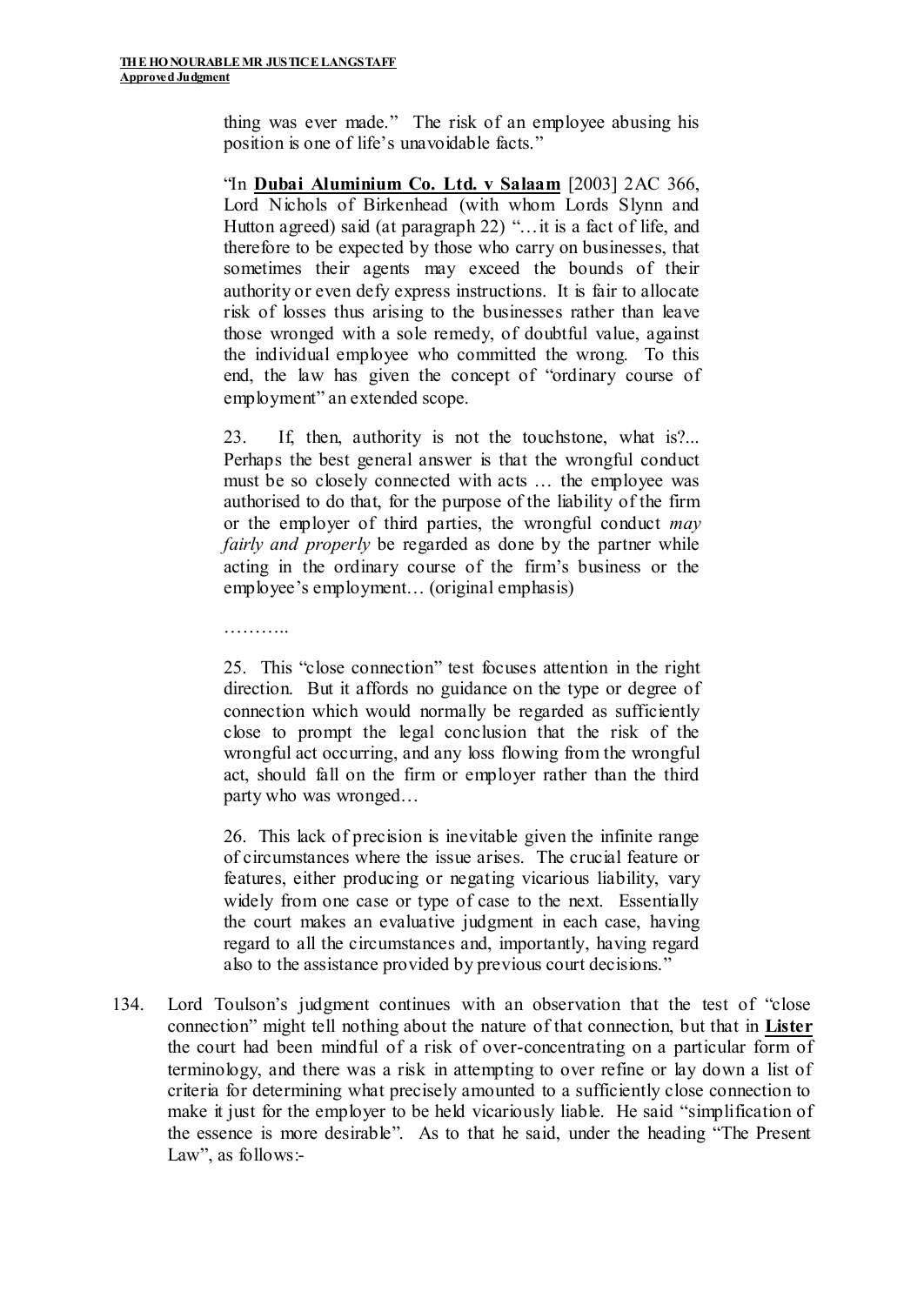> thing was ever made." The risk of an employee abusing his position is one of life's unavoidable facts."
>
> "In **Dubai Aluminium Co. Ltd. v Salaam** [2003] 2AC 366, Lord Nichols of Birkenhead (with whom Lords Slynn and Hutton agreed) said (at paragraph 22) "…it is a fact of life, and therefore to be expected by those who carry on businesses, that sometimes their agents may exceed the bounds of their authority or even defy express instructions. It is fair to allocate risk of losses thus arising to the businesses rather than leave those wronged with a sole remedy, of doubtful value, against the individual employee who committed the wrong. To this end, the law has given the concept of "ordinary course of employment" an extended scope.
>
> 23. If, then, authority is not the touchstone, what is?... Perhaps the best general answer is that the wrongful conduct must be so closely connected with acts … the employee was authorised to do that, for the purpose of the liability of the firm or the employer of third parties, the wrongful conduct *may fairly and properly* be regarded as done by the partner while acting in the ordinary course of the firm's business or the employee's employment… (original emphasis)
>
> ………..
>
> 25. This "close connection" test focuses attention in the right direction. But it affords no guidance on the type or degree of connection which would normally be regarded as sufficiently close to prompt the legal conclusion that the risk of the wrongful act occurring, and any loss flowing from the wrongful act, should fall on the firm or employer rather than the third party who was wronged…
>
> 26. This lack of precision is inevitable given the infinite range of circumstances where the issue arises. The crucial feature or features, either producing or negating vicarious liability, vary widely from one case or type of case to the next. Essentially the court makes an evaluative judgment in each case, having regard to all the circumstances and, importantly, having regard also to the assistance provided by previous court decisions."

134. Lord Toulson's judgment continues with an observation that the test of "close connection" might tell nothing about the nature of that connection, but that in **Lister** the court had been mindful of a risk of over-concentrating on a particular form of terminology, and there was a risk in attempting to over refine or lay down a list of criteria for determining what precisely amounted to a sufficiently close connection to make it just for the employer to be held vicariously liable. He said "simplification of the essence is more desirable". As to that he said, under the heading "The Present Law", as follows:-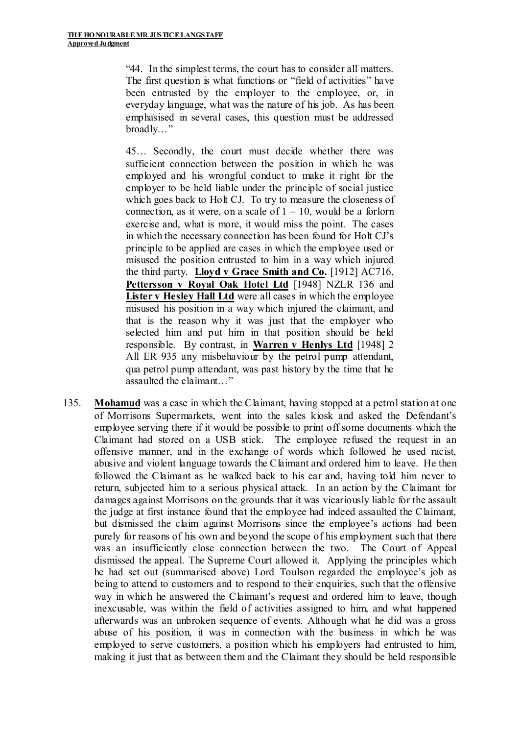"44. In the simplest terms, the court has to consider all matters. The first question is what functions or "field of activities" have been entrusted by the employer to the employee, or, in everyday language, what was the nature of his job. As has been emphasised in several cases, this question must be addressed broadly…"

45… Secondly, the court must decide whether there was sufficient connection between the position in which he was employed and his wrongful conduct to make it right for the employer to be held liable under the principle of social justice which goes back to Holt CJ. To try to measure the closeness of connection, as it were, on a scale of 1 – 10, would be a forlorn exercise and, what is more, it would miss the point. The cases in which the necessary connection has been found for Holt CJ's principle to be applied are cases in which the employee used or misused the position entrusted to him in a way which injured the third party. **Lloyd v Grace Smith and Co.** [1912] AC716, **Pettersson v Royal Oak Hotel Ltd** [1948] NZLR 136 and **Lister v Hesley Hall Ltd** were all cases in which the employee misused his position in a way which injured the claimant, and that is the reason why it was just that the employer who selected him and put him in that position should be held responsible. By contrast, in **Warren v Henlys Ltd** [1948] 2 All ER 935 any misbehaviour by the petrol pump attendant, qua petrol pump attendant, was past history by the time that he assaulted the claimant…"

135. **Mohamud** was a case in which the Claimant, having stopped at a petrol station at one of Morrisons Supermarkets, went into the sales kiosk and asked the Defendant's employee serving there if it would be possible to print off some documents which the Claimant had stored on a USB stick. The employee refused the request in an offensive manner, and in the exchange of words which followed he used racist, abusive and violent language towards the Claimant and ordered him to leave. He then followed the Claimant as he walked back to his car and, having told him never to return, subjected him to a serious physical attack. In an action by the Claimant for damages against Morrisons on the grounds that it was vicariously liable for the assault the judge at first instance found that the employee had indeed assaulted the Claimant, but dismissed the claim against Morrisons since the employee's actions had been purely for reasons of his own and beyond the scope of his employment such that there was an insufficiently close connection between the two. The Court of Appeal dismissed the appeal. The Supreme Court allowed it. Applying the principles which he had set out (summarised above) Lord Toulson regarded the employee's job as being to attend to customers and to respond to their enquiries, such that the offensive way in which he answered the Claimant's request and ordered him to leave, though inexcusable, was within the field of activities assigned to him, and what happened afterwards was an unbroken sequence of events. Although what he did was a gross abuse of his position, it was in connection with the business in which he was employed to serve customers, a position which his employers had entrusted to him, making it just that as between them and the Claimant they should be held responsible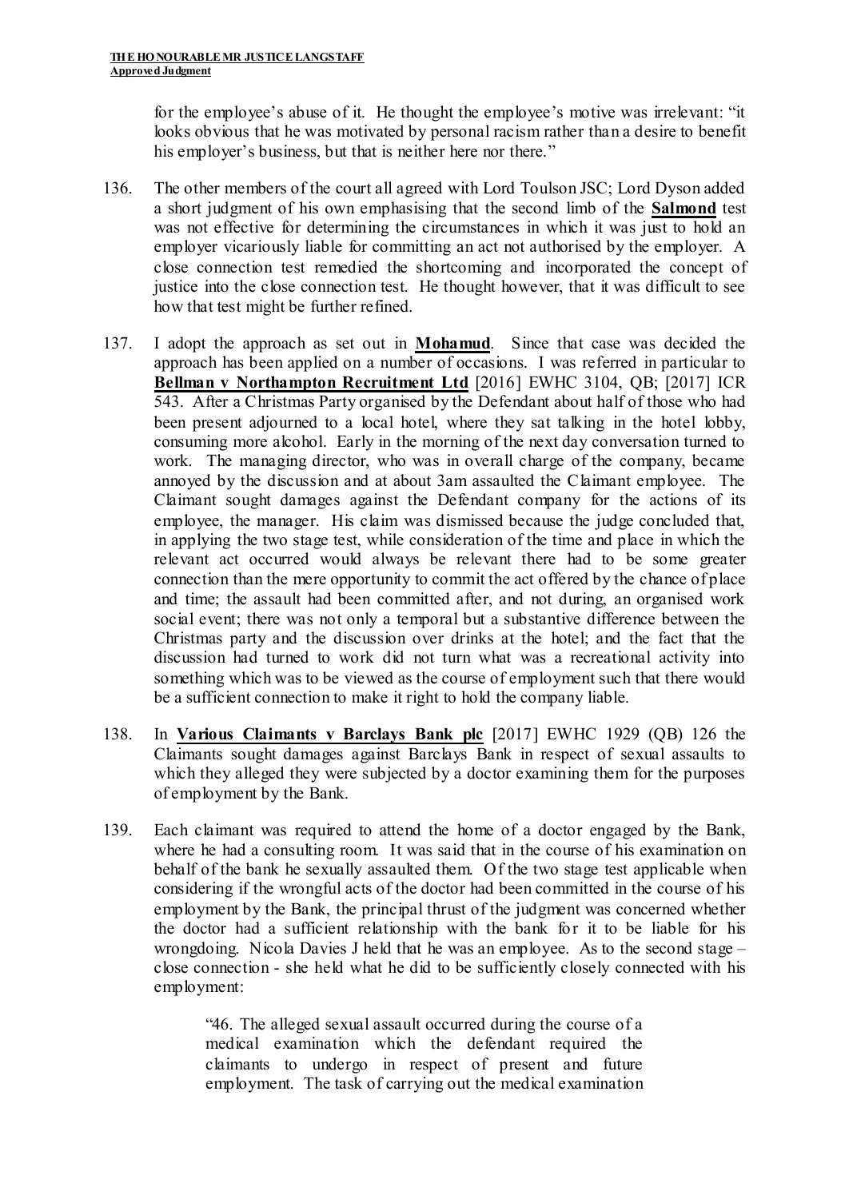for the employee's abuse of it. He thought the employee's motive was irrelevant: "it looks obvious that he was motivated by personal racism rather than a desire to benefit his employer's business, but that is neither here nor there."

136. The other members of the court all agreed with Lord Toulson JSC; Lord Dyson added a short judgment of his own emphasising that the second limb of the **Salmond** test was not effective for determining the circumstances in which it was just to hold an employer vicariously liable for committing an act not authorised by the employer. A close connection test remedied the shortcoming and incorporated the concept of justice into the close connection test. He thought however, that it was difficult to see how that test might be further refined.

137. I adopt the approach as set out in **Mohamud**. Since that case was decided the approach has been applied on a number of occasions. I was referred in particular to **Bellman v Northampton Recruitment Ltd** [2016] EWHC 3104, QB; [2017] ICR 543. After a Christmas Party organised by the Defendant about half of those who had been present adjourned to a local hotel, where they sat talking in the hotel lobby, consuming more alcohol. Early in the morning of the next day conversation turned to work. The managing director, who was in overall charge of the company, became annoyed by the discussion and at about 3am assaulted the Claimant employee. The Claimant sought damages against the Defendant company for the actions of its employee, the manager. His claim was dismissed because the judge concluded that, in applying the two stage test, while consideration of the time and place in which the relevant act occurred would always be relevant there had to be some greater connection than the mere opportunity to commit the act offered by the chance of place and time; the assault had been committed after, and not during, an organised work social event; there was not only a temporal but a substantive difference between the Christmas party and the discussion over drinks at the hotel; and the fact that the discussion had turned to work did not turn what was a recreational activity into something which was to be viewed as the course of employment such that there would be a sufficient connection to make it right to hold the company liable.

138. In **Various Claimants v Barclays Bank plc** [2017] EWHC 1929 (QB) 126 the Claimants sought damages against Barclays Bank in respect of sexual assaults to which they alleged they were subjected by a doctor examining them for the purposes of employment by the Bank.

139. Each claimant was required to attend the home of a doctor engaged by the Bank, where he had a consulting room. It was said that in the course of his examination on behalf of the bank he sexually assaulted them. Of the two stage test applicable when considering if the wrongful acts of the doctor had been committed in the course of his employment by the Bank, the principal thrust of the judgment was concerned whether the doctor had a sufficient relationship with the bank for it to be liable for his wrongdoing. Nicola Davies J held that he was an employee. As to the second stage – close connection - she held what he did to be sufficiently closely connected with his employment:

> "46. The alleged sexual assault occurred during the course of a medical examination which the defendant required the claimants to undergo in respect of present and future employment. The task of carrying out the medical examination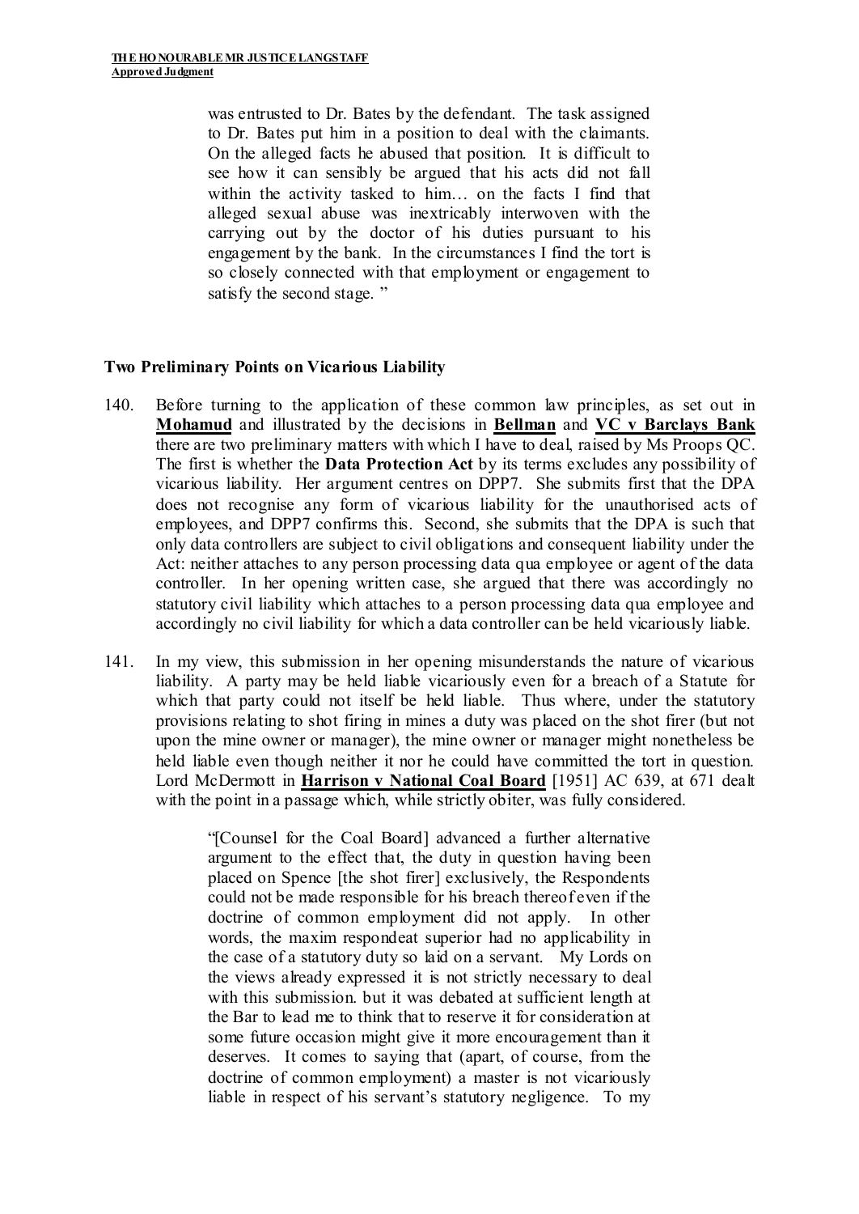> was entrusted to Dr. Bates by the defendant. The task assigned to Dr. Bates put him in a position to deal with the claimants. On the alleged facts he abused that position. It is difficult to see how it can sensibly be argued that his acts did not fall within the activity tasked to him… on the facts I find that alleged sexual abuse was inextricably interwoven with the carrying out by the doctor of his duties pursuant to his engagement by the bank. In the circumstances I find the tort is so closely connected with that employment or engagement to satisfy the second stage. "

### Two Preliminary Points on Vicarious Liability

140. Before turning to the application of these common law principles, as set out in **Mohamud** and illustrated by the decisions in **Bellman** and **VC v Barclays Bank** there are two preliminary matters with which I have to deal, raised by Ms Proops QC. The first is whether the **Data Protection Act** by its terms excludes any possibility of vicarious liability. Her argument centres on DPP7. She submits first that the DPA does not recognise any form of vicarious liability for the unauthorised acts of employees, and DPP7 confirms this. Second, she submits that the DPA is such that only data controllers are subject to civil obligations and consequent liability under the Act: neither attaches to any person processing data qua employee or agent of the data controller. In her opening written case, she argued that there was accordingly no statutory civil liability which attaches to a person processing data qua employee and accordingly no civil liability for which a data controller can be held vicariously liable.

141. In my view, this submission in her opening misunderstands the nature of vicarious liability. A party may be held liable vicariously even for a breach of a Statute for which that party could not itself be held liable. Thus where, under the statutory provisions relating to shot firing in mines a duty was placed on the shot firer (but not upon the mine owner or manager), the mine owner or manager might nonetheless be held liable even though neither it nor he could have committed the tort in question. Lord McDermott in **Harrison v National Coal Board** [1951] AC 639, at 671 dealt with the point in a passage which, while strictly obiter, was fully considered.

> "[Counsel for the Coal Board] advanced a further alternative argument to the effect that, the duty in question having been placed on Spence [the shot firer] exclusively, the Respondents could not be made responsible for his breach thereof even if the doctrine of common employment did not apply. In other words, the maxim respondeat superior had no applicability in the case of a statutory duty so laid on a servant. My Lords on the views already expressed it is not strictly necessary to deal with this submission. but it was debated at sufficient length at the Bar to lead me to think that to reserve it for consideration at some future occasion might give it more encouragement than it deserves. It comes to saying that (apart, of course, from the doctrine of common employment) a master is not vicariously liable in respect of his servant's statutory negligence. To my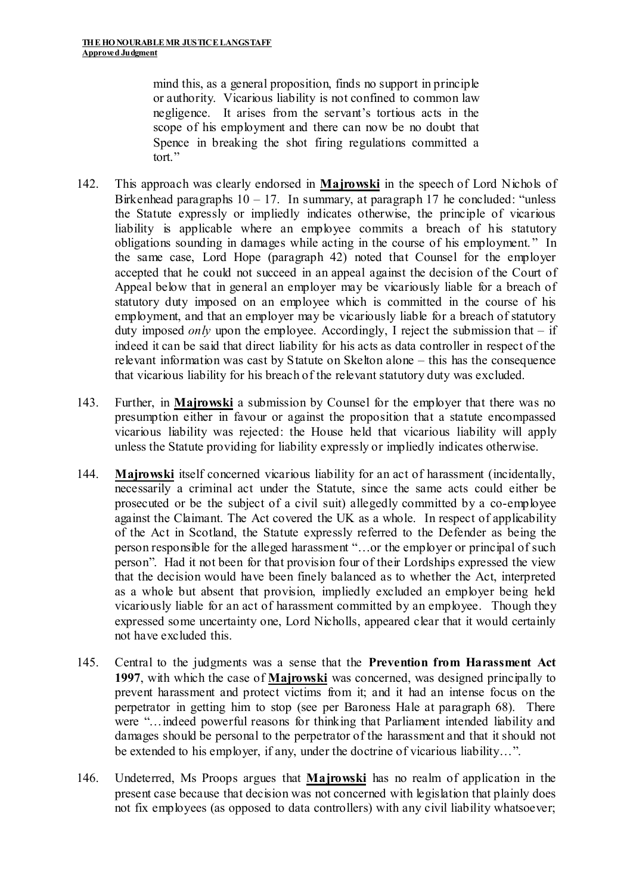> mind this, as a general proposition, finds no support in principle or authority. Vicarious liability is not confined to common law negligence. It arises from the servant's tortious acts in the scope of his employment and there can now be no doubt that Spence in breaking the shot firing regulations committed a tort."

142. This approach was clearly endorsed in **Majrowski** in the speech of Lord Nichols of Birkenhead paragraphs 10 – 17. In summary, at paragraph 17 he concluded: "unless the Statute expressly or impliedly indicates otherwise, the principle of vicarious liability is applicable where an employee commits a breach of his statutory obligations sounding in damages while acting in the course of his employment." In the same case, Lord Hope (paragraph 42) noted that Counsel for the employer accepted that he could not succeed in an appeal against the decision of the Court of Appeal below that in general an employer may be vicariously liable for a breach of statutory duty imposed on an employee which is committed in the course of his employment, and that an employer may be vicariously liable for a breach of statutory duty imposed *only* upon the employee. Accordingly, I reject the submission that – if indeed it can be said that direct liability for his acts as data controller in respect of the relevant information was cast by Statute on Skelton alone – this has the consequence that vicarious liability for his breach of the relevant statutory duty was excluded.

143. Further, in **Majrowski** a submission by Counsel for the employer that there was no presumption either in favour or against the proposition that a statute encompassed vicarious liability was rejected: the House held that vicarious liability will apply unless the Statute providing for liability expressly or impliedly indicates otherwise.

144. **Majrowski** itself concerned vicarious liability for an act of harassment (incidentally, necessarily a criminal act under the Statute, since the same acts could either be prosecuted or be the subject of a civil suit) allegedly committed by a co-employee against the Claimant. The Act covered the UK as a whole. In respect of applicability of the Act in Scotland, the Statute expressly referred to the Defender as being the person responsible for the alleged harassment "…or the employer or principal of such person". Had it not been for that provision four of their Lordships expressed the view that the decision would have been finely balanced as to whether the Act, interpreted as a whole but absent that provision, impliedly excluded an employer being held vicariously liable for an act of harassment committed by an employee. Though they expressed some uncertainty one, Lord Nicholls, appeared clear that it would certainly not have excluded this.

145. Central to the judgments was a sense that the **Prevention from Harassment Act 1997**, with which the case of **Majrowski** was concerned, was designed principally to prevent harassment and protect victims from it; and it had an intense focus on the perpetrator in getting him to stop (see per Baroness Hale at paragraph 68). There were "…indeed powerful reasons for thinking that Parliament intended liability and damages should be personal to the perpetrator of the harassment and that it should not be extended to his employer, if any, under the doctrine of vicarious liability…".

146. Undeterred, Ms Proops argues that **Majrowski** has no realm of application in the present case because that decision was not concerned with legislation that plainly does not fix employees (as opposed to data controllers) with any civil liability whatsoever;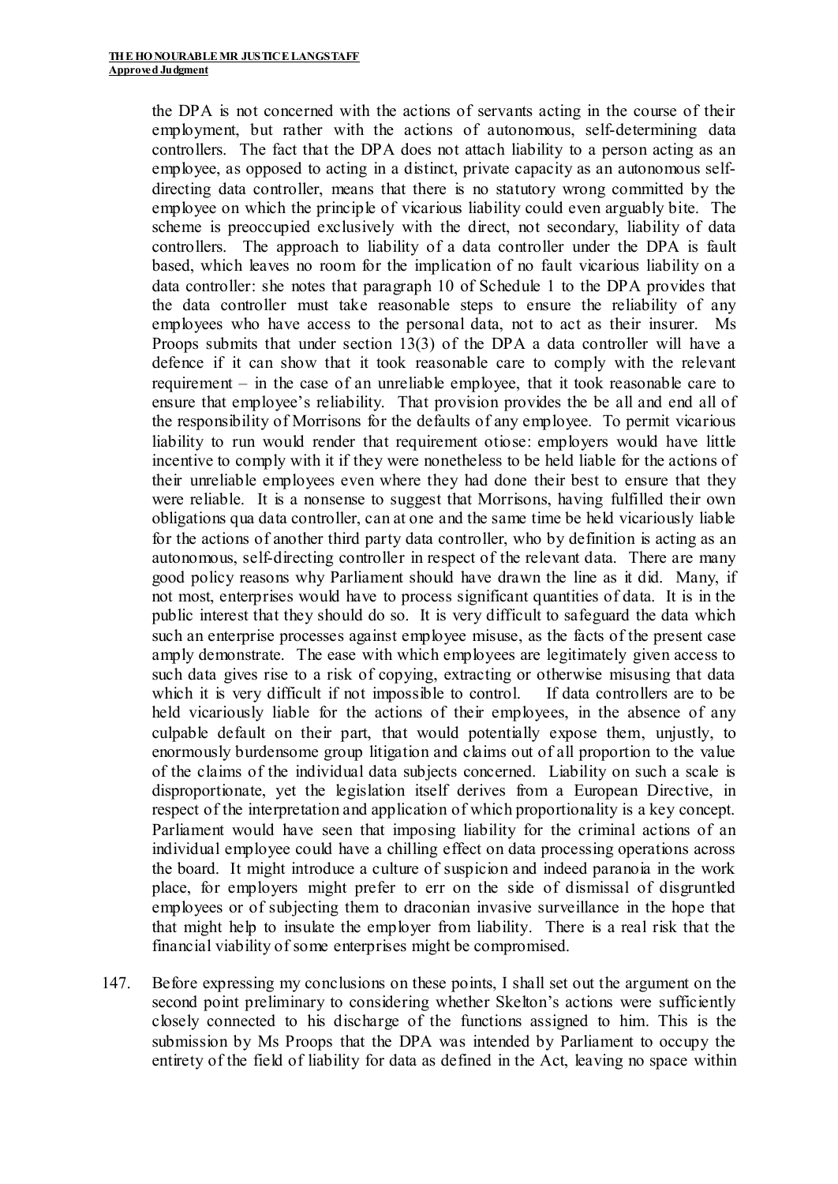the DPA is not concerned with the actions of servants acting in the course of their employment, but rather with the actions of autonomous, self-determining data controllers. The fact that the DPA does not attach liability to a person acting as an employee, as opposed to acting in a distinct, private capacity as an autonomous self-directing data controller, means that there is no statutory wrong committed by the employee on which the principle of vicarious liability could even arguably bite. The scheme is preoccupied exclusively with the direct, not secondary, liability of data controllers. The approach to liability of a data controller under the DPA is fault based, which leaves no room for the implication of no fault vicarious liability on a data controller: she notes that paragraph 10 of Schedule 1 to the DPA provides that the data controller must take reasonable steps to ensure the reliability of any employees who have access to the personal data, not to act as their insurer. Ms Proops submits that under section 13(3) of the DPA a data controller will have a defence if it can show that it took reasonable care to comply with the relevant requirement – in the case of an unreliable employee, that it took reasonable care to ensure that employee's reliability. That provision provides the be all and end all of the responsibility of Morrisons for the defaults of any employee. To permit vicarious liability to run would render that requirement otiose: employers would have little incentive to comply with it if they were nonetheless to be held liable for the actions of their unreliable employees even where they had done their best to ensure that they were reliable. It is a nonsense to suggest that Morrisons, having fulfilled their own obligations qua data controller, can at one and the same time be held vicariously liable for the actions of another third party data controller, who by definition is acting as an autonomous, self-directing controller in respect of the relevant data. There are many good policy reasons why Parliament should have drawn the line as it did. Many, if not most, enterprises would have to process significant quantities of data. It is in the public interest that they should do so. It is very difficult to safeguard the data which such an enterprise processes against employee misuse, as the facts of the present case amply demonstrate. The ease with which employees are legitimately given access to such data gives rise to a risk of copying, extracting or otherwise misusing that data which it is very difficult if not impossible to control. If data controllers are to be held vicariously liable for the actions of their employees, in the absence of any culpable default on their part, that would potentially expose them, unjustly, to enormously burdensome group litigation and claims out of all proportion to the value of the claims of the individual data subjects concerned. Liability on such a scale is disproportionate, yet the legislation itself derives from a European Directive, in respect of the interpretation and application of which proportionality is a key concept. Parliament would have seen that imposing liability for the criminal actions of an individual employee could have a chilling effect on data processing operations across the board. It might introduce a culture of suspicion and indeed paranoia in the work place, for employers might prefer to err on the side of dismissal of disgruntled employees or of subjecting them to draconian invasive surveillance in the hope that that might help to insulate the employer from liability. There is a real risk that the financial viability of some enterprises might be compromised.

147. Before expressing my conclusions on these points, I shall set out the argument on the second point preliminary to considering whether Skelton's actions were sufficiently closely connected to his discharge of the functions assigned to him. This is the submission by Ms Proops that the DPA was intended by Parliament to occupy the entirety of the field of liability for data as defined in the Act, leaving no space within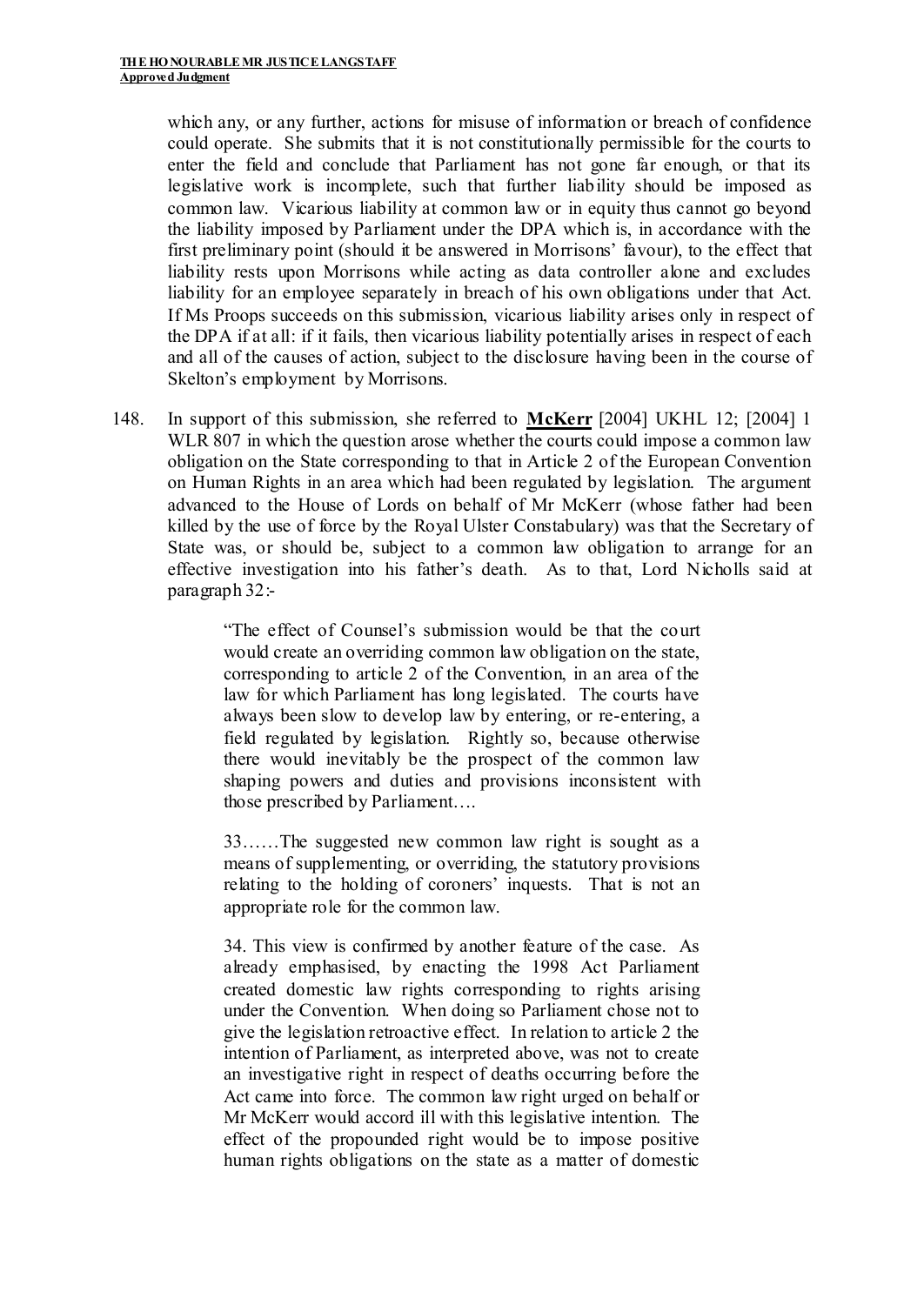which any, or any further, actions for misuse of information or breach of confidence could operate. She submits that it is not constitutionally permissible for the courts to enter the field and conclude that Parliament has not gone far enough, or that its legislative work is incomplete, such that further liability should be imposed as common law. Vicarious liability at common law or in equity thus cannot go beyond the liability imposed by Parliament under the DPA which is, in accordance with the first preliminary point (should it be answered in Morrisons' favour), to the effect that liability rests upon Morrisons while acting as data controller alone and excludes liability for an employee separately in breach of his own obligations under that Act. If Ms Proops succeeds on this submission, vicarious liability arises only in respect of the DPA if at all: if it fails, then vicarious liability potentially arises in respect of each and all of the causes of action, subject to the disclosure having been in the course of Skelton's employment by Morrisons.

148. In support of this submission, she referred to **McKerr** [2004] UKHL 12; [2004] 1 WLR 807 in which the question arose whether the courts could impose a common law obligation on the State corresponding to that in Article 2 of the European Convention on Human Rights in an area which had been regulated by legislation. The argument advanced to the House of Lords on behalf of Mr McKerr (whose father had been killed by the use of force by the Royal Ulster Constabulary) was that the Secretary of State was, or should be, subject to a common law obligation to arrange for an effective investigation into his father's death. As to that, Lord Nicholls said at paragraph 32:-

> "The effect of Counsel's submission would be that the court would create an overriding common law obligation on the state, corresponding to article 2 of the Convention, in an area of the law for which Parliament has long legislated. The courts have always been slow to develop law by entering, or re-entering, a field regulated by legislation. Rightly so, because otherwise there would inevitably be the prospect of the common law shaping powers and duties and provisions inconsistent with those prescribed by Parliament….
>
> 33……The suggested new common law right is sought as a means of supplementing, or overriding, the statutory provisions relating to the holding of coroners' inquests. That is not an appropriate role for the common law.
>
> 34. This view is confirmed by another feature of the case. As already emphasised, by enacting the 1998 Act Parliament created domestic law rights corresponding to rights arising under the Convention. When doing so Parliament chose not to give the legislation retroactive effect. In relation to article 2 the intention of Parliament, as interpreted above, was not to create an investigative right in respect of deaths occurring before the Act came into force. The common law right urged on behalf or Mr McKerr would accord ill with this legislative intention. The effect of the propounded right would be to impose positive human rights obligations on the state as a matter of domestic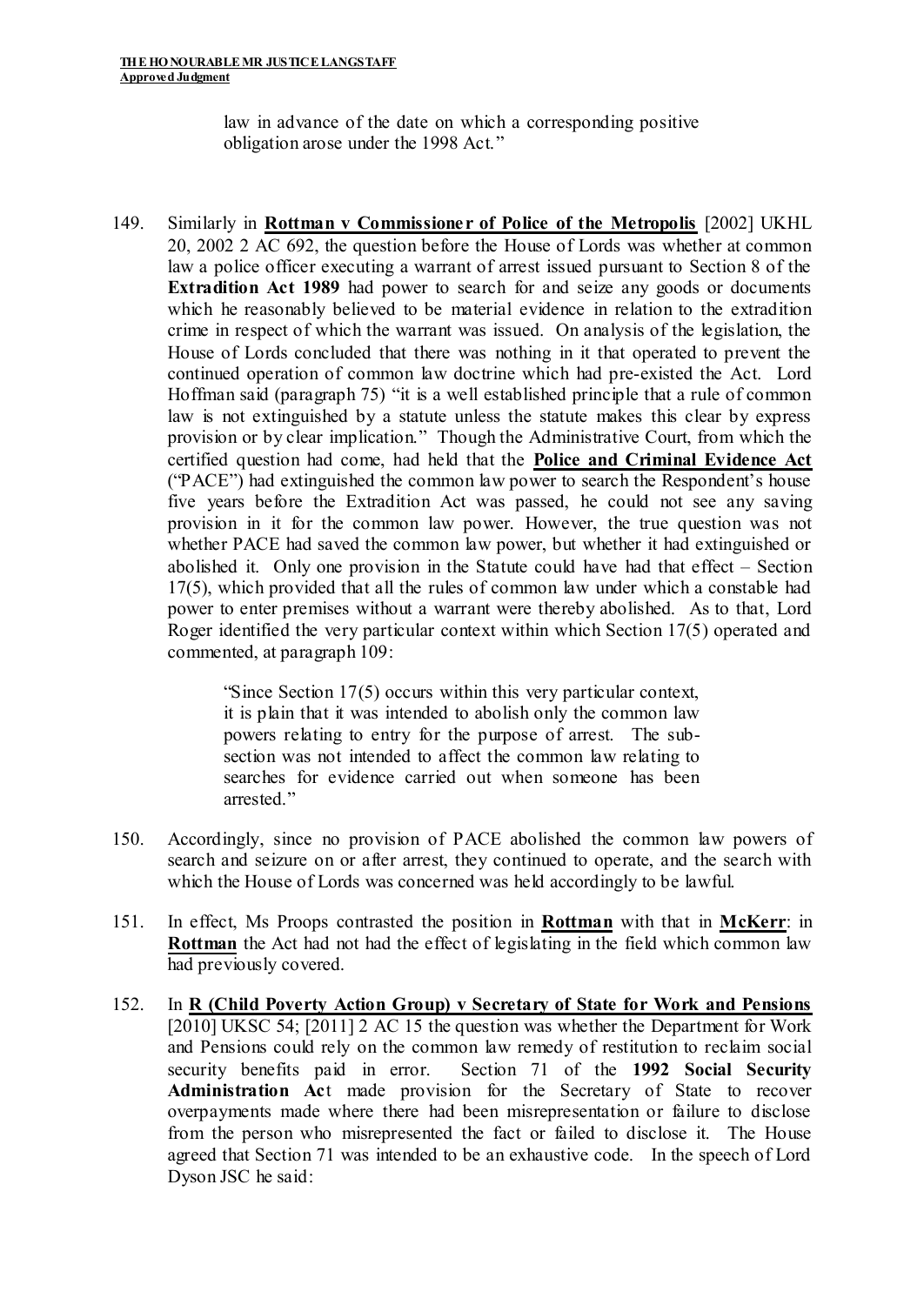law in advance of the date on which a corresponding positive obligation arose under the 1998 Act."

149. Similarly in **Rottman v Commissioner of Police of the Metropolis** [2002] UKHL 20, 2002 2 AC 692, the question before the House of Lords was whether at common law a police officer executing a warrant of arrest issued pursuant to Section 8 of the **Extradition Act 1989** had power to search for and seize any goods or documents which he reasonably believed to be material evidence in relation to the extradition crime in respect of which the warrant was issued. On analysis of the legislation, the House of Lords concluded that there was nothing in it that operated to prevent the continued operation of common law doctrine which had pre-existed the Act. Lord Hoffman said (paragraph 75) "it is a well established principle that a rule of common law is not extinguished by a statute unless the statute makes this clear by express provision or by clear implication." Though the Administrative Court, from which the certified question had come, had held that the **Police and Criminal Evidence Act** ("PACE") had extinguished the common law power to search the Respondent's house five years before the Extradition Act was passed, he could not see any saving provision in it for the common law power. However, the true question was not whether PACE had saved the common law power, but whether it had extinguished or abolished it. Only one provision in the Statute could have had that effect – Section 17(5), which provided that all the rules of common law under which a constable had power to enter premises without a warrant were thereby abolished. As to that, Lord Roger identified the very particular context within which Section 17(5) operated and commented, at paragraph 109:

> "Since Section 17(5) occurs within this very particular context, it is plain that it was intended to abolish only the common law powers relating to entry for the purpose of arrest. The sub-section was not intended to affect the common law relating to searches for evidence carried out when someone has been arrested."

150. Accordingly, since no provision of PACE abolished the common law powers of search and seizure on or after arrest, they continued to operate, and the search with which the House of Lords was concerned was held accordingly to be lawful.

151. In effect, Ms Proops contrasted the position in **Rottman** with that in **McKerr**: in **Rottman** the Act had not had the effect of legislating in the field which common law had previously covered.

152. In **R (Child Poverty Action Group) v Secretary of State for Work and Pensions** [2010] UKSC 54; [2011] 2 AC 15 the question was whether the Department for Work and Pensions could rely on the common law remedy of restitution to reclaim social security benefits paid in error. Section 71 of the **1992 Social Security Administration Ac**t made provision for the Secretary of State to recover overpayments made where there had been misrepresentation or failure to disclose from the person who misrepresented the fact or failed to disclose it. The House agreed that Section 71 was intended to be an exhaustive code. In the speech of Lord Dyson JSC he said: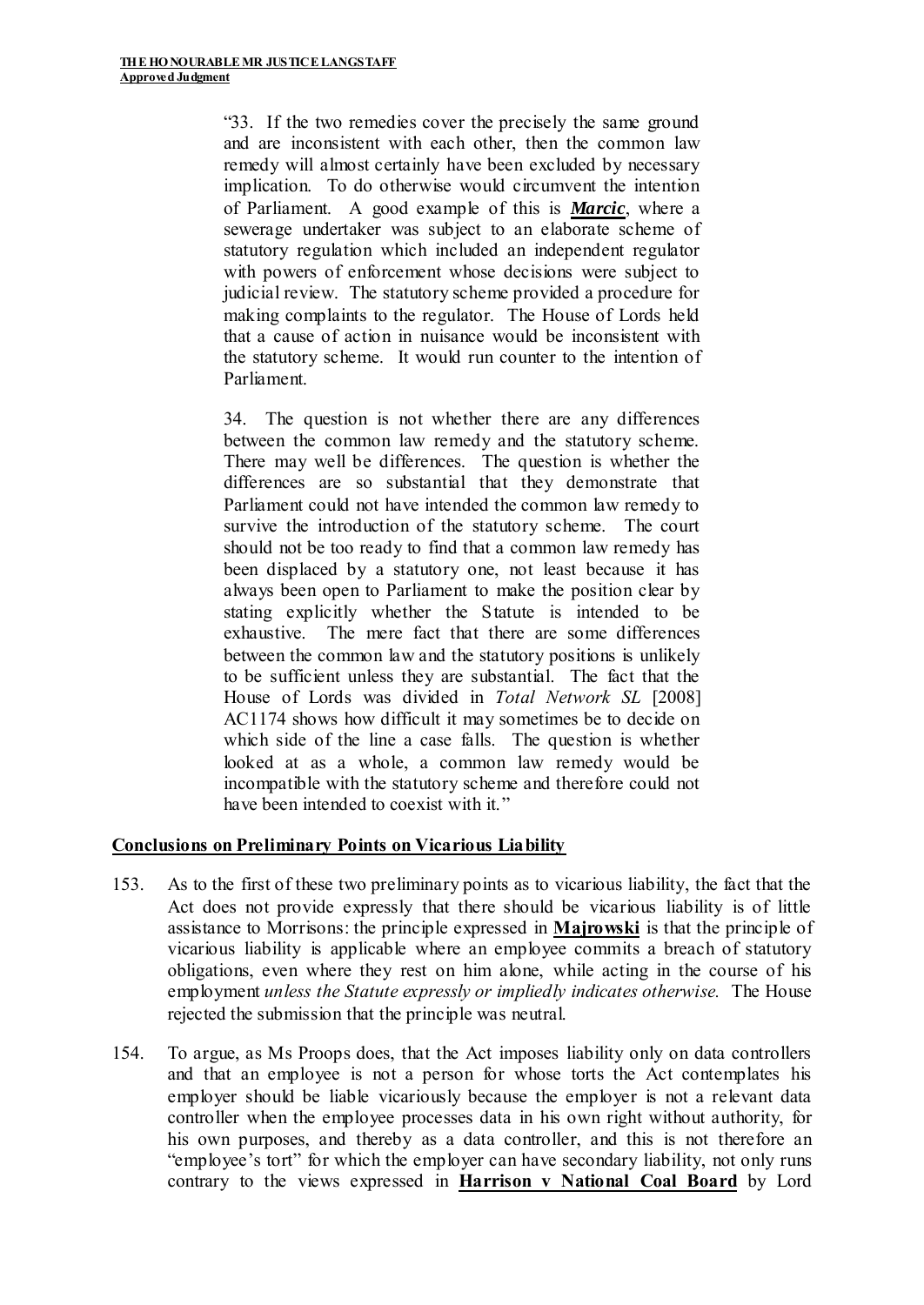"33. If the two remedies cover the precisely the same ground and are inconsistent with each other, then the common law remedy will almost certainly have been excluded by necessary implication. To do otherwise would circumvent the intention of Parliament. A good example of this is ***Marcic***, where a sewerage undertaker was subject to an elaborate scheme of statutory regulation which included an independent regulator with powers of enforcement whose decisions were subject to judicial review. The statutory scheme provided a procedure for making complaints to the regulator. The House of Lords held that a cause of action in nuisance would be inconsistent with the statutory scheme. It would run counter to the intention of Parliament.

34. The question is not whether there are any differences between the common law remedy and the statutory scheme. There may well be differences. The question is whether the differences are so substantial that they demonstrate that Parliament could not have intended the common law remedy to survive the introduction of the statutory scheme. The court should not be too ready to find that a common law remedy has been displaced by a statutory one, not least because it has always been open to Parliament to make the position clear by stating explicitly whether the Statute is intended to be exhaustive. The mere fact that there are some differences between the common law and the statutory positions is unlikely to be sufficient unless they are substantial. The fact that the House of Lords was divided in *Total Network SL* [2008] AC1174 shows how difficult it may sometimes be to decide on which side of the line a case falls. The question is whether looked at as a whole, a common law remedy would be incompatible with the statutory scheme and therefore could not have been intended to coexist with it."

## Conclusions on Preliminary Points on Vicarious Liability

153. As to the first of these two preliminary points as to vicarious liability, the fact that the Act does not provide expressly that there should be vicarious liability is of little assistance to Morrisons: the principle expressed in **Majrowski** is that the principle of vicarious liability is applicable where an employee commits a breach of statutory obligations, even where they rest on him alone, while acting in the course of his employment *unless the Statute expressly or impliedly indicates otherwise.* The House rejected the submission that the principle was neutral.

154. To argue, as Ms Proops does, that the Act imposes liability only on data controllers and that an employee is not a person for whose torts the Act contemplates his employer should be liable vicariously because the employer is not a relevant data controller when the employee processes data in his own right without authority, for his own purposes, and thereby as a data controller, and this is not therefore an "employee's tort" for which the employer can have secondary liability, not only runs contrary to the views expressed in **Harrison v National Coal Board** by Lord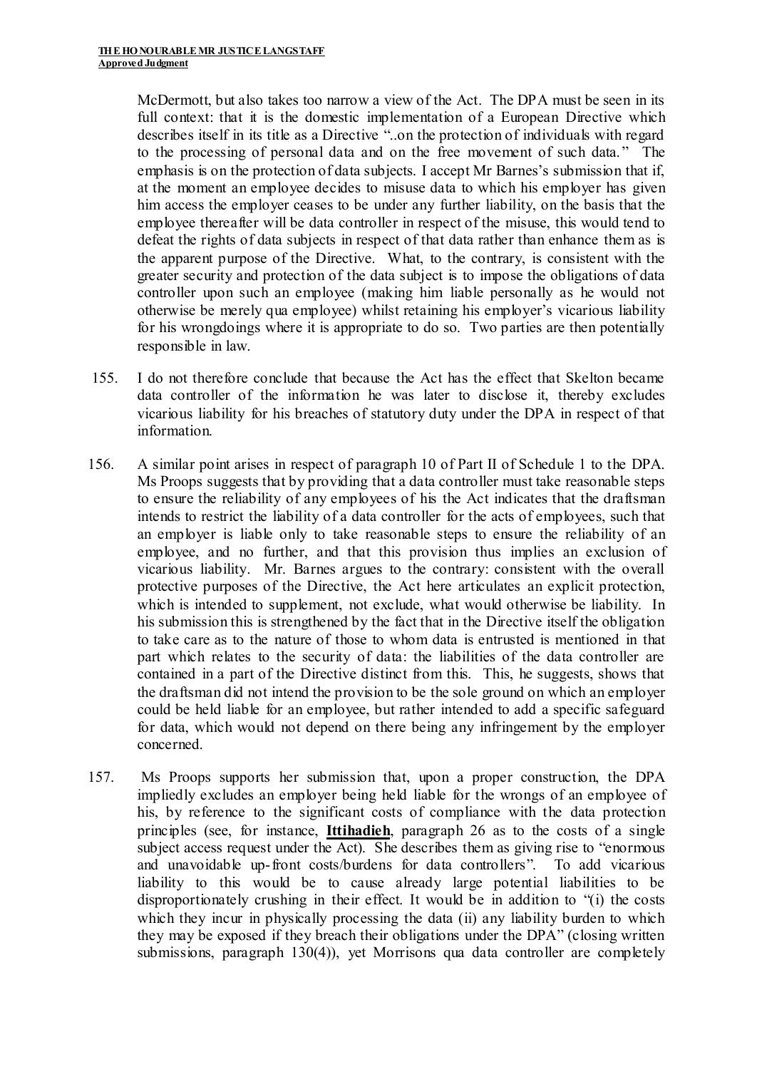McDermott, but also takes too narrow a view of the Act. The DPA must be seen in its full context: that it is the domestic implementation of a European Directive which describes itself in its title as a Directive "..on the protection of individuals with regard to the processing of personal data and on the free movement of such data." The emphasis is on the protection of data subjects. I accept Mr Barnes's submission that if, at the moment an employee decides to misuse data to which his employer has given him access the employer ceases to be under any further liability, on the basis that the employee thereafter will be data controller in respect of the misuse, this would tend to defeat the rights of data subjects in respect of that data rather than enhance them as is the apparent purpose of the Directive. What, to the contrary, is consistent with the greater security and protection of the data subject is to impose the obligations of data controller upon such an employee (making him liable personally as he would not otherwise be merely qua employee) whilst retaining his employer's vicarious liability for his wrongdoings where it is appropriate to do so. Two parties are then potentially responsible in law.

155. I do not therefore conclude that because the Act has the effect that Skelton became data controller of the information he was later to disclose it, thereby excludes vicarious liability for his breaches of statutory duty under the DPA in respect of that information.

156. A similar point arises in respect of paragraph 10 of Part II of Schedule 1 to the DPA. Ms Proops suggests that by providing that a data controller must take reasonable steps to ensure the reliability of any employees of his the Act indicates that the draftsman intends to restrict the liability of a data controller for the acts of employees, such that an employer is liable only to take reasonable steps to ensure the reliability of an employee, and no further, and that this provision thus implies an exclusion of vicarious liability. Mr. Barnes argues to the contrary: consistent with the overall protective purposes of the Directive, the Act here articulates an explicit protection, which is intended to supplement, not exclude, what would otherwise be liability. In his submission this is strengthened by the fact that in the Directive itself the obligation to take care as to the nature of those to whom data is entrusted is mentioned in that part which relates to the security of data: the liabilities of the data controller are contained in a part of the Directive distinct from this. This, he suggests, shows that the draftsman did not intend the provision to be the sole ground on which an employer could be held liable for an employee, but rather intended to add a specific safeguard for data, which would not depend on there being any infringement by the employer concerned.

157. Ms Proops supports her submission that, upon a proper construction, the DPA impliedly excludes an employer being held liable for the wrongs of an employee of his, by reference to the significant costs of compliance with the data protection principles (see, for instance, **Ittihadieh**, paragraph 26 as to the costs of a single subject access request under the Act). She describes them as giving rise to "enormous and unavoidable up-front costs/burdens for data controllers". To add vicarious liability to this would be to cause already large potential liabilities to be disproportionately crushing in their effect. It would be in addition to "(i) the costs which they incur in physically processing the data (ii) any liability burden to which they may be exposed if they breach their obligations under the DPA" (closing written submissions, paragraph 130(4)), yet Morrisons qua data controller are completely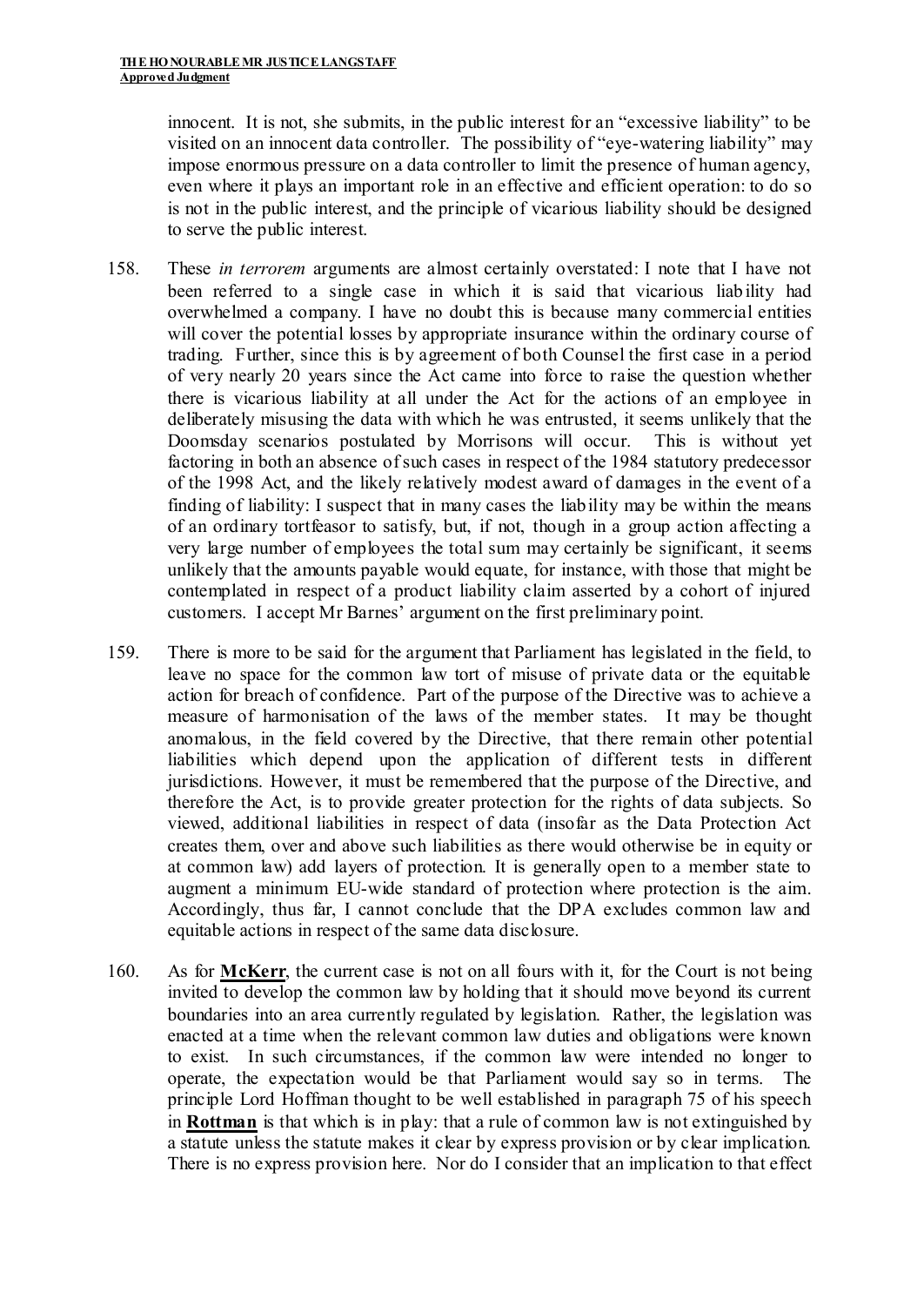innocent. It is not, she submits, in the public interest for an "excessive liability" to be visited on an innocent data controller. The possibility of "eye-watering liability" may impose enormous pressure on a data controller to limit the presence of human agency, even where it plays an important role in an effective and efficient operation: to do so is not in the public interest, and the principle of vicarious liability should be designed to serve the public interest.

158. These *in terrorem* arguments are almost certainly overstated: I note that I have not been referred to a single case in which it is said that vicarious liability had overwhelmed a company. I have no doubt this is because many commercial entities will cover the potential losses by appropriate insurance within the ordinary course of trading. Further, since this is by agreement of both Counsel the first case in a period of very nearly 20 years since the Act came into force to raise the question whether there is vicarious liability at all under the Act for the actions of an employee in deliberately misusing the data with which he was entrusted, it seems unlikely that the Doomsday scenarios postulated by Morrisons will occur. This is without yet factoring in both an absence of such cases in respect of the 1984 statutory predecessor of the 1998 Act, and the likely relatively modest award of damages in the event of a finding of liability: I suspect that in many cases the liability may be within the means of an ordinary tortfeasor to satisfy, but, if not, though in a group action affecting a very large number of employees the total sum may certainly be significant, it seems unlikely that the amounts payable would equate, for instance, with those that might be contemplated in respect of a product liability claim asserted by a cohort of injured customers. I accept Mr Barnes' argument on the first preliminary point.

159. There is more to be said for the argument that Parliament has legislated in the field, to leave no space for the common law tort of misuse of private data or the equitable action for breach of confidence. Part of the purpose of the Directive was to achieve a measure of harmonisation of the laws of the member states. It may be thought anomalous, in the field covered by the Directive, that there remain other potential liabilities which depend upon the application of different tests in different jurisdictions. However, it must be remembered that the purpose of the Directive, and therefore the Act, is to provide greater protection for the rights of data subjects. So viewed, additional liabilities in respect of data (insofar as the Data Protection Act creates them, over and above such liabilities as there would otherwise be in equity or at common law) add layers of protection. It is generally open to a member state to augment a minimum EU-wide standard of protection where protection is the aim. Accordingly, thus far, I cannot conclude that the DPA excludes common law and equitable actions in respect of the same data disclosure.

160. As for **McKerr**, the current case is not on all fours with it, for the Court is not being invited to develop the common law by holding that it should move beyond its current boundaries into an area currently regulated by legislation. Rather, the legislation was enacted at a time when the relevant common law duties and obligations were known to exist. In such circumstances, if the common law were intended no longer to operate, the expectation would be that Parliament would say so in terms. The principle Lord Hoffman thought to be well established in paragraph 75 of his speech in **Rottman** is that which is in play: that a rule of common law is not extinguished by a statute unless the statute makes it clear by express provision or by clear implication. There is no express provision here. Nor do I consider that an implication to that effect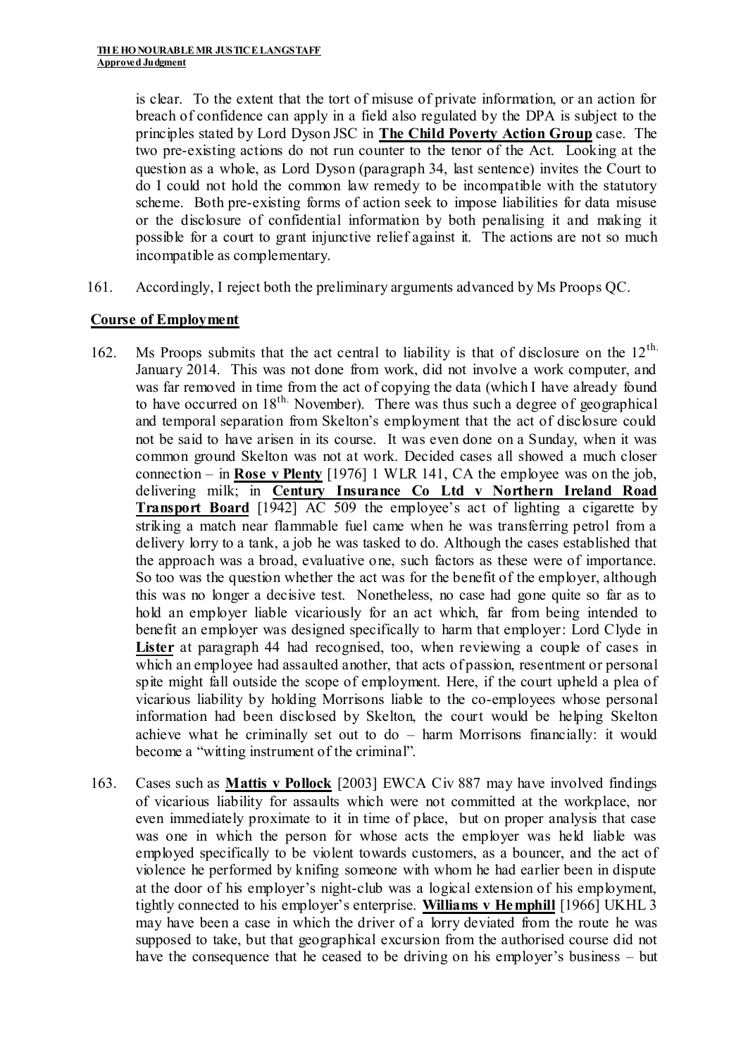is clear. To the extent that the tort of misuse of private information, or an action for breach of confidence can apply in a field also regulated by the DPA is subject to the principles stated by Lord Dyson JSC in **The Child Poverty Action Group** case. The two pre-existing actions do not run counter to the tenor of the Act. Looking at the question as a whole, as Lord Dyson (paragraph 34, last sentence) invites the Court to do I could not hold the common law remedy to be incompatible with the statutory scheme. Both pre-existing forms of action seek to impose liabilities for data misuse or the disclosure of confidential information by both penalising it and making it possible for a court to grant injunctive relief against it. The actions are not so much incompatible as complementary.

161. Accordingly, I reject both the preliminary arguments advanced by Ms Proops QC.

## Course of Employment

162. Ms Proops submits that the act central to liability is that of disclosure on the 12th. January 2014. This was not done from work, did not involve a work computer, and was far removed in time from the act of copying the data (which I have already found to have occurred on 18th. November). There was thus such a degree of geographical and temporal separation from Skelton's employment that the act of disclosure could not be said to have arisen in its course. It was even done on a Sunday, when it was common ground Skelton was not at work. Decided cases all showed a much closer connection – in **Rose v Plenty** [1976] 1 WLR 141, CA the employee was on the job, delivering milk; in **Century Insurance Co Ltd v Northern Ireland Road Transport Board** [1942] AC 509 the employee's act of lighting a cigarette by striking a match near flammable fuel came when he was transferring petrol from a delivery lorry to a tank, a job he was tasked to do. Although the cases established that the approach was a broad, evaluative one, such factors as these were of importance. So too was the question whether the act was for the benefit of the employer, although this was no longer a decisive test. Nonetheless, no case had gone quite so far as to hold an employer liable vicariously for an act which, far from being intended to benefit an employer was designed specifically to harm that employer: Lord Clyde in **Lister** at paragraph 44 had recognised, too, when reviewing a couple of cases in which an employee had assaulted another, that acts of passion, resentment or personal spite might fall outside the scope of employment. Here, if the court upheld a plea of vicarious liability by holding Morrisons liable to the co-employees whose personal information had been disclosed by Skelton, the court would be helping Skelton achieve what he criminally set out to do – harm Morrisons financially: it would become a "witting instrument of the criminal".

163. Cases such as **Mattis v Pollock** [2003] EWCA Civ 887 may have involved findings of vicarious liability for assaults which were not committed at the workplace, nor even immediately proximate to it in time of place, but on proper analysis that case was one in which the person for whose acts the employer was held liable was employed specifically to be violent towards customers, as a bouncer, and the act of violence he performed by knifing someone with whom he had earlier been in dispute at the door of his employer's night-club was a logical extension of his employment, tightly connected to his employer's enterprise. **Williams v Hemphill** [1966] UKHL 3 may have been a case in which the driver of a lorry deviated from the route he was supposed to take, but that geographical excursion from the authorised course did not have the consequence that he ceased to be driving on his employer's business – but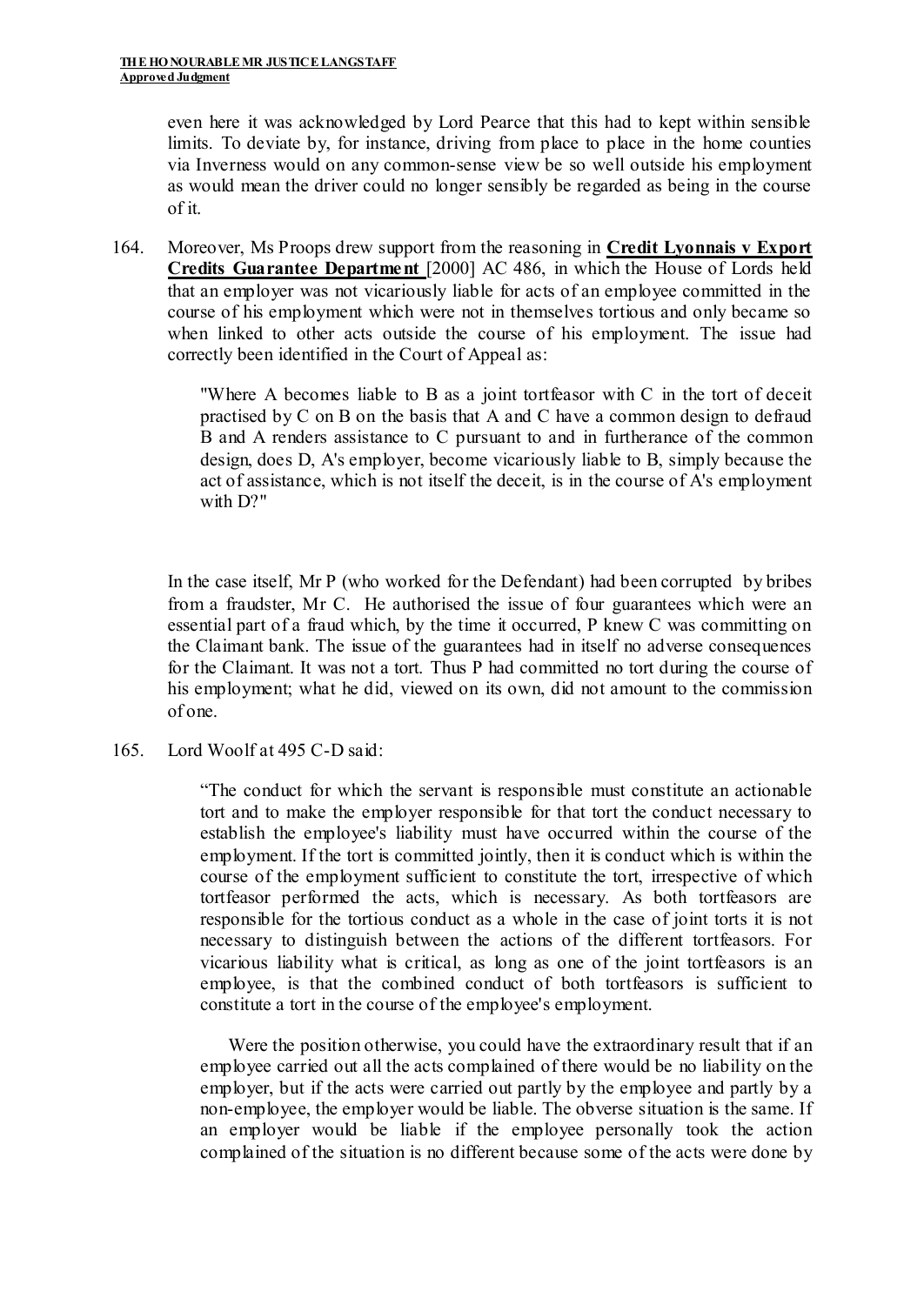even here it was acknowledged by Lord Pearce that this had to kept within sensible limits. To deviate by, for instance, driving from place to place in the home counties via Inverness would on any common-sense view be so well outside his employment as would mean the driver could no longer sensibly be regarded as being in the course of it.

164. Moreover, Ms Proops drew support from the reasoning in **Credit Lyonnais v Export Credits Guarantee Department** [2000] AC 486, in which the House of Lords held that an employer was not vicariously liable for acts of an employee committed in the course of his employment which were not in themselves tortious and only became so when linked to other acts outside the course of his employment. The issue had correctly been identified in the Court of Appeal as:

> "Where A becomes liable to B as a joint tortfeasor with C in the tort of deceit practised by C on B on the basis that A and C have a common design to defraud B and A renders assistance to C pursuant to and in furtherance of the common design, does D, A's employer, become vicariously liable to B, simply because the act of assistance, which is not itself the deceit, is in the course of A's employment with D?"

In the case itself, Mr P (who worked for the Defendant) had been corrupted by bribes from a fraudster, Mr C. He authorised the issue of four guarantees which were an essential part of a fraud which, by the time it occurred, P knew C was committing on the Claimant bank. The issue of the guarantees had in itself no adverse consequences for the Claimant. It was not a tort. Thus P had committed no tort during the course of his employment; what he did, viewed on its own, did not amount to the commission of one.

165. Lord Woolf at 495 C-D said:

> "The conduct for which the servant is responsible must constitute an actionable tort and to make the employer responsible for that tort the conduct necessary to establish the employee's liability must have occurred within the course of the employment. If the tort is committed jointly, then it is conduct which is within the course of the employment sufficient to constitute the tort, irrespective of which tortfeasor performed the acts, which is necessary. As both tortfeasors are responsible for the tortious conduct as a whole in the case of joint torts it is not necessary to distinguish between the actions of the different tortfeasors. For vicarious liability what is critical, as long as one of the joint tortfeasors is an employee, is that the combined conduct of both tortfeasors is sufficient to constitute a tort in the course of the employee's employment.
>
> Were the position otherwise, you could have the extraordinary result that if an employee carried out all the acts complained of there would be no liability on the employer, but if the acts were carried out partly by the employee and partly by a non-employee, the employer would be liable. The obverse situation is the same. If an employer would be liable if the employee personally took the action complained of the situation is no different because some of the acts were done by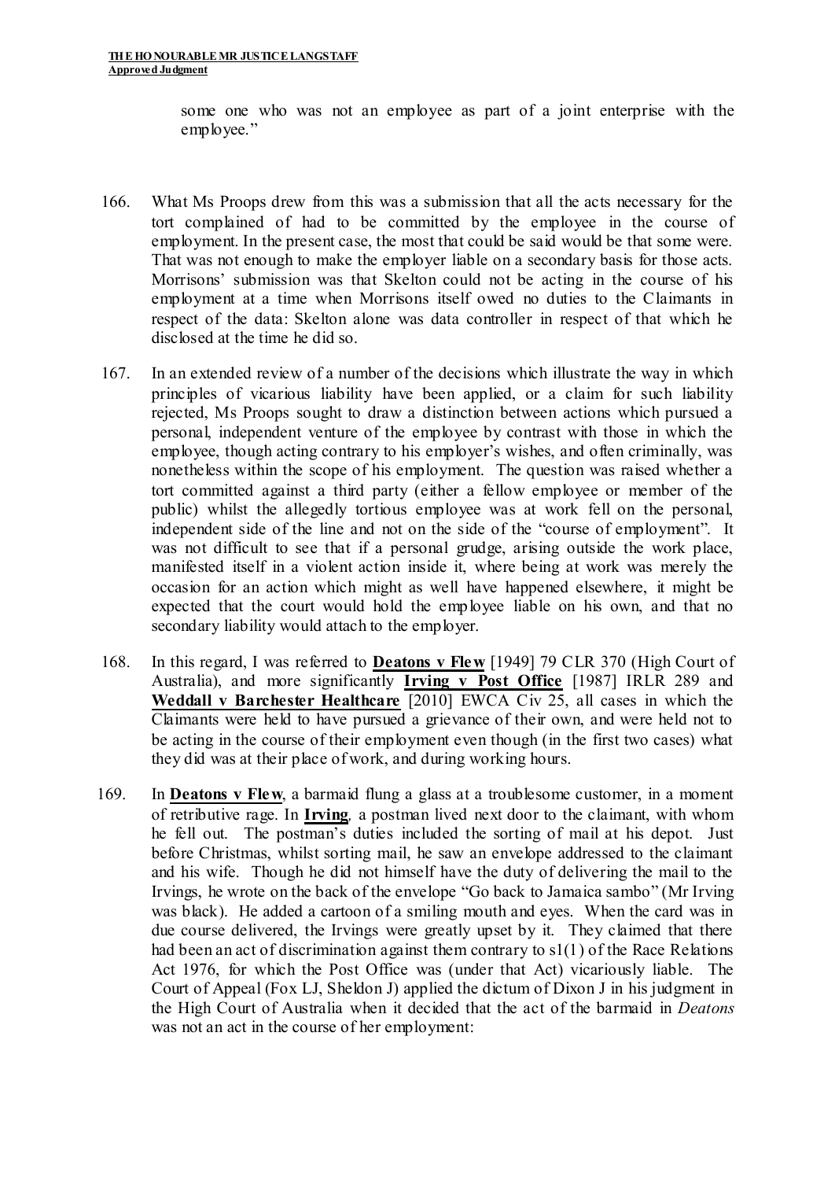some one who was not an employee as part of a joint enterprise with the employee."

166. What Ms Proops drew from this was a submission that all the acts necessary for the tort complained of had to be committed by the employee in the course of employment. In the present case, the most that could be said would be that some were. That was not enough to make the employer liable on a secondary basis for those acts. Morrisons' submission was that Skelton could not be acting in the course of his employment at a time when Morrisons itself owed no duties to the Claimants in respect of the data: Skelton alone was data controller in respect of that which he disclosed at the time he did so.

167. In an extended review of a number of the decisions which illustrate the way in which principles of vicarious liability have been applied, or a claim for such liability rejected, Ms Proops sought to draw a distinction between actions which pursued a personal, independent venture of the employee by contrast with those in which the employee, though acting contrary to his employer's wishes, and often criminally, was nonetheless within the scope of his employment. The question was raised whether a tort committed against a third party (either a fellow employee or member of the public) whilst the allegedly tortious employee was at work fell on the personal, independent side of the line and not on the side of the "course of employment". It was not difficult to see that if a personal grudge, arising outside the work place, manifested itself in a violent action inside it, where being at work was merely the occasion for an action which might as well have happened elsewhere, it might be expected that the court would hold the employee liable on his own, and that no secondary liability would attach to the employer.

168. In this regard, I was referred to **Deatons v Flew** [1949] 79 CLR 370 (High Court of Australia), and more significantly **Irving v Post Office** [1987] IRLR 289 and **Weddall v Barchester Healthcare** [2010] EWCA Civ 25, all cases in which the Claimants were held to have pursued a grievance of their own, and were held not to be acting in the course of their employment even though (in the first two cases) what they did was at their place of work, and during working hours.

169. In **Deatons v Flew**, a barmaid flung a glass at a troublesome customer, in a moment of retributive rage. In **Irving**, a postman lived next door to the claimant, with whom he fell out. The postman's duties included the sorting of mail at his depot. Just before Christmas, whilst sorting mail, he saw an envelope addressed to the claimant and his wife. Though he did not himself have the duty of delivering the mail to the Irvings, he wrote on the back of the envelope "Go back to Jamaica sambo" (Mr Irving was black). He added a cartoon of a smiling mouth and eyes. When the card was in due course delivered, the Irvings were greatly upset by it. They claimed that there had been an act of discrimination against them contrary to s1(1) of the Race Relations Act 1976, for which the Post Office was (under that Act) vicariously liable. The Court of Appeal (Fox LJ, Sheldon J) applied the dictum of Dixon J in his judgment in the High Court of Australia when it decided that the act of the barmaid in *Deatons* was not an act in the course of her employment: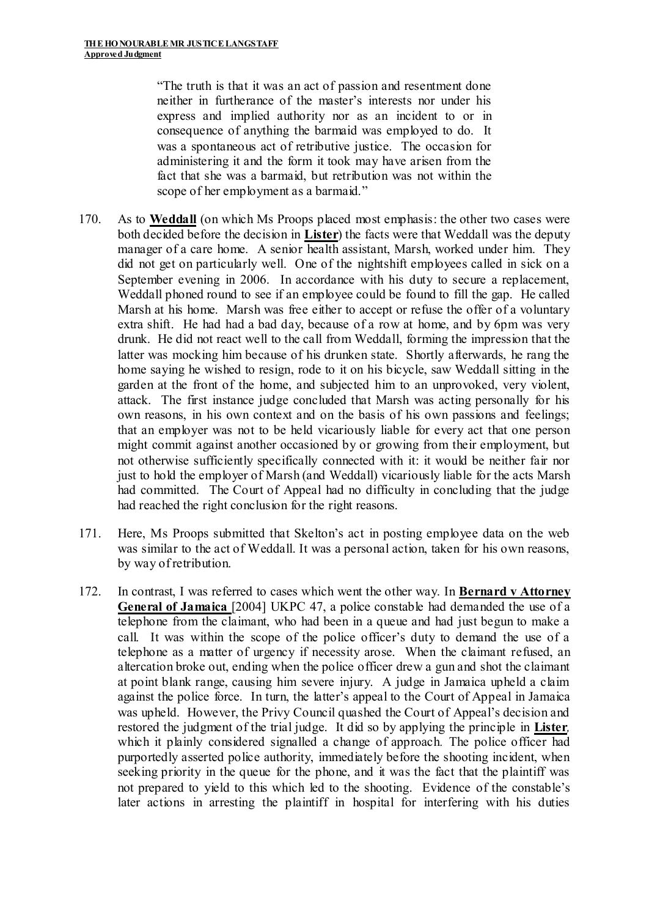> "The truth is that it was an act of passion and resentment done neither in furtherance of the master's interests nor under his express and implied authority nor as an incident to or in consequence of anything the barmaid was employed to do. It was a spontaneous act of retributive justice. The occasion for administering it and the form it took may have arisen from the fact that she was a barmaid, but retribution was not within the scope of her employment as a barmaid."

170. As to **Weddall** (on which Ms Proops placed most emphasis: the other two cases were both decided before the decision in **Lister**) the facts were that Weddall was the deputy manager of a care home. A senior health assistant, Marsh, worked under him. They did not get on particularly well. One of the nightshift employees called in sick on a September evening in 2006. In accordance with his duty to secure a replacement, Weddall phoned round to see if an employee could be found to fill the gap. He called Marsh at his home. Marsh was free either to accept or refuse the offer of a voluntary extra shift. He had had a bad day, because of a row at home, and by 6pm was very drunk. He did not react well to the call from Weddall, forming the impression that the latter was mocking him because of his drunken state. Shortly afterwards, he rang the home saying he wished to resign, rode to it on his bicycle, saw Weddall sitting in the garden at the front of the home, and subjected him to an unprovoked, very violent, attack. The first instance judge concluded that Marsh was acting personally for his own reasons, in his own context and on the basis of his own passions and feelings; that an employer was not to be held vicariously liable for every act that one person might commit against another occasioned by or growing from their employment, but not otherwise sufficiently specifically connected with it: it would be neither fair nor just to hold the employer of Marsh (and Weddall) vicariously liable for the acts Marsh had committed. The Court of Appeal had no difficulty in concluding that the judge had reached the right conclusion for the right reasons.

171. Here, Ms Proops submitted that Skelton's act in posting employee data on the web was similar to the act of Weddall. It was a personal action, taken for his own reasons, by way of retribution.

172. In contrast, I was referred to cases which went the other way. In **Bernard v Attorney General of Jamaica** [2004] UKPC 47, a police constable had demanded the use of a telephone from the claimant, who had been in a queue and had just begun to make a call. It was within the scope of the police officer's duty to demand the use of a telephone as a matter of urgency if necessity arose. When the claimant refused, an altercation broke out, ending when the police officer drew a gun and shot the claimant at point blank range, causing him severe injury. A judge in Jamaica upheld a claim against the police force. In turn, the latter's appeal to the Court of Appeal in Jamaica was upheld. However, the Privy Council quashed the Court of Appeal's decision and restored the judgment of the trial judge. It did so by applying the principle in **Lister**, which it plainly considered signalled a change of approach. The police officer had purportedly asserted police authority, immediately before the shooting incident, when seeking priority in the queue for the phone, and it was the fact that the plaintiff was not prepared to yield to this which led to the shooting. Evidence of the constable's later actions in arresting the plaintiff in hospital for interfering with his duties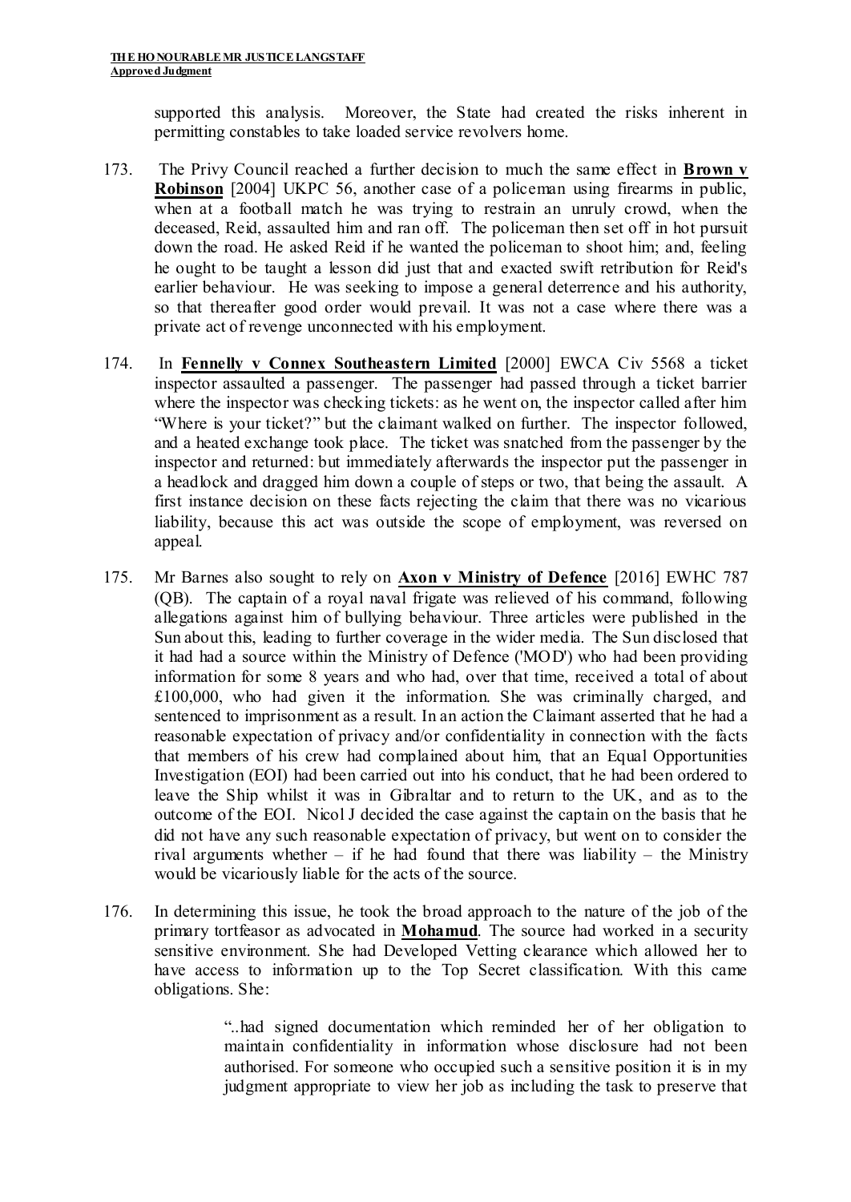supported this analysis. Moreover, the State had created the risks inherent in permitting constables to take loaded service revolvers home.

173. The Privy Council reached a further decision to much the same effect in **Brown v Robinson** [2004] UKPC 56, another case of a policeman using firearms in public, when at a football match he was trying to restrain an unruly crowd, when the deceased, Reid, assaulted him and ran off. The policeman then set off in hot pursuit down the road. He asked Reid if he wanted the policeman to shoot him; and, feeling he ought to be taught a lesson did just that and exacted swift retribution for Reid's earlier behaviour. He was seeking to impose a general deterrence and his authority, so that thereafter good order would prevail. It was not a case where there was a private act of revenge unconnected with his employment.

174. In **Fennelly v Connex Southeastern Limited** [2000] EWCA Civ 5568 a ticket inspector assaulted a passenger. The passenger had passed through a ticket barrier where the inspector was checking tickets: as he went on, the inspector called after him "Where is your ticket?" but the claimant walked on further. The inspector followed, and a heated exchange took place. The ticket was snatched from the passenger by the inspector and returned: but immediately afterwards the inspector put the passenger in a headlock and dragged him down a couple of steps or two, that being the assault. A first instance decision on these facts rejecting the claim that there was no vicarious liability, because this act was outside the scope of employment, was reversed on appeal.

175. Mr Barnes also sought to rely on **Axon v Ministry of Defence** [2016] EWHC 787 (QB). The captain of a royal naval frigate was relieved of his command, following allegations against him of bullying behaviour. Three articles were published in the Sun about this, leading to further coverage in the wider media. The Sun disclosed that it had had a source within the Ministry of Defence ('MOD') who had been providing information for some 8 years and who had, over that time, received a total of about £100,000, who had given it the information. She was criminally charged, and sentenced to imprisonment as a result. In an action the Claimant asserted that he had a reasonable expectation of privacy and/or confidentiality in connection with the facts that members of his crew had complained about him, that an Equal Opportunities Investigation (EOI) had been carried out into his conduct, that he had been ordered to leave the Ship whilst it was in Gibraltar and to return to the UK, and as to the outcome of the EOI. Nicol J decided the case against the captain on the basis that he did not have any such reasonable expectation of privacy, but went on to consider the rival arguments whether – if he had found that there was liability – the Ministry would be vicariously liable for the acts of the source.

176. In determining this issue, he took the broad approach to the nature of the job of the primary tortfeasor as advocated in **Mohamud**. The source had worked in a security sensitive environment. She had Developed Vetting clearance which allowed her to have access to information up to the Top Secret classification. With this came obligations. She:

> "..had signed documentation which reminded her of her obligation to maintain confidentiality in information whose disclosure had not been authorised. For someone who occupied such a sensitive position it is in my judgment appropriate to view her job as including the task to preserve that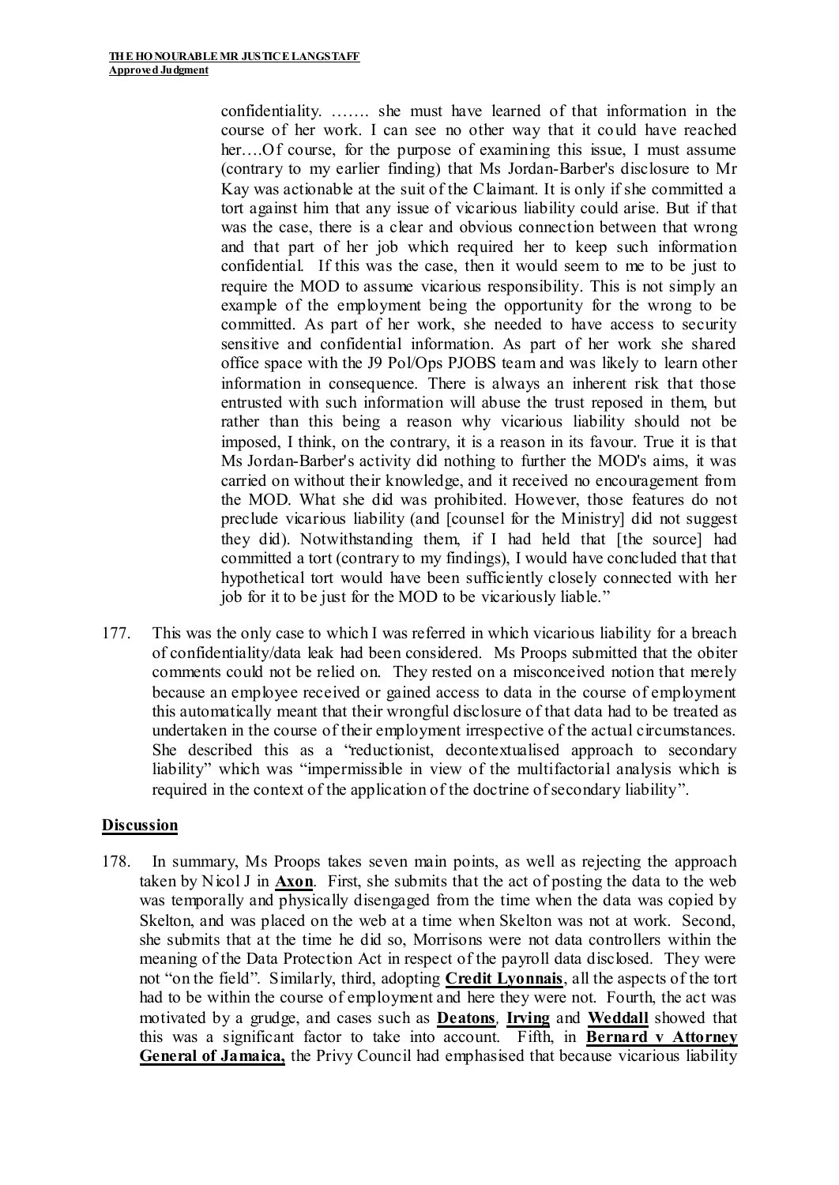confidentiality. ……. she must have learned of that information in the course of her work. I can see no other way that it could have reached her….Of course, for the purpose of examining this issue, I must assume (contrary to my earlier finding) that Ms Jordan-Barber's disclosure to Mr Kay was actionable at the suit of the Claimant. It is only if she committed a tort against him that any issue of vicarious liability could arise. But if that was the case, there is a clear and obvious connection between that wrong and that part of her job which required her to keep such information confidential. If this was the case, then it would seem to me to be just to require the MOD to assume vicarious responsibility. This is not simply an example of the employment being the opportunity for the wrong to be committed. As part of her work, she needed to have access to security sensitive and confidential information. As part of her work she shared office space with the J9 Pol/Ops PJOBS team and was likely to learn other information in consequence. There is always an inherent risk that those entrusted with such information will abuse the trust reposed in them, but rather than this being a reason why vicarious liability should not be imposed, I think, on the contrary, it is a reason in its favour. True it is that Ms Jordan-Barber's activity did nothing to further the MOD's aims, it was carried on without their knowledge, and it received no encouragement from the MOD. What she did was prohibited. However, those features do not preclude vicarious liability (and [counsel for the Ministry] did not suggest they did). Notwithstanding them, if I had held that [the source] had committed a tort (contrary to my findings), I would have concluded that that hypothetical tort would have been sufficiently closely connected with her job for it to be just for the MOD to be vicariously liable."

177. This was the only case to which I was referred in which vicarious liability for a breach of confidentiality/data leak had been considered. Ms Proops submitted that the obiter comments could not be relied on. They rested on a misconceived notion that merely because an employee received or gained access to data in the course of employment this automatically meant that their wrongful disclosure of that data had to be treated as undertaken in the course of their employment irrespective of the actual circumstances. She described this as a "reductionist, decontextualised approach to secondary liability" which was "impermissible in view of the multifactorial analysis which is required in the context of the application of the doctrine of secondary liability".

## Discussion

178. In summary, Ms Proops takes seven main points, as well as rejecting the approach taken by Nicol J in **Axon**. First, she submits that the act of posting the data to the web was temporally and physically disengaged from the time when the data was copied by Skelton, and was placed on the web at a time when Skelton was not at work. Second, she submits that at the time he did so, Morrisons were not data controllers within the meaning of the Data Protection Act in respect of the payroll data disclosed. They were not "on the field". Similarly, third, adopting **Credit Lyonnais**, all the aspects of the tort had to be within the course of employment and here they were not. Fourth, the act was motivated by a grudge, and cases such as **Deatons**, **Irving** and **Weddall** showed that this was a significant factor to take into account. Fifth, in **Bernard v Attorney General of Jamaica,** the Privy Council had emphasised that because vicarious liability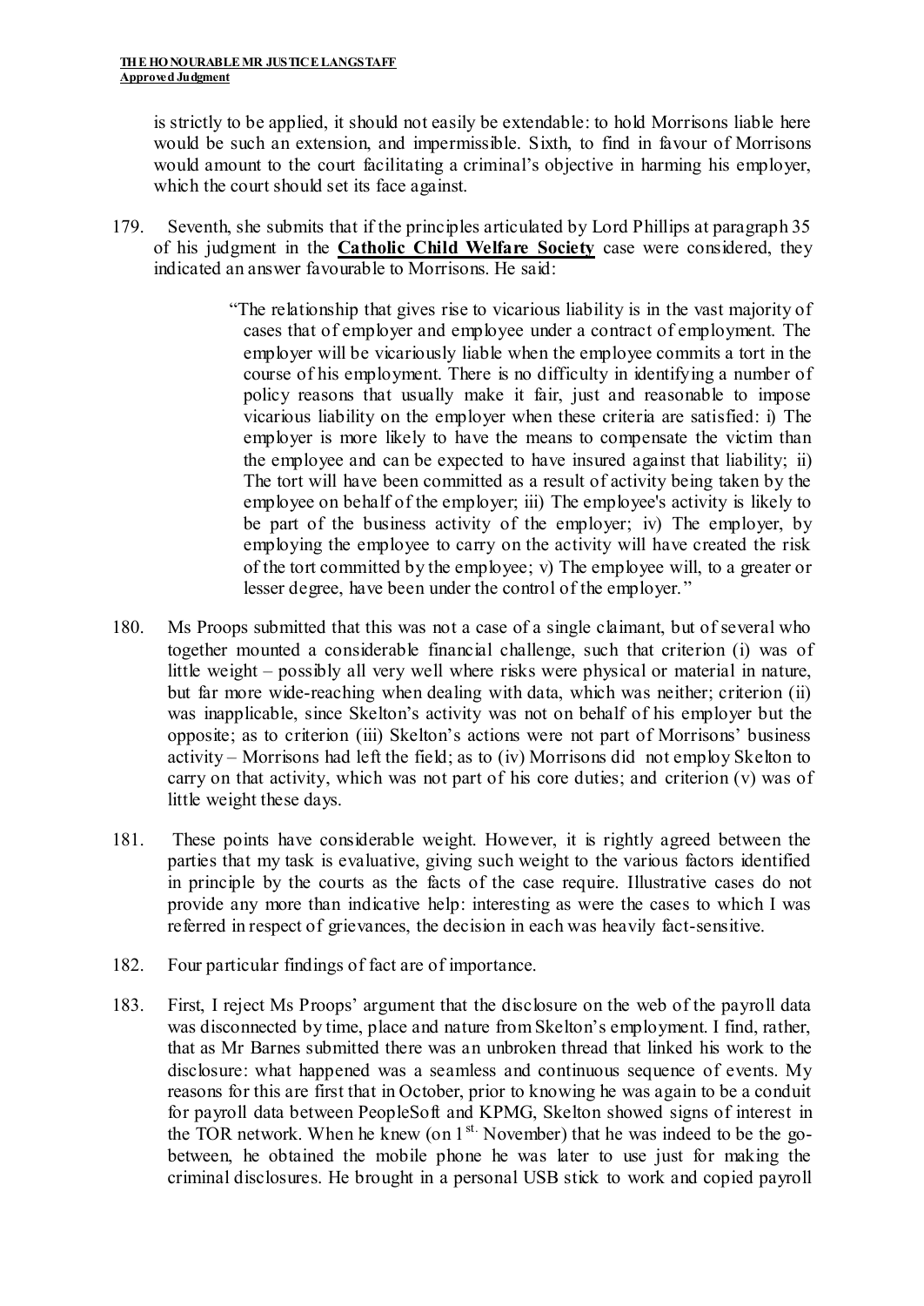is strictly to be applied, it should not easily be extendable: to hold Morrisons liable here would be such an extension, and impermissible. Sixth, to find in favour of Morrisons would amount to the court facilitating a criminal's objective in harming his employer, which the court should set its face against.

179. Seventh, she submits that if the principles articulated by Lord Phillips at paragraph 35 of his judgment in the **Catholic Child Welfare Society** case were considered, they indicated an answer favourable to Morrisons. He said:

> "The relationship that gives rise to vicarious liability is in the vast majority of cases that of employer and employee under a contract of employment. The employer will be vicariously liable when the employee commits a tort in the course of his employment. There is no difficulty in identifying a number of policy reasons that usually make it fair, just and reasonable to impose vicarious liability on the employer when these criteria are satisfied: i) The employer is more likely to have the means to compensate the victim than the employee and can be expected to have insured against that liability; ii) The tort will have been committed as a result of activity being taken by the employee on behalf of the employer; iii) The employee's activity is likely to be part of the business activity of the employer; iv) The employer, by employing the employee to carry on the activity will have created the risk of the tort committed by the employee; v) The employee will, to a greater or lesser degree, have been under the control of the employer."

180. Ms Proops submitted that this was not a case of a single claimant, but of several who together mounted a considerable financial challenge, such that criterion (i) was of little weight – possibly all very well where risks were physical or material in nature, but far more wide-reaching when dealing with data, which was neither; criterion (ii) was inapplicable, since Skelton's activity was not on behalf of his employer but the opposite; as to criterion (iii) Skelton's actions were not part of Morrisons' business activity – Morrisons had left the field; as to (iv) Morrisons did not employ Skelton to carry on that activity, which was not part of his core duties; and criterion (v) was of little weight these days.

181. These points have considerable weight. However, it is rightly agreed between the parties that my task is evaluative, giving such weight to the various factors identified in principle by the courts as the facts of the case require. Illustrative cases do not provide any more than indicative help: interesting as were the cases to which I was referred in respect of grievances, the decision in each was heavily fact-sensitive.

182. Four particular findings of fact are of importance.

183. First, I reject Ms Proops' argument that the disclosure on the web of the payroll data was disconnected by time, place and nature from Skelton's employment. I find, rather, that as Mr Barnes submitted there was an unbroken thread that linked his work to the disclosure: what happened was a seamless and continuous sequence of events. My reasons for this are first that in October, prior to knowing he was again to be a conduit for payroll data between PeopleSoft and KPMG, Skelton showed signs of interest in the TOR network. When he knew (on 1st. November) that he was indeed to be the go-between, he obtained the mobile phone he was later to use just for making the criminal disclosures. He brought in a personal USB stick to work and copied payroll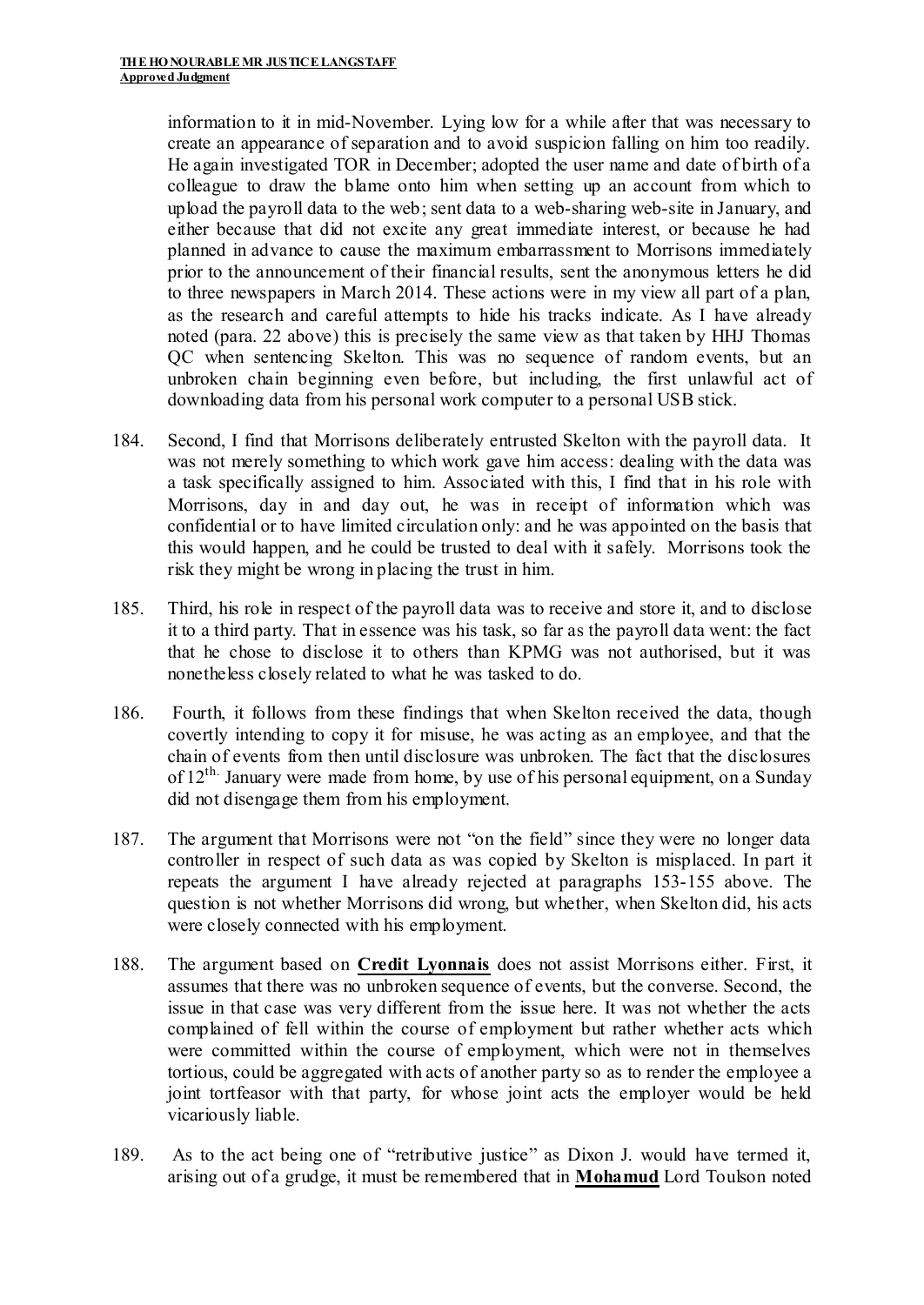information to it in mid-November. Lying low for a while after that was necessary to create an appearance of separation and to avoid suspicion falling on him too readily. He again investigated TOR in December; adopted the user name and date of birth of a colleague to draw the blame onto him when setting up an account from which to upload the payroll data to the web; sent data to a web-sharing web-site in January, and either because that did not excite any great immediate interest, or because he had planned in advance to cause the maximum embarrassment to Morrisons immediately prior to the announcement of their financial results, sent the anonymous letters he did to three newspapers in March 2014. These actions were in my view all part of a plan, as the research and careful attempts to hide his tracks indicate. As I have already noted (para. 22 above) this is precisely the same view as that taken by HHJ Thomas QC when sentencing Skelton. This was no sequence of random events, but an unbroken chain beginning even before, but including, the first unlawful act of downloading data from his personal work computer to a personal USB stick.

184. Second, I find that Morrisons deliberately entrusted Skelton with the payroll data. It was not merely something to which work gave him access: dealing with the data was a task specifically assigned to him. Associated with this, I find that in his role with Morrisons, day in and day out, he was in receipt of information which was confidential or to have limited circulation only: and he was appointed on the basis that this would happen, and he could be trusted to deal with it safely. Morrisons took the risk they might be wrong in placing the trust in him.

185. Third, his role in respect of the payroll data was to receive and store it, and to disclose it to a third party. That in essence was his task, so far as the payroll data went: the fact that he chose to disclose it to others than KPMG was not authorised, but it was nonetheless closely related to what he was tasked to do.

186. Fourth, it follows from these findings that when Skelton received the data, though covertly intending to copy it for misuse, he was acting as an employee, and that the chain of events from then until disclosure was unbroken. The fact that the disclosures of 12th. January were made from home, by use of his personal equipment, on a Sunday did not disengage them from his employment.

187. The argument that Morrisons were not "on the field" since they were no longer data controller in respect of such data as was copied by Skelton is misplaced. In part it repeats the argument I have already rejected at paragraphs 153-155 above. The question is not whether Morrisons did wrong, but whether, when Skelton did, his acts were closely connected with his employment.

188. The argument based on **Credit Lyonnais** does not assist Morrisons either. First, it assumes that there was no unbroken sequence of events, but the converse. Second, the issue in that case was very different from the issue here. It was not whether the acts complained of fell within the course of employment but rather whether acts which were committed within the course of employment, which were not in themselves tortious, could be aggregated with acts of another party so as to render the employee a joint tortfeasor with that party, for whose joint acts the employer would be held vicariously liable.

189. As to the act being one of "retributive justice" as Dixon J. would have termed it, arising out of a grudge, it must be remembered that in **Mohamud** Lord Toulson noted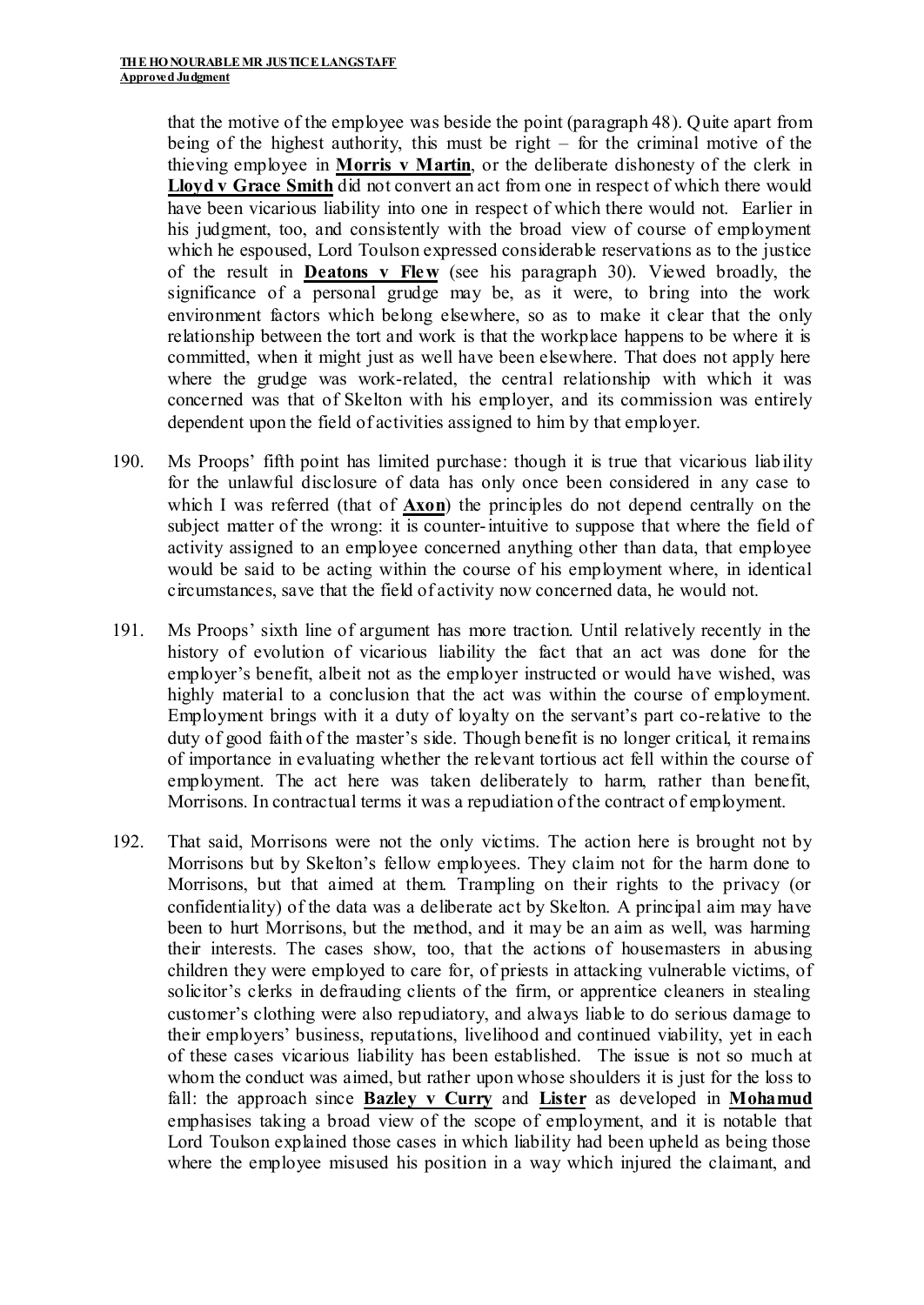that the motive of the employee was beside the point (paragraph 48). Quite apart from being of the highest authority, this must be right – for the criminal motive of the thieving employee in **Morris v Martin**, or the deliberate dishonesty of the clerk in **Lloyd v Grace Smith** did not convert an act from one in respect of which there would have been vicarious liability into one in respect of which there would not. Earlier in his judgment, too, and consistently with the broad view of course of employment which he espoused, Lord Toulson expressed considerable reservations as to the justice of the result in **Deatons v Flew** (see his paragraph 30). Viewed broadly, the significance of a personal grudge may be, as it were, to bring into the work environment factors which belong elsewhere, so as to make it clear that the only relationship between the tort and work is that the workplace happens to be where it is committed, when it might just as well have been elsewhere. That does not apply here where the grudge was work-related, the central relationship with which it was concerned was that of Skelton with his employer, and its commission was entirely dependent upon the field of activities assigned to him by that employer.

190. Ms Proops' fifth point has limited purchase: though it is true that vicarious liability for the unlawful disclosure of data has only once been considered in any case to which I was referred (that of **Axon**) the principles do not depend centrally on the subject matter of the wrong: it is counter-intuitive to suppose that where the field of activity assigned to an employee concerned anything other than data, that employee would be said to be acting within the course of his employment where, in identical circumstances, save that the field of activity now concerned data, he would not.

191. Ms Proops' sixth line of argument has more traction. Until relatively recently in the history of evolution of vicarious liability the fact that an act was done for the employer's benefit, albeit not as the employer instructed or would have wished, was highly material to a conclusion that the act was within the course of employment. Employment brings with it a duty of loyalty on the servant's part co-relative to the duty of good faith of the master's side. Though benefit is no longer critical, it remains of importance in evaluating whether the relevant tortious act fell within the course of employment. The act here was taken deliberately to harm, rather than benefit, Morrisons. In contractual terms it was a repudiation of the contract of employment.

192. That said, Morrisons were not the only victims. The action here is brought not by Morrisons but by Skelton's fellow employees. They claim not for the harm done to Morrisons, but that aimed at them. Trampling on their rights to the privacy (or confidentiality) of the data was a deliberate act by Skelton. A principal aim may have been to hurt Morrisons, but the method, and it may be an aim as well, was harming their interests. The cases show, too, that the actions of housemasters in abusing children they were employed to care for, of priests in attacking vulnerable victims, of solicitor's clerks in defrauding clients of the firm, or apprentice cleaners in stealing customer's clothing were also repudiatory, and always liable to do serious damage to their employers' business, reputations, livelihood and continued viability, yet in each of these cases vicarious liability has been established. The issue is not so much at whom the conduct was aimed, but rather upon whose shoulders it is just for the loss to fall: the approach since **Bazley v Curry** and **Lister** as developed in **Mohamud** emphasises taking a broad view of the scope of employment, and it is notable that Lord Toulson explained those cases in which liability had been upheld as being those where the employee misused his position in a way which injured the claimant, and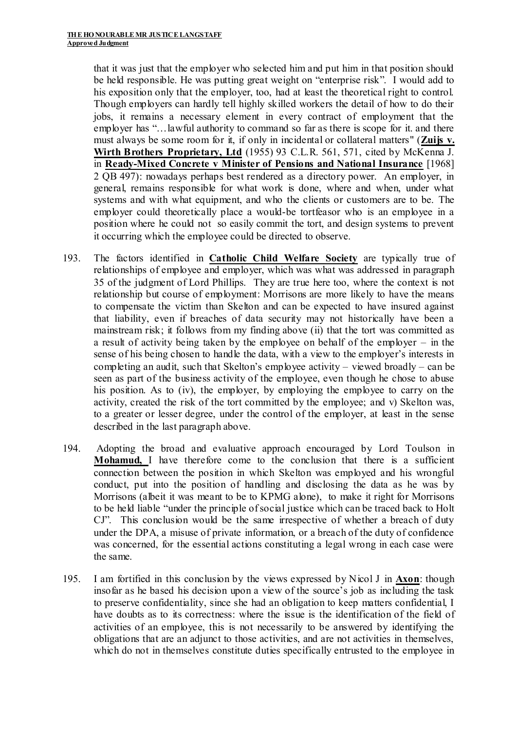that it was just that the employer who selected him and put him in that position should be held responsible. He was putting great weight on "enterprise risk". I would add to his exposition only that the employer, too, had at least the theoretical right to control. Though employers can hardly tell highly skilled workers the detail of how to do their jobs, it remains a necessary element in every contract of employment that the employer has "…lawful authority to command so far as there is scope for it. and there must always be some room for it, if only in incidental or collateral matters" (**Zuijs v. Wirth Brothers Proprietary, Ltd** (1955) 93 C.L.R. 561, 571, cited by McKenna J. in **Ready-Mixed Concrete v Minister of Pensions and National Insurance** [1968] 2 QB 497): nowadays perhaps best rendered as a directory power. An employer, in general, remains responsible for what work is done, where and when, under what systems and with what equipment, and who the clients or customers are to be. The employer could theoretically place a would-be tortfeasor who is an employee in a position where he could not so easily commit the tort, and design systems to prevent it occurring which the employee could be directed to observe.

193. The factors identified in **Catholic Child Welfare Society** are typically true of relationships of employee and employer, which was what was addressed in paragraph 35 of the judgment of Lord Phillips. They are true here too, where the context is not relationship but course of employment: Morrisons are more likely to have the means to compensate the victim than Skelton and can be expected to have insured against that liability, even if breaches of data security may not historically have been a mainstream risk; it follows from my finding above (ii) that the tort was committed as a result of activity being taken by the employee on behalf of the employer – in the sense of his being chosen to handle the data, with a view to the employer's interests in completing an audit, such that Skelton's employee activity – viewed broadly – can be seen as part of the business activity of the employee, even though he chose to abuse his position. As to (iv), the employer, by employing the employee to carry on the activity, created the risk of the tort committed by the employee; and v) Skelton was, to a greater or lesser degree, under the control of the employer, at least in the sense described in the last paragraph above.

194. Adopting the broad and evaluative approach encouraged by Lord Toulson in **Mohamud,** I have therefore come to the conclusion that there is a sufficient connection between the position in which Skelton was employed and his wrongful conduct, put into the position of handling and disclosing the data as he was by Morrisons (albeit it was meant to be to KPMG alone), to make it right for Morrisons to be held liable "under the principle of social justice which can be traced back to Holt CJ". This conclusion would be the same irrespective of whether a breach of duty under the DPA, a misuse of private information, or a breach of the duty of confidence was concerned, for the essential actions constituting a legal wrong in each case were the same.

195. I am fortified in this conclusion by the views expressed by Nicol J in **Axon**: though insofar as he based his decision upon a view of the source's job as including the task to preserve confidentiality, since she had an obligation to keep matters confidential, I have doubts as to its correctness: where the issue is the identification of the field of activities of an employee, this is not necessarily to be answered by identifying the obligations that are an adjunct to those activities, and are not activities in themselves, which do not in themselves constitute duties specifically entrusted to the employee in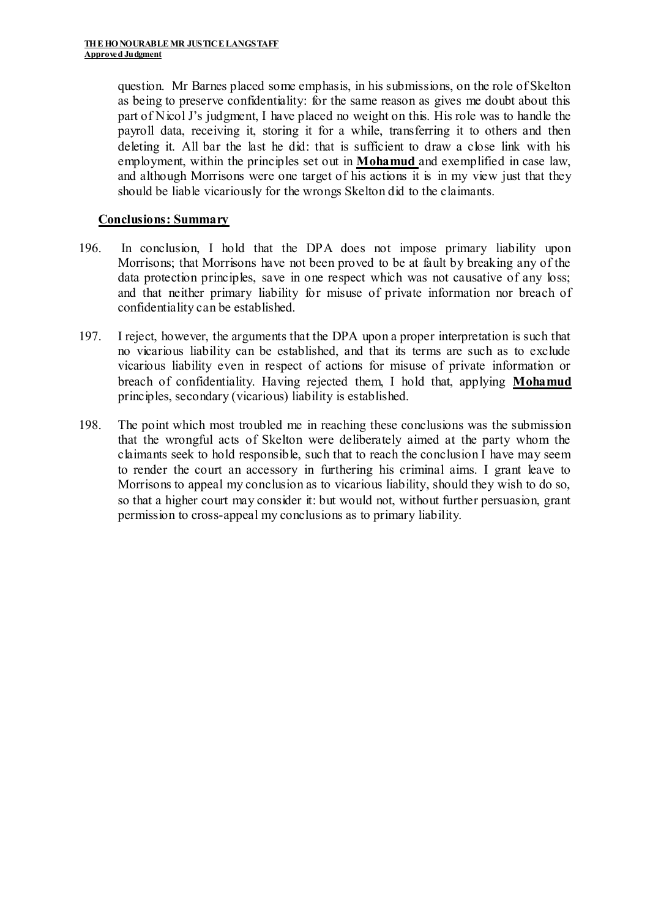question. Mr Barnes placed some emphasis, in his submissions, on the role of Skelton as being to preserve confidentiality: for the same reason as gives me doubt about this part of Nicol J's judgment, I have placed no weight on this. His role was to handle the payroll data, receiving it, storing it for a while, transferring it to others and then deleting it. All bar the last he did: that is sufficient to draw a close link with his employment, within the principles set out in **Mohamud** and exemplified in case law, and although Morrisons were one target of his actions it is in my view just that they should be liable vicariously for the wrongs Skelton did to the claimants.

## Conclusions: Summary

196. In conclusion, I hold that the DPA does not impose primary liability upon Morrisons; that Morrisons have not been proved to be at fault by breaking any of the data protection principles, save in one respect which was not causative of any loss; and that neither primary liability for misuse of private information nor breach of confidentiality can be established.

197. I reject, however, the arguments that the DPA upon a proper interpretation is such that no vicarious liability can be established, and that its terms are such as to exclude vicarious liability even in respect of actions for misuse of private information or breach of confidentiality. Having rejected them, I hold that, applying **Mohamud** principles, secondary (vicarious) liability is established.

198. The point which most troubled me in reaching these conclusions was the submission that the wrongful acts of Skelton were deliberately aimed at the party whom the claimants seek to hold responsible, such that to reach the conclusion I have may seem to render the court an accessory in furthering his criminal aims. I grant leave to Morrisons to appeal my conclusion as to vicarious liability, should they wish to do so, so that a higher court may consider it: but would not, without further persuasion, grant permission to cross-appeal my conclusions as to primary liability.